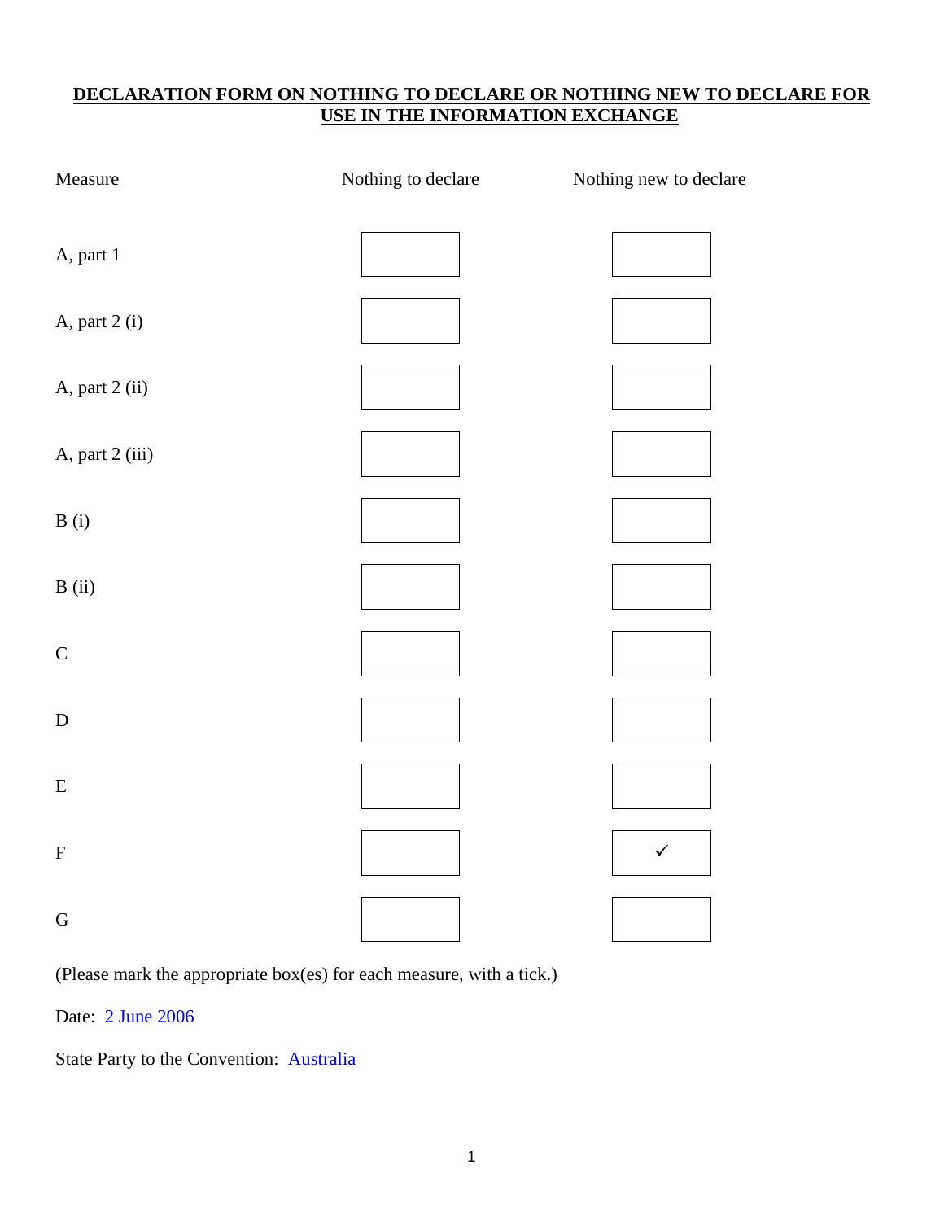# DECLARATION FORM ON NOTHING TO DECLARE OR NOTHING NEW TO DECLARE FOR USE IN THE INFORMATION EXCHANGE

| Measure | Nothing to declare | Nothing new to declare |
|---|---|---|
| A, part 1 | | |
| A, part 2 (i) | | |
| A, part 2 (ii) | | |
| A, part 2 (iii) | | |
| B (i) | | |
| B (ii) | | |
| C | | |
| D | | |
| E | | |
| F | | ✓ |
| G | | |

(Please mark the appropriate box(es) for each measure, with a tick.)

Date: 2 June 2006

State Party to the Convention: Australia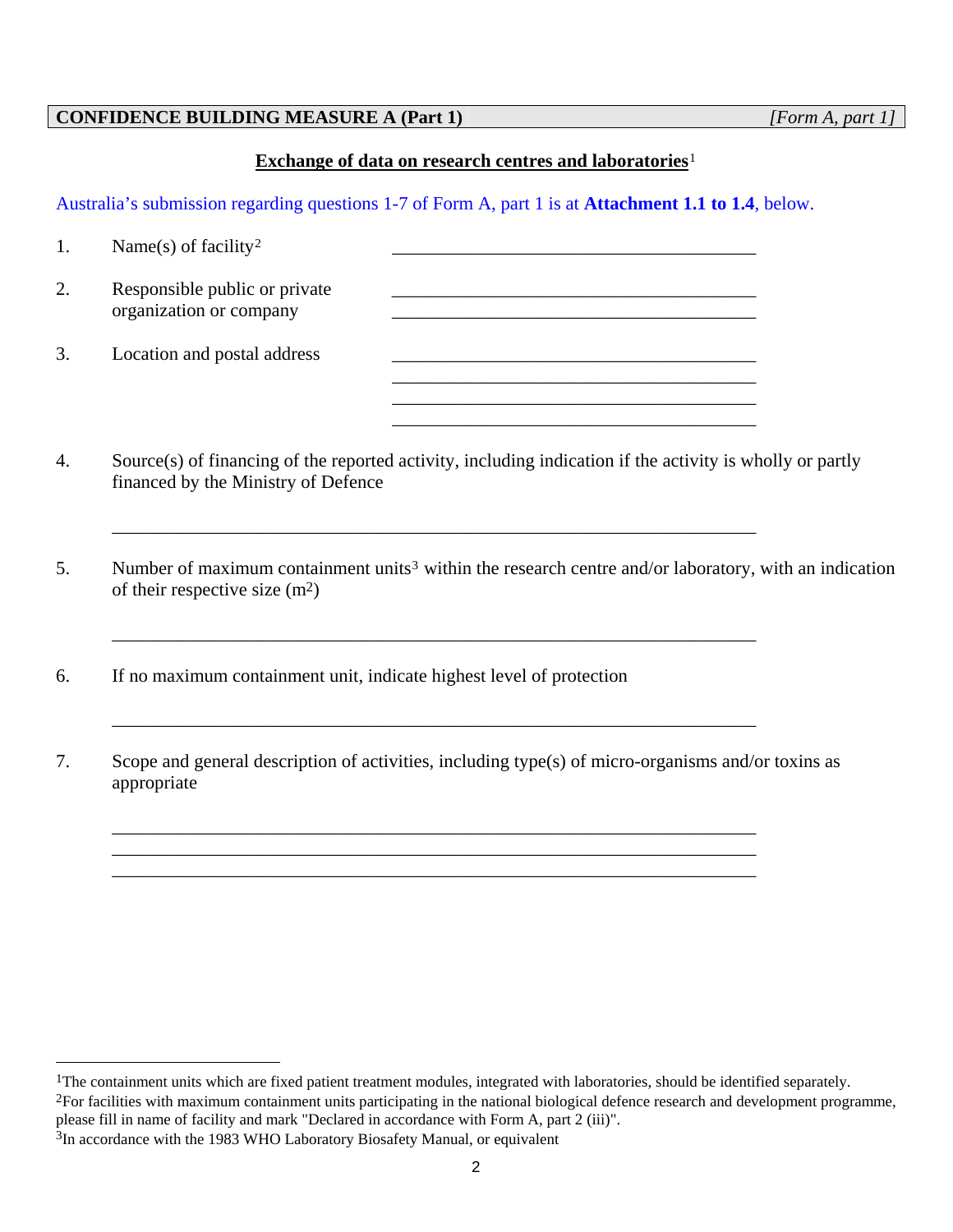**CONFIDENCE BUILDING MEASURE A (Part 1)** *[Form A, part 1]*

**Exchange of data on research centres and laboratories**[1]

Australia's submission regarding questions 1-7 of Form A, part 1 is at **Attachment 1.1 to 1.4**, below.

1. Name(s) of facility[2] \_\_\_\_\_\_\_\_\_\_\_\_\_\_\_\_\_\_\_\_\_\_\_\_\_\_\_\_\_\_\_\_\_\_\_\_\_\_\_\_

2. Responsible public or private organization or company \_\_\_\_\_\_\_\_\_\_\_\_\_\_\_\_\_\_\_\_\_\_\_\_\_\_\_\_\_\_\_\_\_\_\_\_\_\_\_\_

3. Location and postal address \_\_\_\_\_\_\_\_\_\_\_\_\_\_\_\_\_\_\_\_\_\_\_\_\_\_\_\_\_\_\_\_\_\_\_\_\_\_\_\_

4. Source(s) of financing of the reported activity, including indication if the activity is wholly or partly financed by the Ministry of Defence

   \_\_\_\_\_\_\_\_\_\_\_\_\_\_\_\_\_\_\_\_\_\_\_\_\_\_\_\_\_\_\_\_\_\_\_\_\_\_\_\_\_\_\_\_\_\_\_\_\_\_\_\_\_\_\_\_\_\_\_\_\_\_\_\_

5. Number of maximum containment units[3] within the research centre and/or laboratory, with an indication of their respective size ($m^2$)

   \_\_\_\_\_\_\_\_\_\_\_\_\_\_\_\_\_\_\_\_\_\_\_\_\_\_\_\_\_\_\_\_\_\_\_\_\_\_\_\_\_\_\_\_\_\_\_\_\_\_\_\_\_\_\_\_\_\_\_\_\_\_\_\_

6. If no maximum containment unit, indicate highest level of protection

   \_\_\_\_\_\_\_\_\_\_\_\_\_\_\_\_\_\_\_\_\_\_\_\_\_\_\_\_\_\_\_\_\_\_\_\_\_\_\_\_\_\_\_\_\_\_\_\_\_\_\_\_\_\_\_\_\_\_\_\_\_\_\_\_

7. Scope and general description of activities, including type(s) of micro-organisms and/or toxins as appropriate

   \_\_\_\_\_\_\_\_\_\_\_\_\_\_\_\_\_\_\_\_\_\_\_\_\_\_\_\_\_\_\_\_\_\_\_\_\_\_\_\_\_\_\_\_\_\_\_\_\_\_\_\_\_\_\_\_\_\_\_\_\_\_\_\_

---

[1] The containment units which are fixed patient treatment modules, integrated with laboratories, should be identified separately.

[2] For facilities with maximum containment units participating in the national biological defence research and development programme, please fill in name of facility and mark "Declared in accordance with Form A, part 2 (iii)".

[3] In accordance with the 1983 WHO Laboratory Biosafety Manual, or equivalent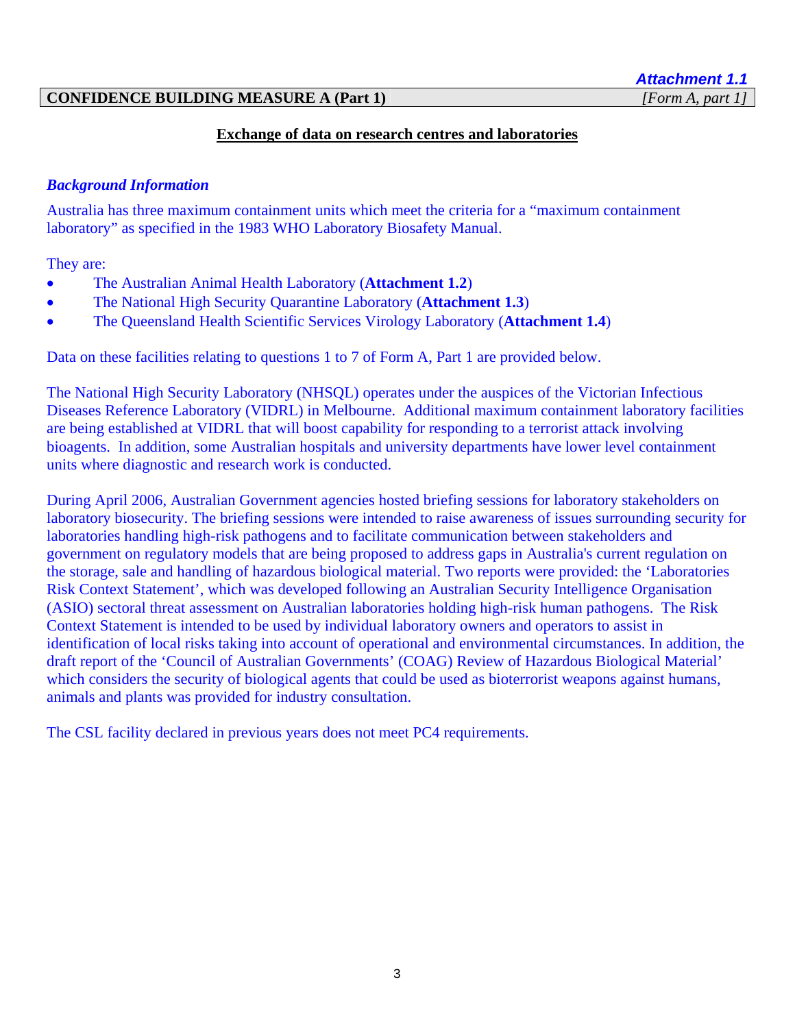*Attachment 1.1*

**CONFIDENCE BUILDING MEASURE A (Part 1)** *[Form A, part 1]*

**Exchange of data on research centres and laboratories**

***Background Information***

Australia has three maximum containment units which meet the criteria for a "maximum containment laboratory" as specified in the 1983 WHO Laboratory Biosafety Manual.

They are:

- The Australian Animal Health Laboratory (**Attachment 1.2**)
- The National High Security Quarantine Laboratory (**Attachment 1.3**)
- The Queensland Health Scientific Services Virology Laboratory (**Attachment 1.4**)

Data on these facilities relating to questions 1 to 7 of Form A, Part 1 are provided below.

The National High Security Laboratory (NHSQL) operates under the auspices of the Victorian Infectious Diseases Reference Laboratory (VIDRL) in Melbourne. Additional maximum containment laboratory facilities are being established at VIDRL that will boost capability for responding to a terrorist attack involving bioagents. In addition, some Australian hospitals and university departments have lower level containment units where diagnostic and research work is conducted.

During April 2006, Australian Government agencies hosted briefing sessions for laboratory stakeholders on laboratory biosecurity. The briefing sessions were intended to raise awareness of issues surrounding security for laboratories handling high-risk pathogens and to facilitate communication between stakeholders and government on regulatory models that are being proposed to address gaps in Australia's current regulation on the storage, sale and handling of hazardous biological material. Two reports were provided: the 'Laboratories Risk Context Statement', which was developed following an Australian Security Intelligence Organisation (ASIO) sectoral threat assessment on Australian laboratories holding high-risk human pathogens. The Risk Context Statement is intended to be used by individual laboratory owners and operators to assist in identification of local risks taking into account of operational and environmental circumstances. In addition, the draft report of the 'Council of Australian Governments' (COAG) Review of Hazardous Biological Material' which considers the security of biological agents that could be used as bioterrorist weapons against humans, animals and plants was provided for industry consultation.

The CSL facility declared in previous years does not meet PC4 requirements.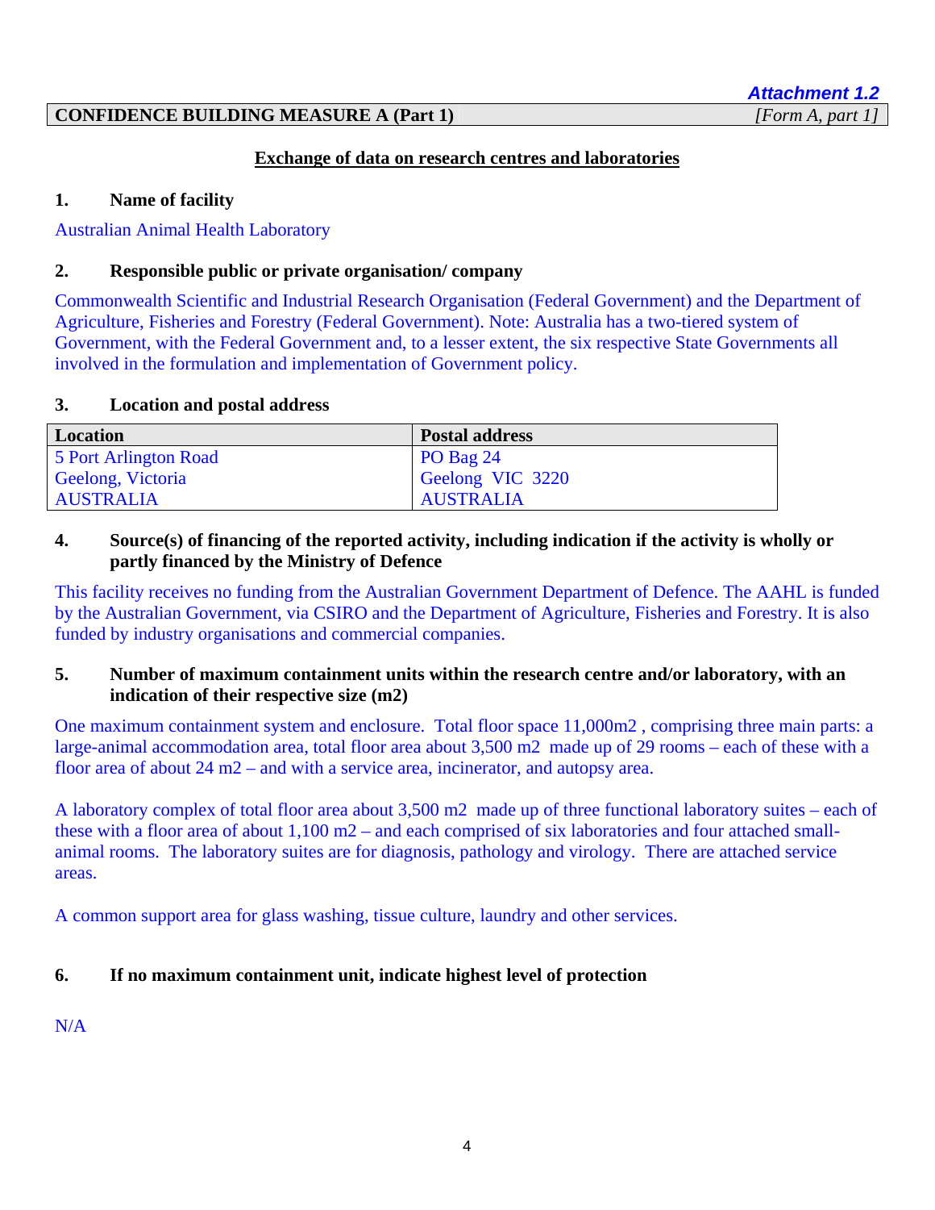*Attachment 1.2*

**CONFIDENCE BUILDING MEASURE A (Part 1)** *[Form A, part 1]*

**Exchange of data on research centres and laboratories**

**1. Name of facility**

Australian Animal Health Laboratory

**2. Responsible public or private organisation/ company**

Commonwealth Scientific and Industrial Research Organisation (Federal Government) and the Department of Agriculture, Fisheries and Forestry (Federal Government). Note: Australia has a two-tiered system of Government, with the Federal Government and, to a lesser extent, the six respective State Governments all involved in the formulation and implementation of Government policy.

**3. Location and postal address**

| Location | Postal address |
| --- | --- |
| 5 Port Arlington Road<br>Geelong, Victoria<br>AUSTRALIA | PO Bag 24<br>Geelong VIC 3220<br>AUSTRALIA |

**4. Source(s) of financing of the reported activity, including indication if the activity is wholly or partly financed by the Ministry of Defence**

This facility receives no funding from the Australian Government Department of Defence. The AAHL is funded by the Australian Government, via CSIRO and the Department of Agriculture, Fisheries and Forestry. It is also funded by industry organisations and commercial companies.

**5. Number of maximum containment units within the research centre and/or laboratory, with an indication of their respective size (m2)**

One maximum containment system and enclosure. Total floor space 11,000m2 , comprising three main parts: a large-animal accommodation area, total floor area about 3,500 m2 made up of 29 rooms – each of these with a floor area of about 24 m2 – and with a service area, incinerator, and autopsy area.

A laboratory complex of total floor area about 3,500 m2 made up of three functional laboratory suites – each of these with a floor area of about 1,100 m2 – and each comprised of six laboratories and four attached small-animal rooms. The laboratory suites are for diagnosis, pathology and virology. There are attached service areas.

A common support area for glass washing, tissue culture, laundry and other services.

**6. If no maximum containment unit, indicate highest level of protection**

N/A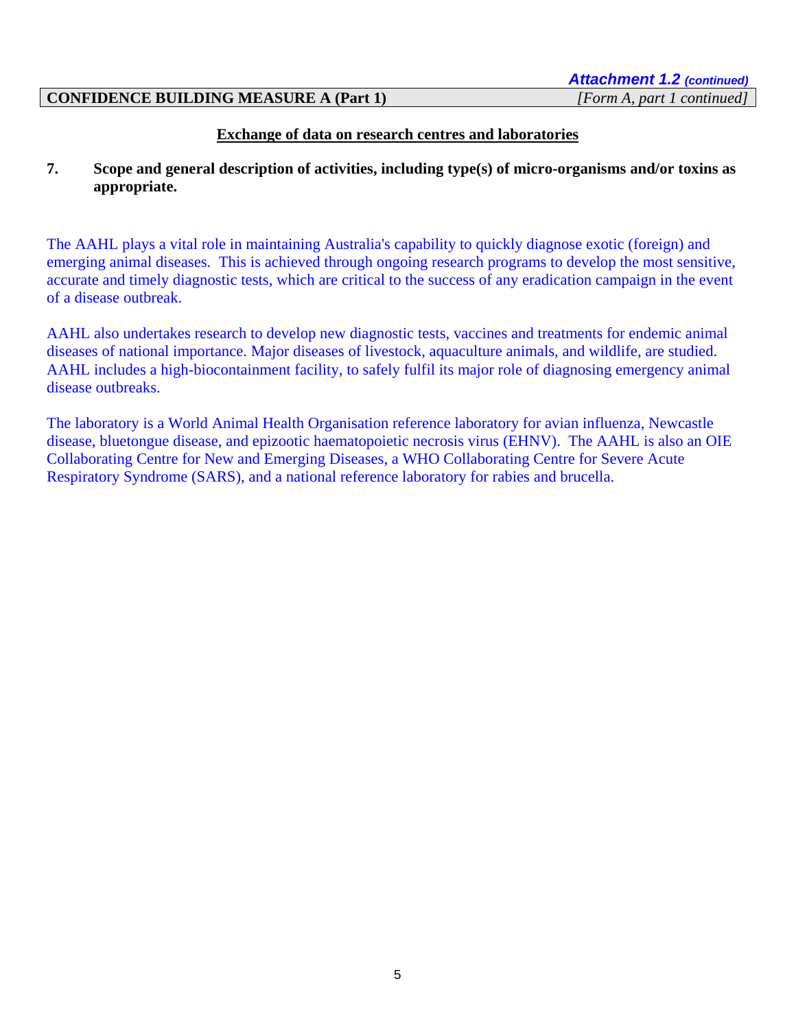*Attachment 1.2 (continued)*

**CONFIDENCE BUILDING MEASURE A (Part 1)** *[Form A, part 1 continued]*

## Exchange of data on research centres and laboratories

**7. Scope and general description of activities, including type(s) of micro-organisms and/or toxins as appropriate.**

The AAHL plays a vital role in maintaining Australia's capability to quickly diagnose exotic (foreign) and emerging animal diseases. This is achieved through ongoing research programs to develop the most sensitive, accurate and timely diagnostic tests, which are critical to the success of any eradication campaign in the event of a disease outbreak.

AAHL also undertakes research to develop new diagnostic tests, vaccines and treatments for endemic animal diseases of national importance. Major diseases of livestock, aquaculture animals, and wildlife, are studied. AAHL includes a high-biocontainment facility, to safely fulfil its major role of diagnosing emergency animal disease outbreaks.

The laboratory is a World Animal Health Organisation reference laboratory for avian influenza, Newcastle disease, bluetongue disease, and epizootic haematopoietic necrosis virus (EHNV). The AAHL is also an OIE Collaborating Centre for New and Emerging Diseases, a WHO Collaborating Centre for Severe Acute Respiratory Syndrome (SARS), and a national reference laboratory for rabies and brucella.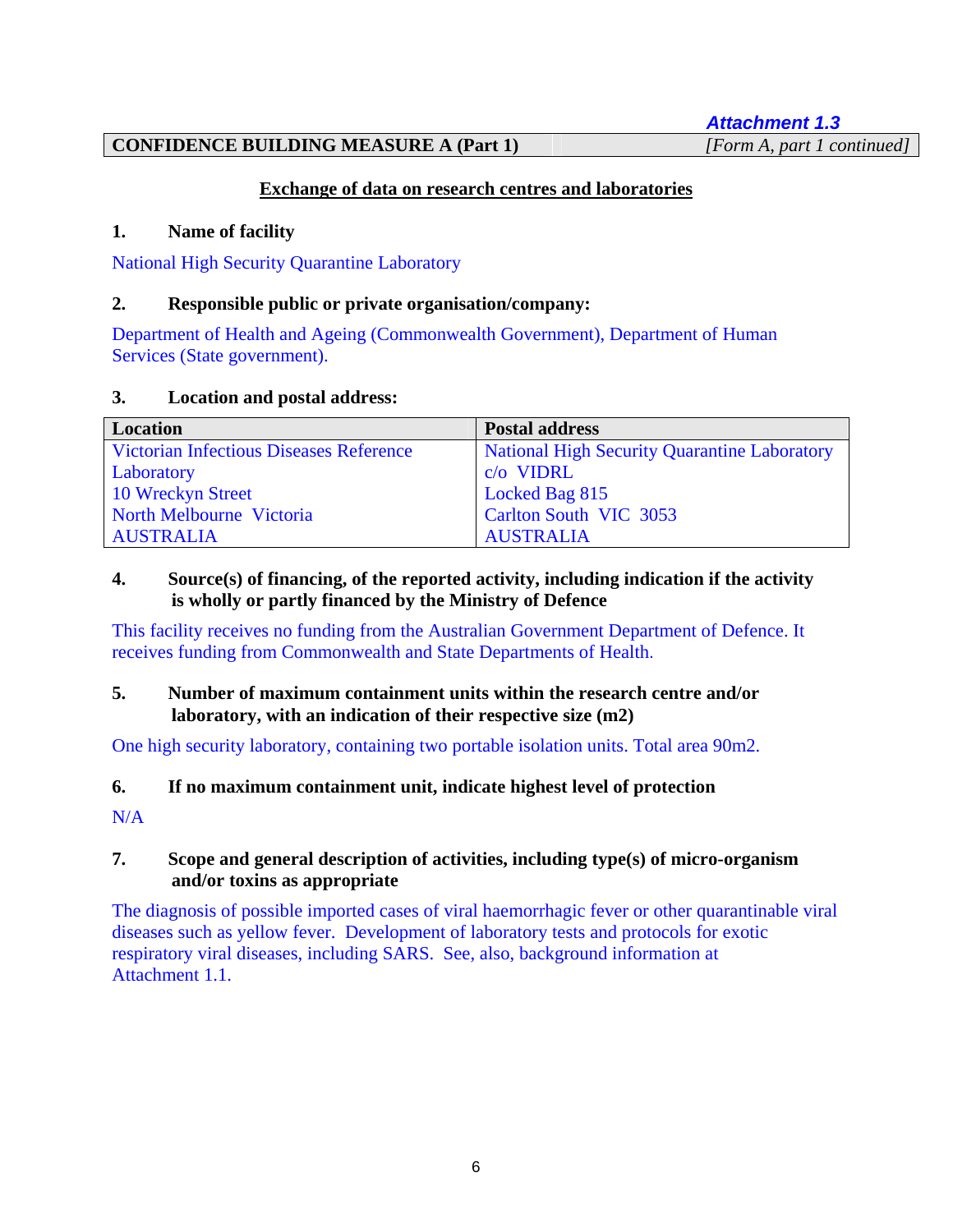***Attachment 1.3***

| **CONFIDENCE BUILDING MEASURE A (Part 1)** | *[Form A, part 1 continued]* |
|---|---|

## Exchange of data on research centres and laboratories

**1. Name of facility**

National High Security Quarantine Laboratory

**2. Responsible public or private organisation/company:**

Department of Health and Ageing (Commonwealth Government), Department of Human Services (State government).

**3. Location and postal address:**

| Location | Postal address |
|---|---|
| Victorian Infectious Diseases Reference Laboratory<br>10 Wreckyn Street<br>North Melbourne Victoria<br>AUSTRALIA | National High Security Quarantine Laboratory<br>c/o VIDRL<br>Locked Bag 815<br>Carlton South VIC 3053<br>AUSTRALIA |

**4. Source(s) of financing, of the reported activity, including indication if the activity is wholly or partly financed by the Ministry of Defence**

This facility receives no funding from the Australian Government Department of Defence. It receives funding from Commonwealth and State Departments of Health.

**5. Number of maximum containment units within the research centre and/or laboratory, with an indication of their respective size (m2)**

One high security laboratory, containing two portable isolation units. Total area 90m2.

**6. If no maximum containment unit, indicate highest level of protection**

N/A

**7. Scope and general description of activities, including type(s) of micro-organism and/or toxins as appropriate**

The diagnosis of possible imported cases of viral haemorrhagic fever or other quarantinable viral diseases such as yellow fever. Development of laboratory tests and protocols for exotic respiratory viral diseases, including SARS. See, also, background information at Attachment 1.1.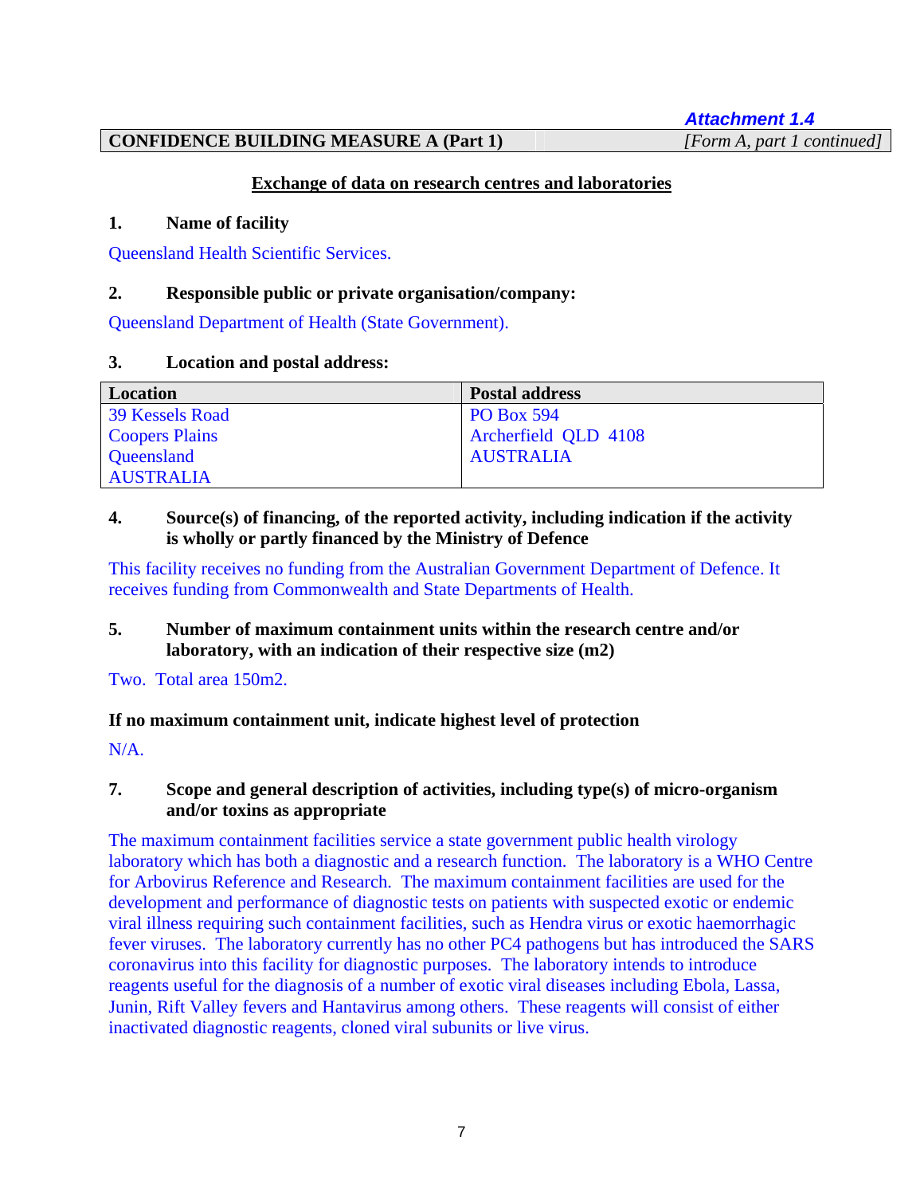*Attachment 1.4*

| CONFIDENCE BUILDING MEASURE A (Part 1) | *[Form A, part 1 continued]* |
|---|---|

**Exchange of data on research centres and laboratories**

**1. Name of facility**

Queensland Health Scientific Services.

**2. Responsible public or private organisation/company:**

Queensland Department of Health (State Government).

**3. Location and postal address:**

| Location | Postal address |
|---|---|
| 39 Kessels Road<br>Coopers Plains<br>Queensland<br>AUSTRALIA | PO Box 594<br>Archerfield QLD 4108<br>AUSTRALIA |

**4. Source(s) of financing, of the reported activity, including indication if the activity is wholly or partly financed by the Ministry of Defence**

This facility receives no funding from the Australian Government Department of Defence. It receives funding from Commonwealth and State Departments of Health.

**5. Number of maximum containment units within the research centre and/or laboratory, with an indication of their respective size (m2)**

Two. Total area 150m2.

**If no maximum containment unit, indicate highest level of protection**

N/A.

**7. Scope and general description of activities, including type(s) of micro-organism and/or toxins as appropriate**

The maximum containment facilities service a state government public health virology laboratory which has both a diagnostic and a research function. The laboratory is a WHO Centre for Arbovirus Reference and Research. The maximum containment facilities are used for the development and performance of diagnostic tests on patients with suspected exotic or endemic viral illness requiring such containment facilities, such as Hendra virus or exotic haemorrhagic fever viruses. The laboratory currently has no other PC4 pathogens but has introduced the SARS coronavirus into this facility for diagnostic purposes. The laboratory intends to introduce reagents useful for the diagnosis of a number of exotic viral diseases including Ebola, Lassa, Junin, Rift Valley fevers and Hantavirus among others. These reagents will consist of either inactivated diagnostic reagents, cloned viral subunits or live virus.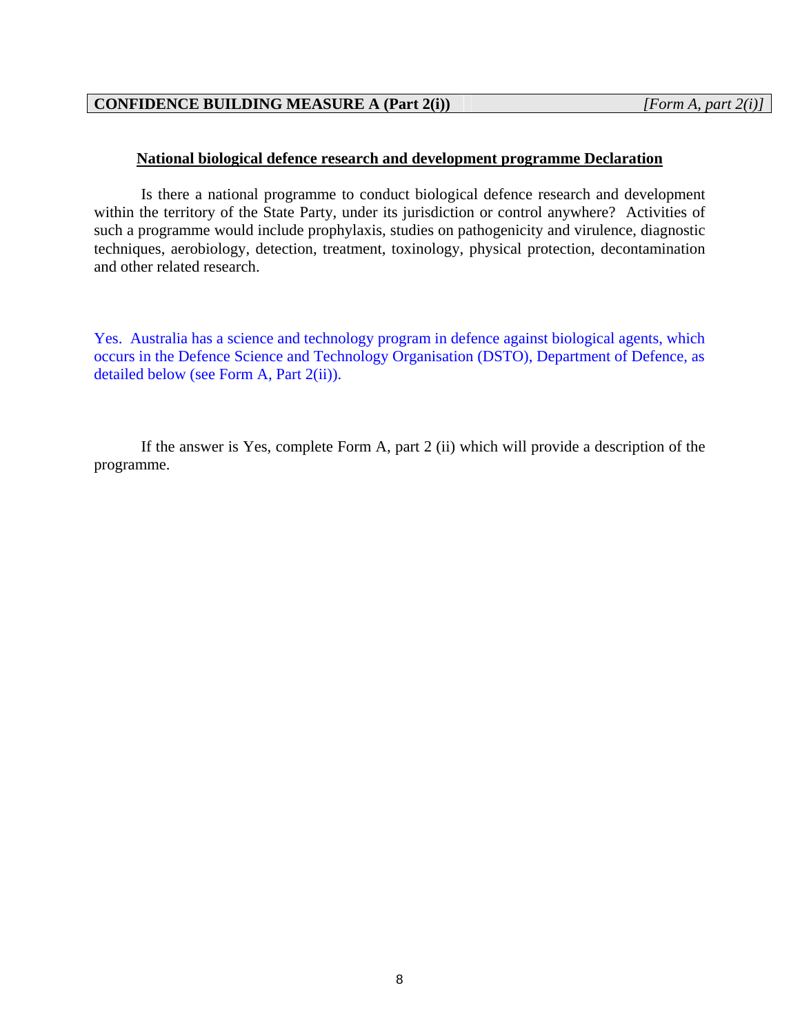**CONFIDENCE BUILDING MEASURE A (Part 2(i))** *[Form A, part 2(i)]*

## National biological defence research and development programme Declaration

Is there a national programme to conduct biological defence research and development within the territory of the State Party, under its jurisdiction or control anywhere? Activities of such a programme would include prophylaxis, studies on pathogenicity and virulence, diagnostic techniques, aerobiology, detection, treatment, toxinology, physical protection, decontamination and other related research.

Yes. Australia has a science and technology program in defence against biological agents, which occurs in the Defence Science and Technology Organisation (DSTO), Department of Defence, as detailed below (see Form A, Part 2(ii)).

If the answer is Yes, complete Form A, part 2 (ii) which will provide a description of the programme.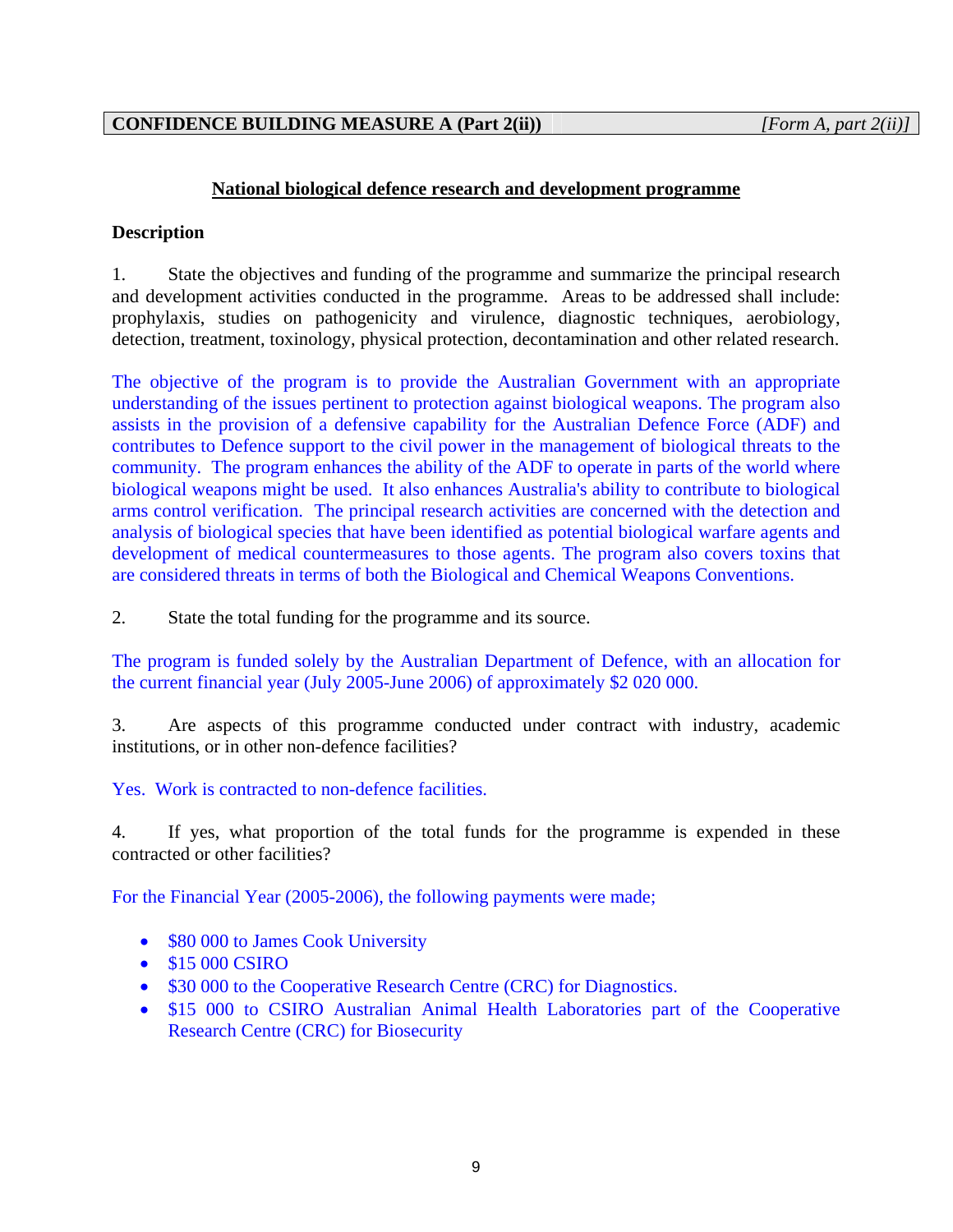**CONFIDENCE BUILDING MEASURE A (Part 2(ii))** *[Form A, part 2(ii)]*

## National biological defence research and development programme

**Description**

1. State the objectives and funding of the programme and summarize the principal research and development activities conducted in the programme. Areas to be addressed shall include: prophylaxis, studies on pathogenicity and virulence, diagnostic techniques, aerobiology, detection, treatment, toxinology, physical protection, decontamination and other related research.

The objective of the program is to provide the Australian Government with an appropriate understanding of the issues pertinent to protection against biological weapons. The program also assists in the provision of a defensive capability for the Australian Defence Force (ADF) and contributes to Defence support to the civil power in the management of biological threats to the community. The program enhances the ability of the ADF to operate in parts of the world where biological weapons might be used. It also enhances Australia's ability to contribute to biological arms control verification. The principal research activities are concerned with the detection and analysis of biological species that have been identified as potential biological warfare agents and development of medical countermeasures to those agents. The program also covers toxins that are considered threats in terms of both the Biological and Chemical Weapons Conventions.

2. State the total funding for the programme and its source.

The program is funded solely by the Australian Department of Defence, with an allocation for the current financial year (July 2005-June 2006) of approximately $2 020 000.

3. Are aspects of this programme conducted under contract with industry, academic institutions, or in other non-defence facilities?

Yes. Work is contracted to non-defence facilities.

4. If yes, what proportion of the total funds for the programme is expended in these contracted or other facilities?

For the Financial Year (2005-2006), the following payments were made;

- $80 000 to James Cook University
- $15 000 CSIRO
- $30 000 to the Cooperative Research Centre (CRC) for Diagnostics.
- $15 000 to CSIRO Australian Animal Health Laboratories part of the Cooperative Research Centre (CRC) for Biosecurity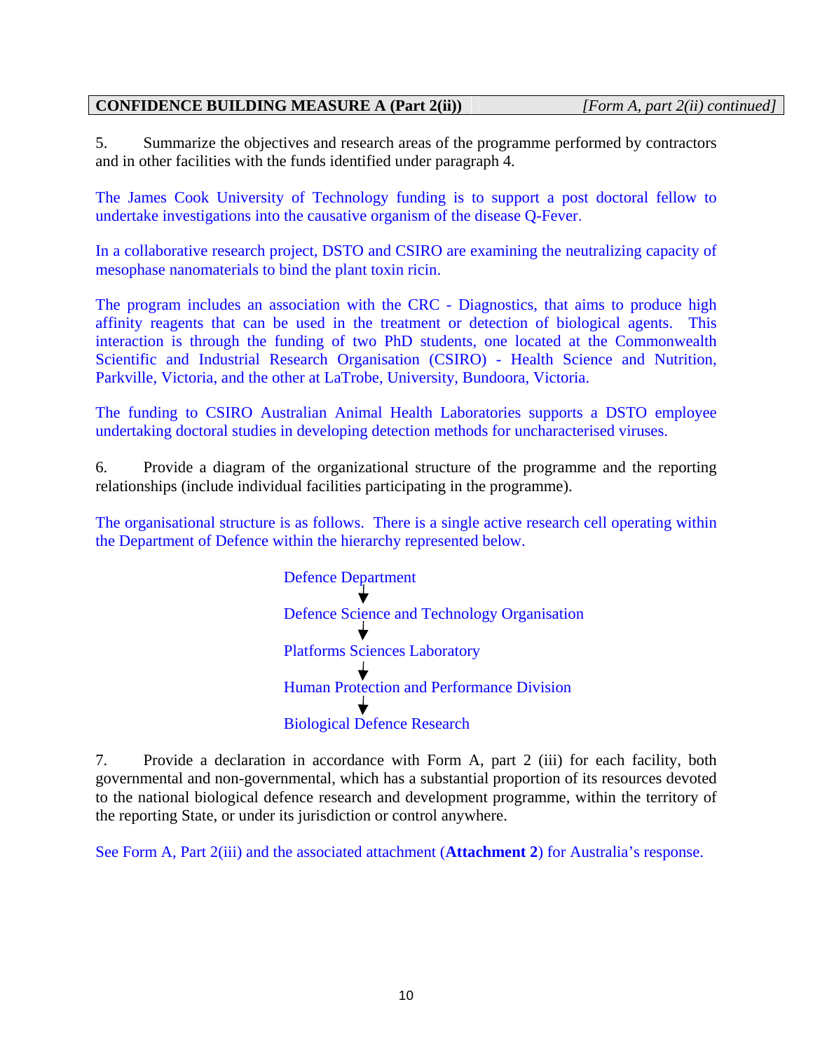**CONFIDENCE BUILDING MEASURE A (Part 2(ii))** *[Form A, part 2(ii) continued]*

5. Summarize the objectives and research areas of the programme performed by contractors and in other facilities with the funds identified under paragraph 4.

The James Cook University of Technology funding is to support a post doctoral fellow to undertake investigations into the causative organism of the disease Q-Fever.

In a collaborative research project, DSTO and CSIRO are examining the neutralizing capacity of mesophase nanomaterials to bind the plant toxin ricin.

The program includes an association with the CRC - Diagnostics, that aims to produce high affinity reagents that can be used in the treatment or detection of biological agents. This interaction is through the funding of two PhD students, one located at the Commonwealth Scientific and Industrial Research Organisation (CSIRO) - Health Science and Nutrition, Parkville, Victoria, and the other at LaTrobe, University, Bundoora, Victoria.

The funding to CSIRO Australian Animal Health Laboratories supports a DSTO employee undertaking doctoral studies in developing detection methods for uncharacterised viruses.

6. Provide a diagram of the organizational structure of the programme and the reporting relationships (include individual facilities participating in the programme).

The organisational structure is as follows. There is a single active research cell operating within the Department of Defence within the hierarchy represented below.

Defence Department
↓
Defence Science and Technology Organisation
↓
Platforms Sciences Laboratory
↓
Human Protection and Performance Division
↓
Biological Defence Research

7. Provide a declaration in accordance with Form A, part 2 (iii) for each facility, both governmental and non-governmental, which has a substantial proportion of its resources devoted to the national biological defence research and development programme, within the territory of the reporting State, or under its jurisdiction or control anywhere.

See Form A, Part 2(iii) and the associated attachment (**Attachment 2**) for Australia's response.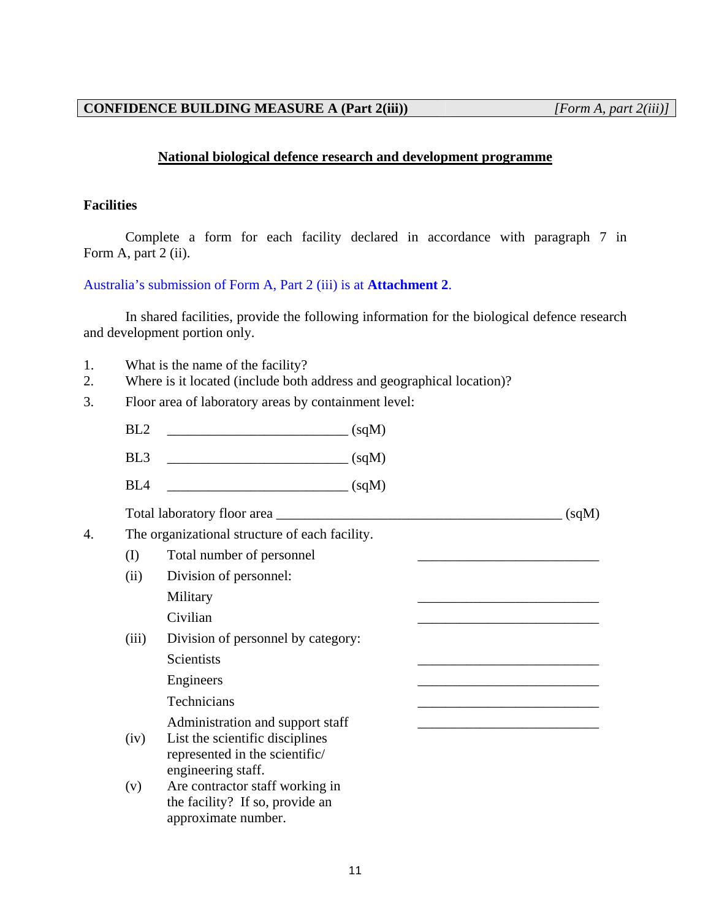| **CONFIDENCE BUILDING MEASURE A (Part 2(iii))** | *[Form A, part 2(iii)]* |
|---|---|

## National biological defence research and development programme

### Facilities

Complete a form for each facility declared in accordance with paragraph 7 in Form A, part 2 (ii).

Australia's submission of Form A, Part 2 (iii) is at **Attachment 2**.

In shared facilities, provide the following information for the biological defence research and development portion only.

1. What is the name of the facility?
2. Where is it located (include both address and geographical location)?
3. Floor area of laboratory areas by containment level:

   BL2 __________________________ (sqM)

   BL3 __________________________ (sqM)

   BL4 __________________________ (sqM)

   Total laboratory floor area _________________________________________ (sqM)

4. The organizational structure of each facility.
   - (I) Total number of personnel __________________________
   - (ii) Division of personnel:
     - Military __________________________
     - Civilian __________________________
   - (iii) Division of personnel by category:
     - Scientists __________________________
     - Engineers __________________________
     - Technicians __________________________
     - Administration and support staff __________________________
   - (iv) List the scientific disciplines represented in the scientific/ engineering staff.
   - (v) Are contractor staff working in the facility? If so, provide an approximate number.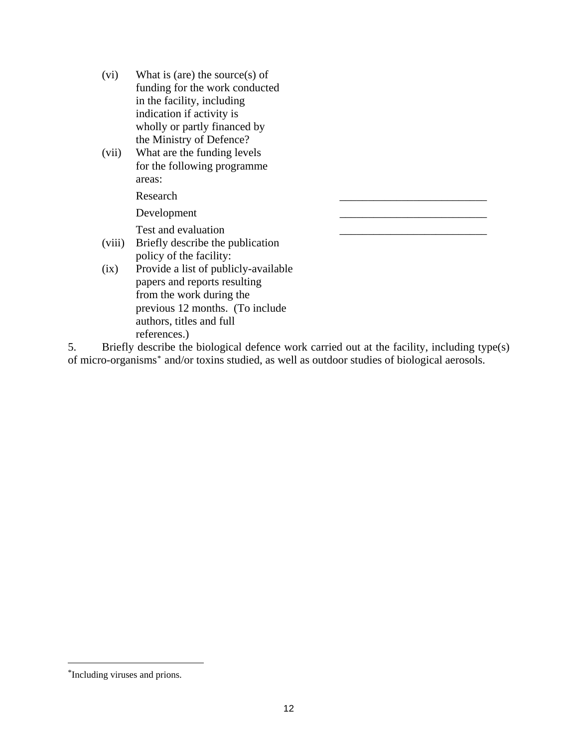(vi) What is (are) the source(s) of funding for the work conducted in the facility, including indication if activity is wholly or partly financed by the Ministry of Defence?

(vii) What are the funding levels for the following programme areas:

| | |
|---|---|
| Research | __________________________ |
| Development | __________________________ |
| Test and evaluation | __________________________ |

(viii) Briefly describe the publication policy of the facility:

(ix) Provide a list of publicly-available papers and reports resulting from the work during the previous 12 months. (To include authors, titles and full references.)

5. Briefly describe the biological defence work carried out at the facility, including type(s) of micro-organisms* and/or toxins studied, as well as outdoor studies of biological aerosols.

---

*Including viruses and prions.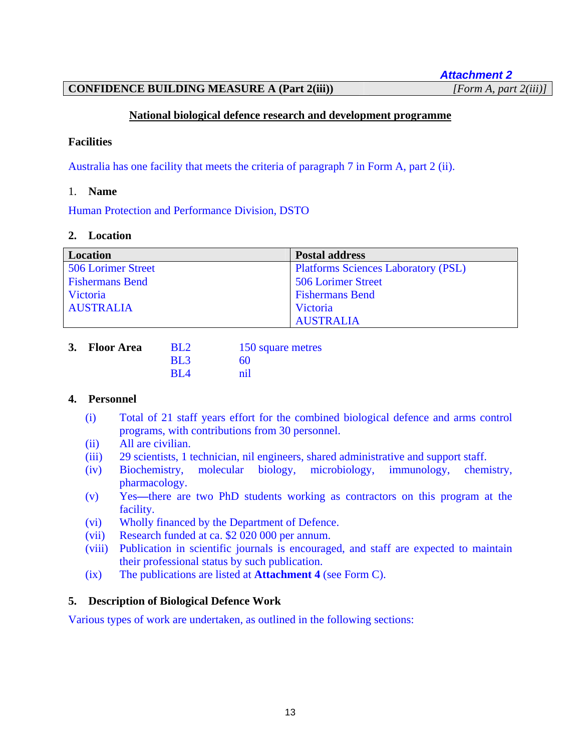*Attachment 2*

**CONFIDENCE BUILDING MEASURE A (Part 2(iii))** *[Form A, part 2(iii)]*

## National biological defence research and development programme

### Facilities

Australia has one facility that meets the criteria of paragraph 7 in Form A, part 2 (ii).

1. **Name**

Human Protection and Performance Division, DSTO

2. **Location**

| Location | Postal address |
|---|---|
| 506 Lorimer Street<br>Fishermans Bend<br>Victoria<br>AUSTRALIA | Platforms Sciences Laboratory (PSL)<br>506 Lorimer Street<br>Fishermans Bend<br>Victoria<br>AUSTRALIA |

3. **Floor Area**

| | |
|---|---|
| BL2 | 150 square metres |
| BL3 | 60 |
| BL4 | nil |

4. **Personnel**

(i) Total of 21 staff years effort for the combined biological defence and arms control programs, with contributions from 30 personnel.

(ii) All are civilian.

(iii) 29 scientists, 1 technician, nil engineers, shared administrative and support staff.

(iv) Biochemistry, molecular biology, microbiology, immunology, chemistry, pharmacology.

(v) Yes—there are two PhD students working as contractors on this program at the facility.

(vi) Wholly financed by the Department of Defence.

(vii) Research funded at ca. $2 020 000 per annum.

(viii) Publication in scientific journals is encouraged, and staff are expected to maintain their professional status by such publication.

(ix) The publications are listed at **Attachment 4** (see Form C).

5. **Description of Biological Defence Work**

Various types of work are undertaken, as outlined in the following sections: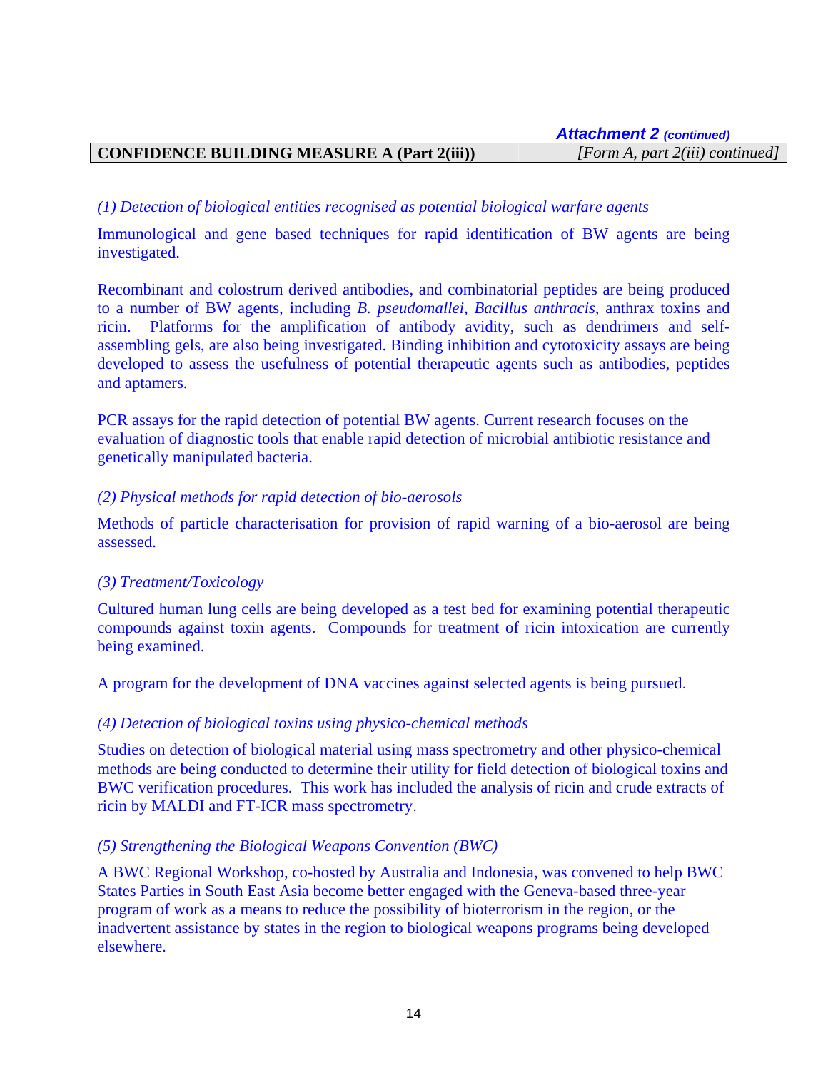*Attachment 2 (continued)*

| **CONFIDENCE BUILDING MEASURE A (Part 2(iii))** | *[Form A, part 2(iii) continued]* |
|---|---|

*(1) Detection of biological entities recognised as potential biological warfare agents*

Immunological and gene based techniques for rapid identification of BW agents are being investigated.

Recombinant and colostrum derived antibodies, and combinatorial peptides are being produced to a number of BW agents, including *B. pseudomallei*, *Bacillus anthracis*, anthrax toxins and ricin. Platforms for the amplification of antibody avidity, such as dendrimers and self-assembling gels, are also being investigated. Binding inhibition and cytotoxicity assays are being developed to assess the usefulness of potential therapeutic agents such as antibodies, peptides and aptamers.

PCR assays for the rapid detection of potential BW agents. Current research focuses on the evaluation of diagnostic tools that enable rapid detection of microbial antibiotic resistance and genetically manipulated bacteria.

*(2) Physical methods for rapid detection of bio-aerosols*

Methods of particle characterisation for provision of rapid warning of a bio-aerosol are being assessed.

*(3) Treatment/Toxicology*

Cultured human lung cells are being developed as a test bed for examining potential therapeutic compounds against toxin agents. Compounds for treatment of ricin intoxication are currently being examined.

A program for the development of DNA vaccines against selected agents is being pursued.

*(4) Detection of biological toxins using physico-chemical methods*

Studies on detection of biological material using mass spectrometry and other physico-chemical methods are being conducted to determine their utility for field detection of biological toxins and BWC verification procedures. This work has included the analysis of ricin and crude extracts of ricin by MALDI and FT-ICR mass spectrometry.

*(5) Strengthening the Biological Weapons Convention (BWC)*

A BWC Regional Workshop, co-hosted by Australia and Indonesia, was convened to help BWC States Parties in South East Asia become better engaged with the Geneva-based three-year program of work as a means to reduce the possibility of bioterrorism in the region, or the inadvertent assistance by states in the region to biological weapons programs being developed elsewhere.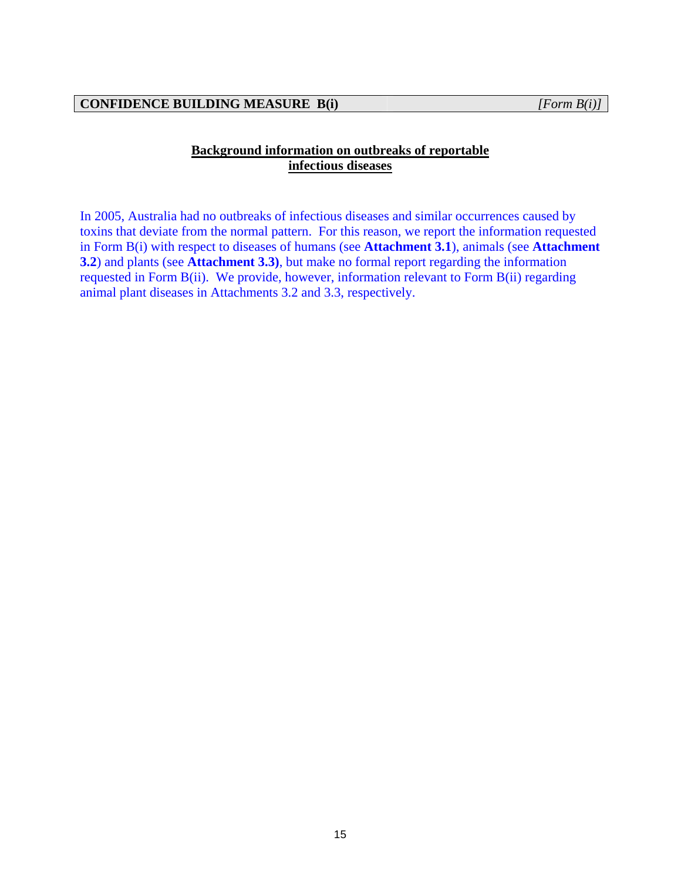**CONFIDENCE BUILDING MEASURE B(i)** *[Form B(i)]*

## Background information on outbreaks of reportable infectious diseases

In 2005, Australia had no outbreaks of infectious diseases and similar occurrences caused by toxins that deviate from the normal pattern. For this reason, we report the information requested in Form B(i) with respect to diseases of humans (see **Attachment 3.1**), animals (see **Attachment 3.2**) and plants (see **Attachment 3.3)**, but make no formal report regarding the information requested in Form B(ii). We provide, however, information relevant to Form B(ii) regarding animal plant diseases in Attachments 3.2 and 3.3, respectively.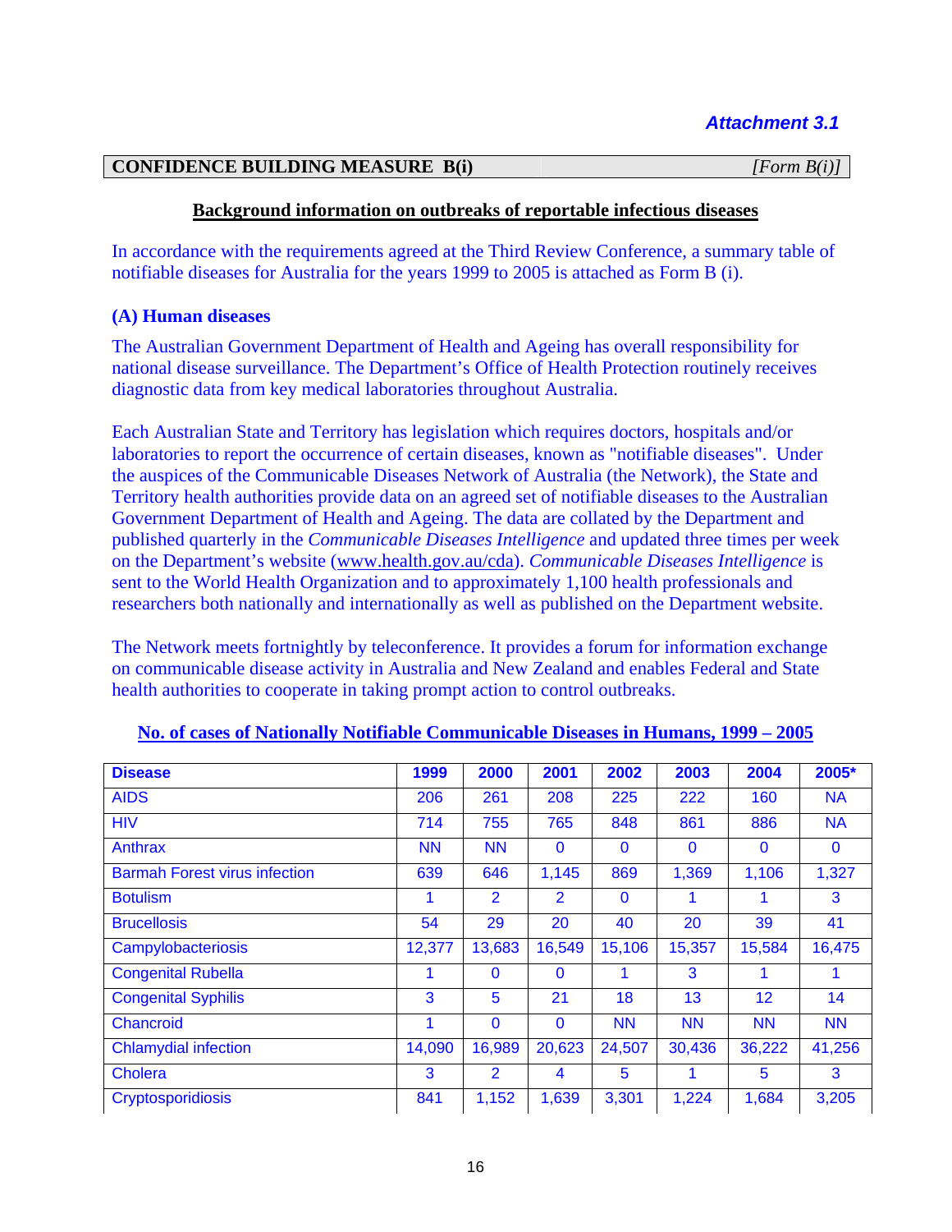*Attachment 3.1*

| **CONFIDENCE BUILDING MEASURE B(i)** | *[Form B(i)]* |
|---|---|

**Background information on outbreaks of reportable infectious diseases**

In accordance with the requirements agreed at the Third Review Conference, a summary table of notifiable diseases for Australia for the years 1999 to 2005 is attached as Form B (i).

### (A) Human diseases

The Australian Government Department of Health and Ageing has overall responsibility for national disease surveillance. The Department's Office of Health Protection routinely receives diagnostic data from key medical laboratories throughout Australia.

Each Australian State and Territory has legislation which requires doctors, hospitals and/or laboratories to report the occurrence of certain diseases, known as "notifiable diseases". Under the auspices of the Communicable Diseases Network of Australia (the Network), the State and Territory health authorities provide data on an agreed set of notifiable diseases to the Australian Government Department of Health and Ageing. The data are collated by the Department and published quarterly in the *Communicable Diseases Intelligence* and updated three times per week on the Department's website (www.health.gov.au/cda). *Communicable Diseases Intelligence* is sent to the World Health Organization and to approximately 1,100 health professionals and researchers both nationally and internationally as well as published on the Department website.

The Network meets fortnightly by teleconference. It provides a forum for information exchange on communicable disease activity in Australia and New Zealand and enables Federal and State health authorities to cooperate in taking prompt action to control outbreaks.

**No. of cases of Nationally Notifiable Communicable Diseases in Humans, 1999 – 2005**

| Disease | 1999 | 2000 | 2001 | 2002 | 2003 | 2004 | 2005* |
|---|---|---|---|---|---|---|---|
| AIDS | 206 | 261 | 208 | 225 | 222 | 160 | NA |
| HIV | 714 | 755 | 765 | 848 | 861 | 886 | NA |
| Anthrax | NN | NN | 0 | 0 | 0 | 0 | 0 |
| Barmah Forest virus infection | 639 | 646 | 1,145 | 869 | 1,369 | 1,106 | 1,327 |
| Botulism | 1 | 2 | 2 | 0 | 1 | 1 | 3 |
| Brucellosis | 54 | 29 | 20 | 40 | 20 | 39 | 41 |
| Campylobacteriosis | 12,377 | 13,683 | 16,549 | 15,106 | 15,357 | 15,584 | 16,475 |
| Congenital Rubella | 1 | 0 | 0 | 1 | 3 | 1 | 1 |
| Congenital Syphilis | 3 | 5 | 21 | 18 | 13 | 12 | 14 |
| Chancroid | 1 | 0 | 0 | NN | NN | NN | NN |
| Chlamydial infection | 14,090 | 16,989 | 20,623 | 24,507 | 30,436 | 36,222 | 41,256 |
| Cholera | 3 | 2 | 4 | 5 | 1 | 5 | 3 |
| Cryptosporidiosis | 841 | 1,152 | 1,639 | 3,301 | 1,224 | 1,684 | 3,205 |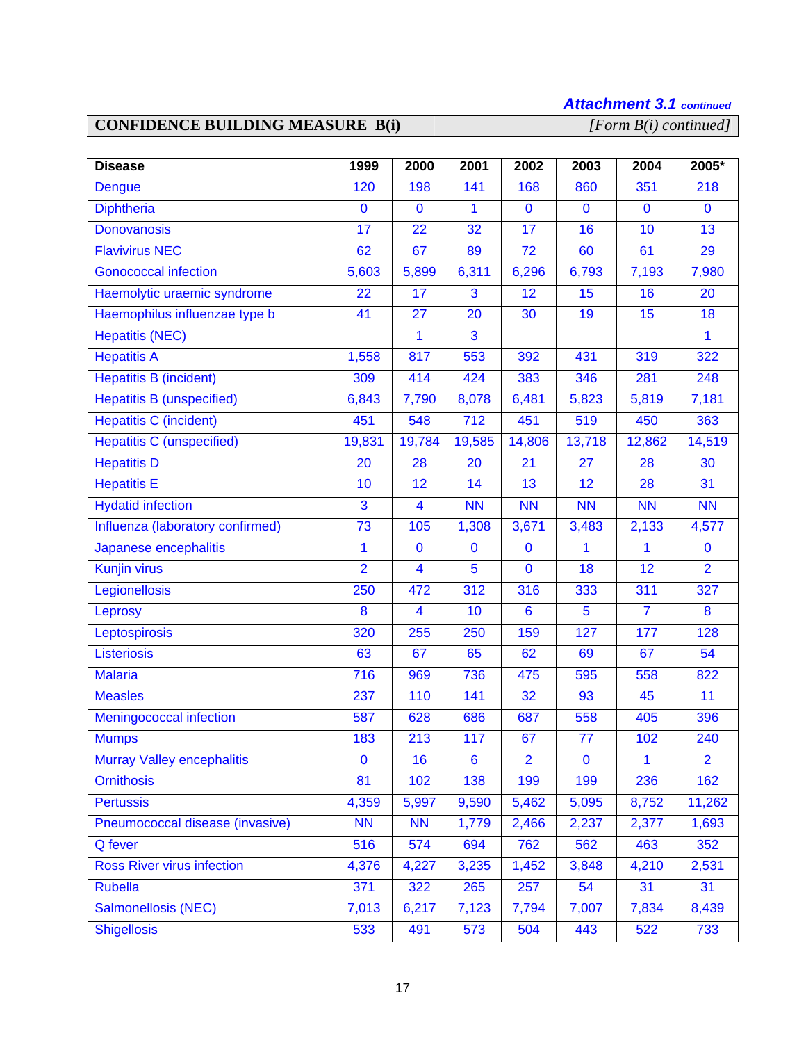*Attachment 3.1 continued*

**CONFIDENCE BUILDING MEASURE B(i)** *[Form B(i) continued]*

| Disease | 1999 | 2000 | 2001 | 2002 | 2003 | 2004 | 2005* |
|---|---|---|---|---|---|---|---|
| Dengue | 120 | 198 | 141 | 168 | 860 | 351 | 218 |
| Diphtheria | 0 | 0 | 1 | 0 | 0 | 0 | 0 |
| Donovanosis | 17 | 22 | 32 | 17 | 16 | 10 | 13 |
| Flavivirus NEC | 62 | 67 | 89 | 72 | 60 | 61 | 29 |
| Gonococcal infection | 5,603 | 5,899 | 6,311 | 6,296 | 6,793 | 7,193 | 7,980 |
| Haemolytic uraemic syndrome | 22 | 17 | 3 | 12 | 15 | 16 | 20 |
| Haemophilus influenzae type b | 41 | 27 | 20 | 30 | 19 | 15 | 18 |
| Hepatitis (NEC) | | 1 | 3 | | | | 1 |
| Hepatitis A | 1,558 | 817 | 553 | 392 | 431 | 319 | 322 |
| Hepatitis B (incident) | 309 | 414 | 424 | 383 | 346 | 281 | 248 |
| Hepatitis B (unspecified) | 6,843 | 7,790 | 8,078 | 6,481 | 5,823 | 5,819 | 7,181 |
| Hepatitis C (incident) | 451 | 548 | 712 | 451 | 519 | 450 | 363 |
| Hepatitis C (unspecified) | 19,831 | 19,784 | 19,585 | 14,806 | 13,718 | 12,862 | 14,519 |
| Hepatitis D | 20 | 28 | 20 | 21 | 27 | 28 | 30 |
| Hepatitis E | 10 | 12 | 14 | 13 | 12 | 28 | 31 |
| Hydatid infection | 3 | 4 | NN | NN | NN | NN | NN |
| Influenza (laboratory confirmed) | 73 | 105 | 1,308 | 3,671 | 3,483 | 2,133 | 4,577 |
| Japanese encephalitis | 1 | 0 | 0 | 0 | 1 | 1 | 0 |
| Kunjin virus | 2 | 4 | 5 | 0 | 18 | 12 | 2 |
| Legionellosis | 250 | 472 | 312 | 316 | 333 | 311 | 327 |
| Leprosy | 8 | 4 | 10 | 6 | 5 | 7 | 8 |
| Leptospirosis | 320 | 255 | 250 | 159 | 127 | 177 | 128 |
| Listeriosis | 63 | 67 | 65 | 62 | 69 | 67 | 54 |
| Malaria | 716 | 969 | 736 | 475 | 595 | 558 | 822 |
| Measles | 237 | 110 | 141 | 32 | 93 | 45 | 11 |
| Meningococcal infection | 587 | 628 | 686 | 687 | 558 | 405 | 396 |
| Mumps | 183 | 213 | 117 | 67 | 77 | 102 | 240 |
| Murray Valley encephalitis | 0 | 16 | 6 | 2 | 0 | 1 | 2 |
| Ornithosis | 81 | 102 | 138 | 199 | 199 | 236 | 162 |
| Pertussis | 4,359 | 5,997 | 9,590 | 5,462 | 5,095 | 8,752 | 11,262 |
| Pneumococcal disease (invasive) | NN | NN | 1,779 | 2,466 | 2,237 | 2,377 | 1,693 |
| Q fever | 516 | 574 | 694 | 762 | 562 | 463 | 352 |
| Ross River virus infection | 4,376 | 4,227 | 3,235 | 1,452 | 3,848 | 4,210 | 2,531 |
| Rubella | 371 | 322 | 265 | 257 | 54 | 31 | 31 |
| Salmonellosis (NEC) | 7,013 | 6,217 | 7,123 | 7,794 | 7,007 | 7,834 | 8,439 |
| Shigellosis | 533 | 491 | 573 | 504 | 443 | 522 | 733 |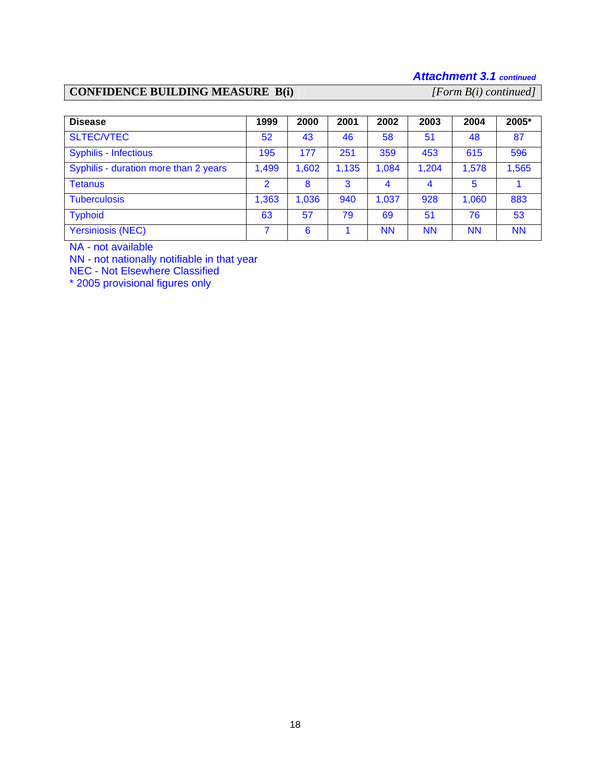*Attachment 3.1 continued*

**CONFIDENCE BUILDING MEASURE B(i)** *[Form B(i) continued]*

| Disease | 1999 | 2000 | 2001 | 2002 | 2003 | 2004 | 2005* |
|---|---|---|---|---|---|---|---|
| SLTEC/VTEC | 52 | 43 | 46 | 58 | 51 | 48 | 87 |
| Syphilis - Infectious | 195 | 177 | 251 | 359 | 453 | 615 | 596 |
| Syphilis - duration more than 2 years | 1,499 | 1,602 | 1,135 | 1,084 | 1,204 | 1,578 | 1,565 |
| Tetanus | 2 | 8 | 3 | 4 | 4 | 5 | 1 |
| Tuberculosis | 1,363 | 1,036 | 940 | 1,037 | 928 | 1,060 | 883 |
| Typhoid | 63 | 57 | 79 | 69 | 51 | 76 | 53 |
| Yersiniosis (NEC) | 7 | 6 | 1 | NN | NN | NN | NN |

NA - not available
NN - not nationally notifiable in that year
NEC - Not Elsewhere Classified
* 2005 provisional figures only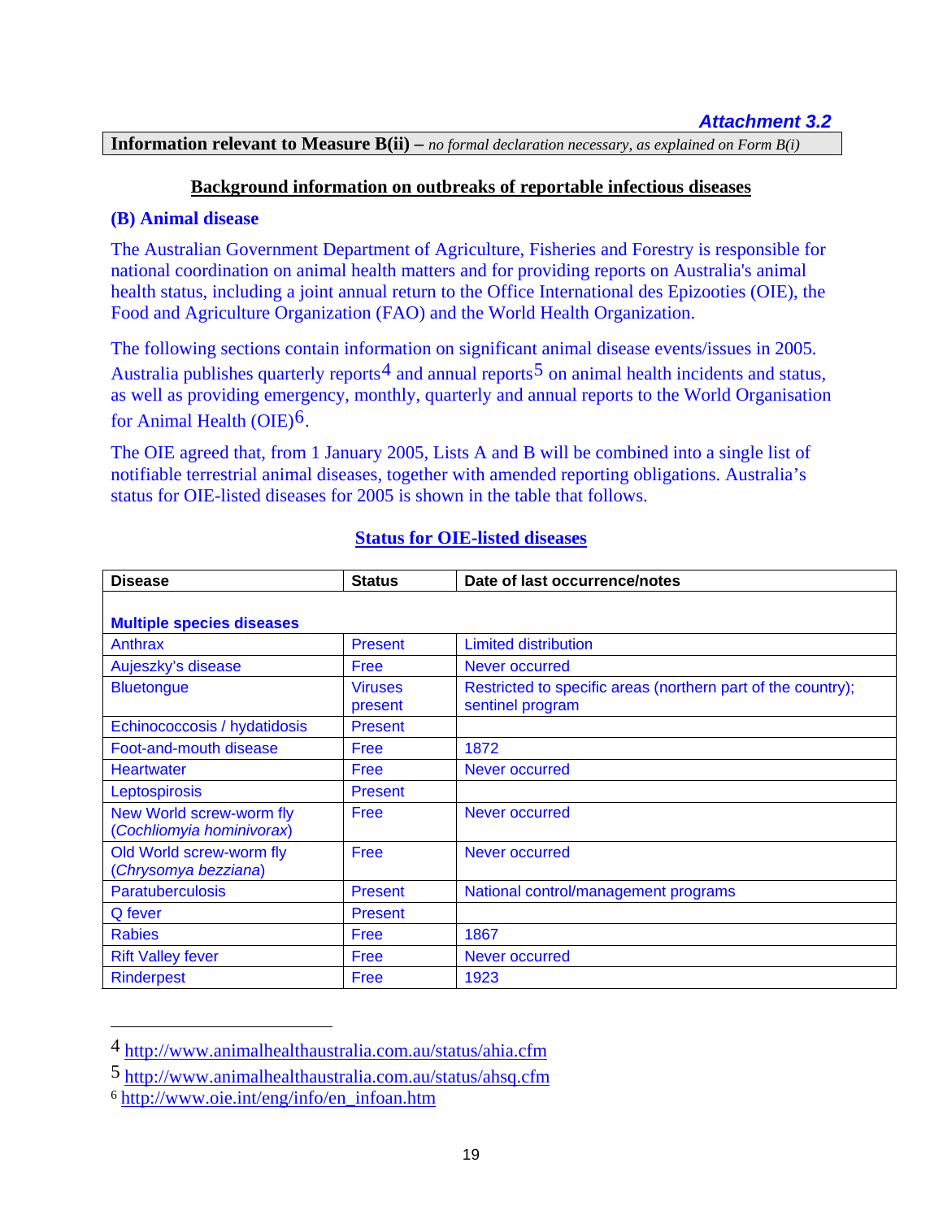*Attachment 3.2*

**Information relevant to Measure B(ii) –** *no formal declaration necessary, as explained on Form B(i)*

## Background information on outbreaks of reportable infectious diseases

### (B) Animal disease

The Australian Government Department of Agriculture, Fisheries and Forestry is responsible for national coordination on animal health matters and for providing reports on Australia's animal health status, including a joint annual return to the Office International des Epizooties (OIE), the Food and Agriculture Organization (FAO) and the World Health Organization.

The following sections contain information on significant animal disease events/issues in 2005. Australia publishes quarterly reports[4] and annual reports[5] on animal health incidents and status, as well as providing emergency, monthly, quarterly and annual reports to the World Organisation for Animal Health (OIE)[6].

The OIE agreed that, from 1 January 2005, Lists A and B will be combined into a single list of notifiable terrestrial animal diseases, together with amended reporting obligations. Australia's status for OIE-listed diseases for 2005 is shown in the table that follows.

## Status for OIE-listed diseases

| Disease | Status | Date of last occurrence/notes |
|---|---|---|
| **Multiple species diseases** | | |
| Anthrax | Present | Limited distribution |
| Aujeszky's disease | Free | Never occurred |
| Bluetongue | Viruses present | Restricted to specific areas (northern part of the country); sentinel program |
| Echinococcosis / hydatidosis | Present | |
| Foot-and-mouth disease | Free | 1872 |
| Heartwater | Free | Never occurred |
| Leptospirosis | Present | |
| New World screw-worm fly (*Cochliomyia hominivorax*) | Free | Never occurred |
| Old World screw-worm fly (*Chrysomya bezziana*) | Free | Never occurred |
| Paratuberculosis | Present | National control/management programs |
| Q fever | Present | |
| Rabies | Free | 1867 |
| Rift Valley fever | Free | Never occurred |
| Rinderpest | Free | 1923 |

[4] http://www.animalhealthaustralia.com.au/status/ahia.cfm

[5] http://www.animalhealthaustralia.com.au/status/ahsq.cfm

[6] http://www.oie.int/eng/info/en_infoan.htm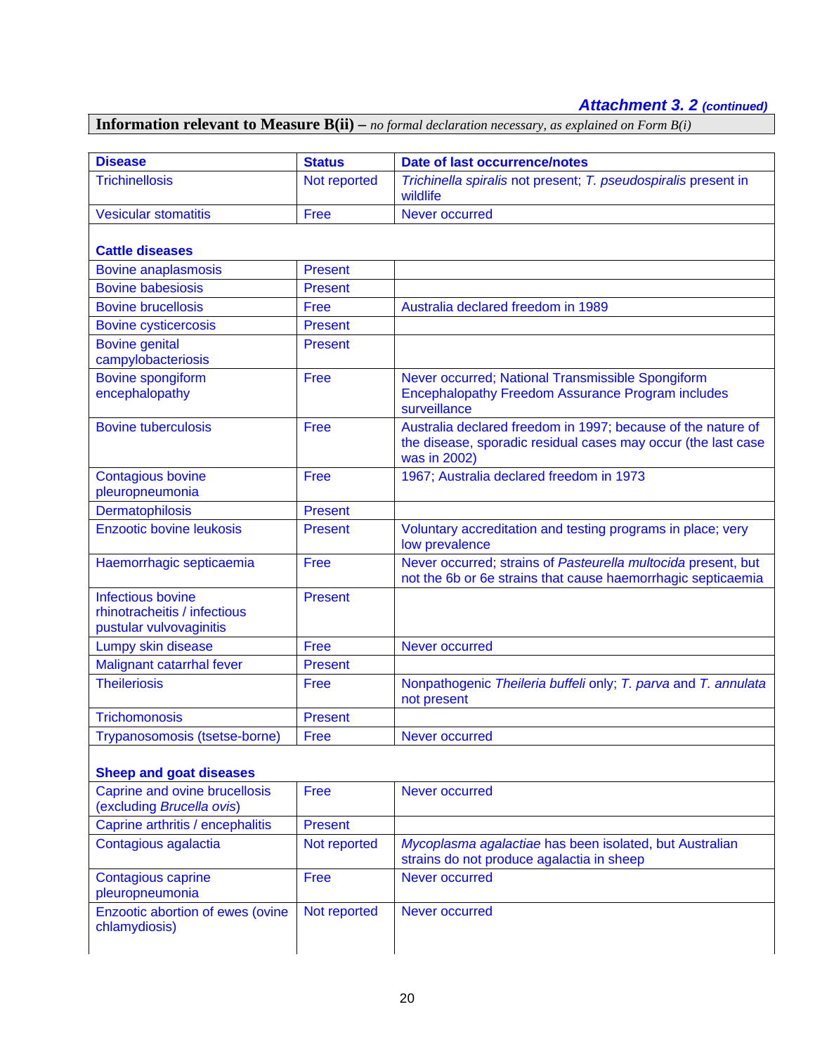***Attachment 3. 2*** ***(continued)***

**Information relevant to Measure B(ii) –** *no formal declaration necessary, as explained on Form B(i)*

| Disease | Status | Date of last occurrence/notes |
|---|---|---|
| Trichinellosis | Not reported | *Trichinella spiralis* not present; *T. pseudospiralis* present in wildlife |
| Vesicular stomatitis | Free | Never occurred |
| **Cattle diseases** | | |
| Bovine anaplasmosis | Present | |
| Bovine babesiosis | Present | |
| Bovine brucellosis | Free | Australia declared freedom in 1989 |
| Bovine cysticercosis | Present | |
| Bovine genital campylobacteriosis | Present | |
| Bovine spongiform encephalopathy | Free | Never occurred; National Transmissible Spongiform Encephalopathy Freedom Assurance Program includes surveillance |
| Bovine tuberculosis | Free | Australia declared freedom in 1997; because of the nature of the disease, sporadic residual cases may occur (the last case was in 2002) |
| Contagious bovine pleuropneumonia | Free | 1967; Australia declared freedom in 1973 |
| Dermatophilosis | Present | |
| Enzootic bovine leukosis | Present | Voluntary accreditation and testing programs in place; very low prevalence |
| Haemorrhagic septicaemia | Free | Never occurred; strains of *Pasteurella multocida* present, but not the 6b or 6e strains that cause haemorrhagic septicaemia |
| Infectious bovine rhinotracheitis / infectious pustular vulvovaginitis | Present | |
| Lumpy skin disease | Free | Never occurred |
| Malignant catarrhal fever | Present | |
| Theileriosis | Free | Nonpathogenic *Theileria buffeli* only; *T. parva* and *T. annulata* not present |
| Trichomonosis | Present | |
| Trypanosomosis (tsetse-borne) | Free | Never occurred |
| **Sheep and goat diseases** | | |
| Caprine and ovine brucellosis (excluding *Brucella ovis*) | Free | Never occurred |
| Caprine arthritis / encephalitis | Present | |
| Contagious agalactia | Not reported | *Mycoplasma agalactiae* has been isolated, but Australian strains do not produce agalactia in sheep |
| Contagious caprine pleuropneumonia | Free | Never occurred |
| Enzootic abortion of ewes (ovine chlamydiosis) | Not reported | Never occurred |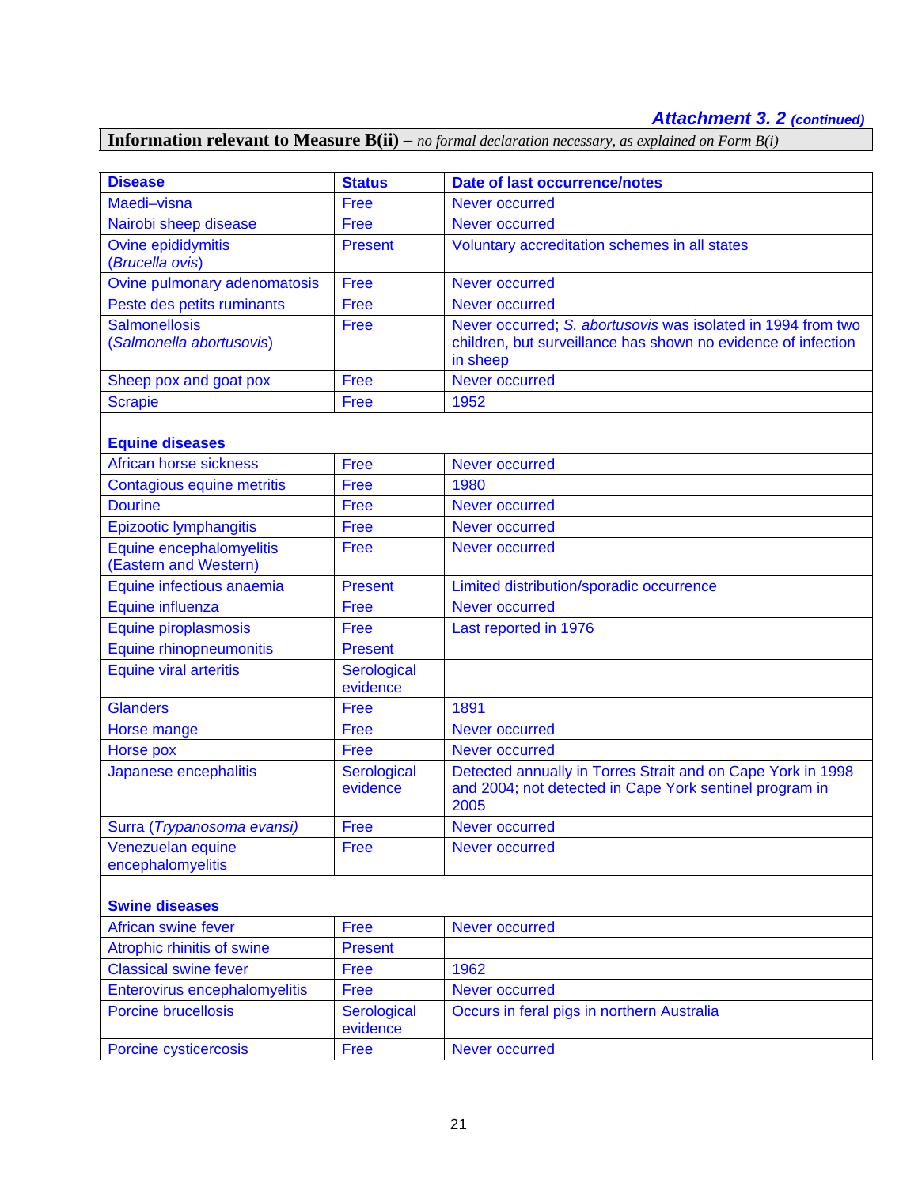***Attachment 3. 2*** ***(continued)***

**Information relevant to Measure B(ii) –** *no formal declaration necessary, as explained on Form B(i)*

| Disease | Status | Date of last occurrence/notes |
|---|---|---|
| Maedi–visna | Free | Never occurred |
| Nairobi sheep disease | Free | Never occurred |
| Ovine epididymitis (*Brucella ovis*) | Present | Voluntary accreditation schemes in all states |
| Ovine pulmonary adenomatosis | Free | Never occurred |
| Peste des petits ruminants | Free | Never occurred |
| Salmonellosis (*Salmonella abortusovis*) | Free | Never occurred; *S. abortusovis* was isolated in 1994 from two children, but surveillance has shown no evidence of infection in sheep |
| Sheep pox and goat pox | Free | Never occurred |
| Scrapie | Free | 1952 |
| **Equine diseases** | | |
| African horse sickness | Free | Never occurred |
| Contagious equine metritis | Free | 1980 |
| Dourine | Free | Never occurred |
| Epizootic lymphangitis | Free | Never occurred |
| Equine encephalomyelitis (Eastern and Western) | Free | Never occurred |
| Equine infectious anaemia | Present | Limited distribution/sporadic occurrence |
| Equine influenza | Free | Never occurred |
| Equine piroplasmosis | Free | Last reported in 1976 |
| Equine rhinopneumonitis | Present | |
| Equine viral arteritis | Serological evidence | |
| Glanders | Free | 1891 |
| Horse mange | Free | Never occurred |
| Horse pox | Free | Never occurred |
| Japanese encephalitis | Serological evidence | Detected annually in Torres Strait and on Cape York in 1998 and 2004; not detected in Cape York sentinel program in 2005 |
| Surra (*Trypanosoma evansi)* | Free | Never occurred |
| Venezuelan equine encephalomyelitis | Free | Never occurred |
| **Swine diseases** | | |
| African swine fever | Free | Never occurred |
| Atrophic rhinitis of swine | Present | |
| Classical swine fever | Free | 1962 |
| Enterovirus encephalomyelitis | Free | Never occurred |
| Porcine brucellosis | Serological evidence | Occurs in feral pigs in northern Australia |
| Porcine cysticercosis | Free | Never occurred |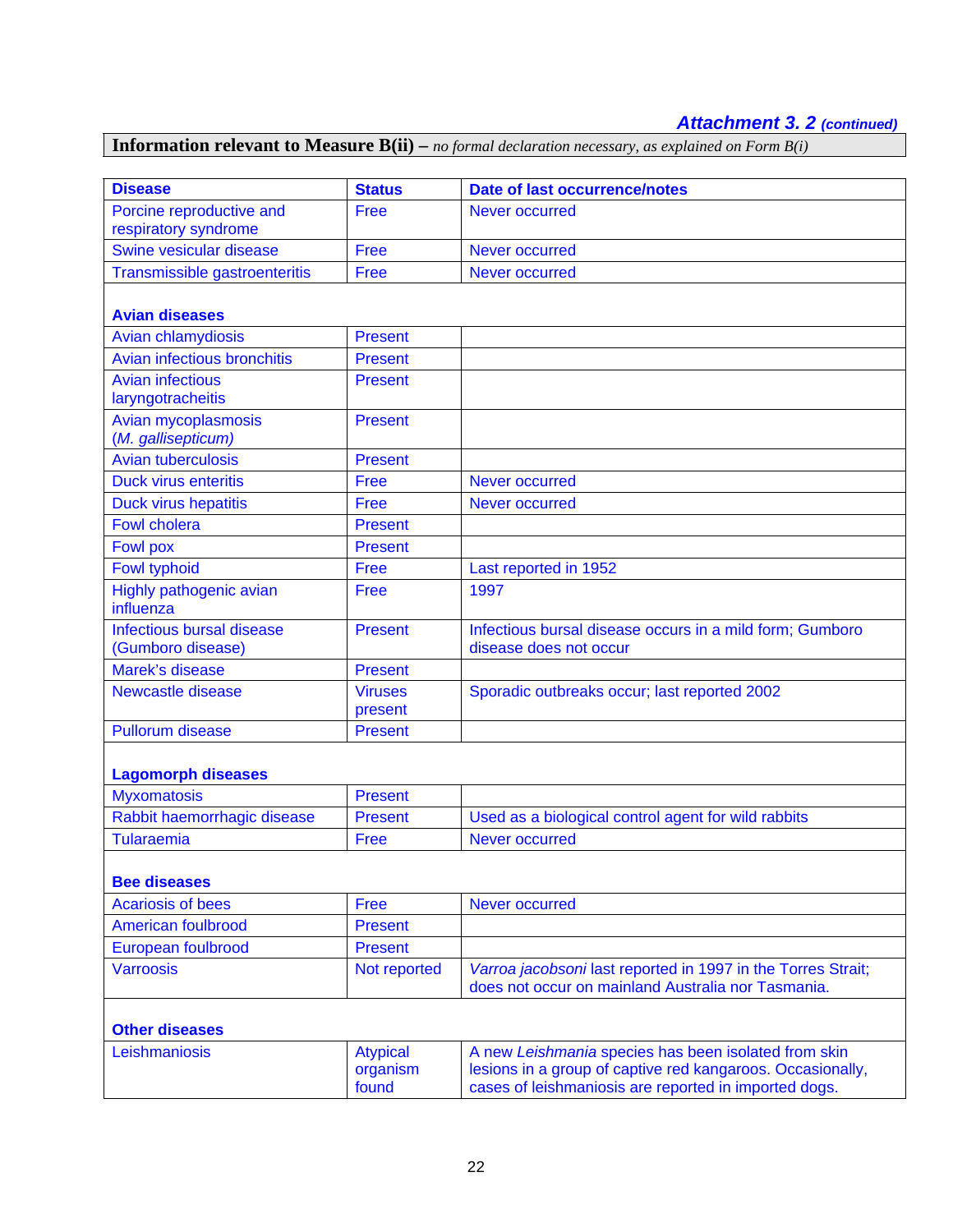***Attachment 3. 2*** ***(continued)***

**Information relevant to Measure B(ii) –** *no formal declaration necessary, as explained on Form B(i)*

| Disease | Status | Date of last occurrence/notes |
|---|---|---|
| Porcine reproductive and respiratory syndrome | Free | Never occurred |
| Swine vesicular disease | Free | Never occurred |
| Transmissible gastroenteritis | Free | Never occurred |
| **Avian diseases** | | |
| Avian chlamydiosis | Present | |
| Avian infectious bronchitis | Present | |
| Avian infectious laryngotracheitis | Present | |
| Avian mycoplasmosis (*M. gallisepticum)* | Present | |
| Avian tuberculosis | Present | |
| Duck virus enteritis | Free | Never occurred |
| Duck virus hepatitis | Free | Never occurred |
| Fowl cholera | Present | |
| Fowl pox | Present | |
| Fowl typhoid | Free | Last reported in 1952 |
| Highly pathogenic avian influenza | Free | 1997 |
| Infectious bursal disease (Gumboro disease) | Present | Infectious bursal disease occurs in a mild form; Gumboro disease does not occur |
| Marek's disease | Present | |
| Newcastle disease | Viruses present | Sporadic outbreaks occur; last reported 2002 |
| Pullorum disease | Present | |
| **Lagomorph diseases** | | |
| Myxomatosis | Present | |
| Rabbit haemorrhagic disease | Present | Used as a biological control agent for wild rabbits |
| Tularaemia | Free | Never occurred |
| **Bee diseases** | | |
| Acariosis of bees | Free | Never occurred |
| American foulbrood | Present | |
| European foulbrood | Present | |
| Varroosis | Not reported | *Varroa jacobsoni* last reported in 1997 in the Torres Strait; does not occur on mainland Australia nor Tasmania. |
| **Other diseases** | | |
| Leishmaniosis | Atypical organism found | A new *Leishmania* species has been isolated from skin lesions in a group of captive red kangaroos. Occasionally, cases of leishmaniosis are reported in imported dogs. |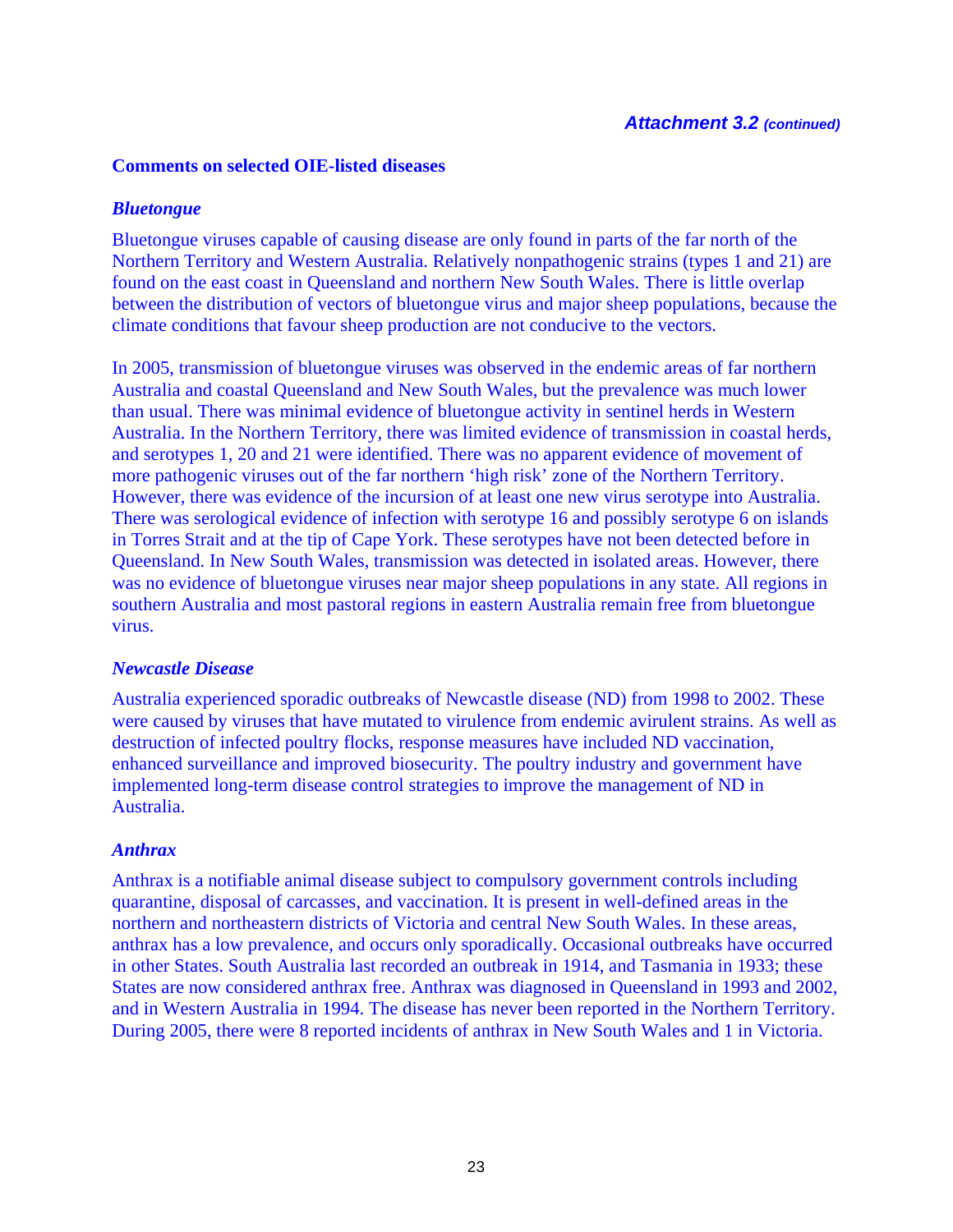*Attachment 3.2 (continued)*

**Comments on selected OIE-listed diseases**

### *Bluetongue*

Bluetongue viruses capable of causing disease are only found in parts of the far north of the Northern Territory and Western Australia. Relatively nonpathogenic strains (types 1 and 21) are found on the east coast in Queensland and northern New South Wales. There is little overlap between the distribution of vectors of bluetongue virus and major sheep populations, because the climate conditions that favour sheep production are not conducive to the vectors.

In 2005, transmission of bluetongue viruses was observed in the endemic areas of far northern Australia and coastal Queensland and New South Wales, but the prevalence was much lower than usual. There was minimal evidence of bluetongue activity in sentinel herds in Western Australia. In the Northern Territory, there was limited evidence of transmission in coastal herds, and serotypes 1, 20 and 21 were identified. There was no apparent evidence of movement of more pathogenic viruses out of the far northern 'high risk' zone of the Northern Territory. However, there was evidence of the incursion of at least one new virus serotype into Australia. There was serological evidence of infection with serotype 16 and possibly serotype 6 on islands in Torres Strait and at the tip of Cape York. These serotypes have not been detected before in Queensland. In New South Wales, transmission was detected in isolated areas. However, there was no evidence of bluetongue viruses near major sheep populations in any state. All regions in southern Australia and most pastoral regions in eastern Australia remain free from bluetongue virus.

### *Newcastle Disease*

Australia experienced sporadic outbreaks of Newcastle disease (ND) from 1998 to 2002. These were caused by viruses that have mutated to virulence from endemic avirulent strains. As well as destruction of infected poultry flocks, response measures have included ND vaccination, enhanced surveillance and improved biosecurity. The poultry industry and government have implemented long-term disease control strategies to improve the management of ND in Australia.

### *Anthrax*

Anthrax is a notifiable animal disease subject to compulsory government controls including quarantine, disposal of carcasses, and vaccination. It is present in well-defined areas in the northern and northeastern districts of Victoria and central New South Wales. In these areas, anthrax has a low prevalence, and occurs only sporadically. Occasional outbreaks have occurred in other States. South Australia last recorded an outbreak in 1914, and Tasmania in 1933; these States are now considered anthrax free. Anthrax was diagnosed in Queensland in 1993 and 2002, and in Western Australia in 1994. The disease has never been reported in the Northern Territory. During 2005, there were 8 reported incidents of anthrax in New South Wales and 1 in Victoria.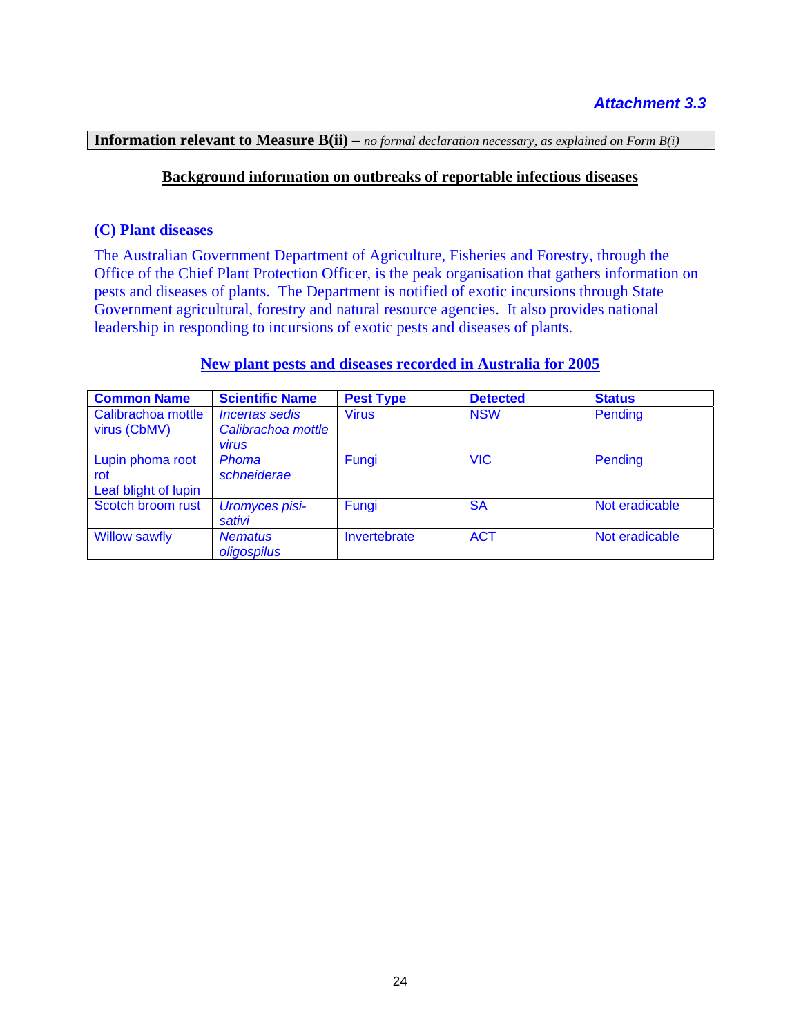*Attachment 3.3*

**Information relevant to Measure B(ii) –** *no formal declaration necessary, as explained on Form B(i)*

## Background information on outbreaks of reportable infectious diseases

### (C) Plant diseases

The Australian Government Department of Agriculture, Fisheries and Forestry, through the Office of the Chief Plant Protection Officer, is the peak organisation that gathers information on pests and diseases of plants. The Department is notified of exotic incursions through State Government agricultural, forestry and natural resource agencies. It also provides national leadership in responding to incursions of exotic pests and diseases of plants.

### New plant pests and diseases recorded in Australia for 2005

| Common Name | Scientific Name | Pest Type | Detected | Status |
|---|---|---|---|---|
| Calibrachoa mottle virus (CbMV) | *Incertas sedis Calibrachoa mottle virus* | Virus | NSW | Pending |
| Lupin phoma root rot<br>Leaf blight of lupin | *Phoma schneiderae* | Fungi | VIC | Pending |
| Scotch broom rust | *Uromyces pisi-sativi* | Fungi | SA | Not eradicable |
| Willow sawfly | *Nematus oligospilus* | Invertebrate | ACT | Not eradicable |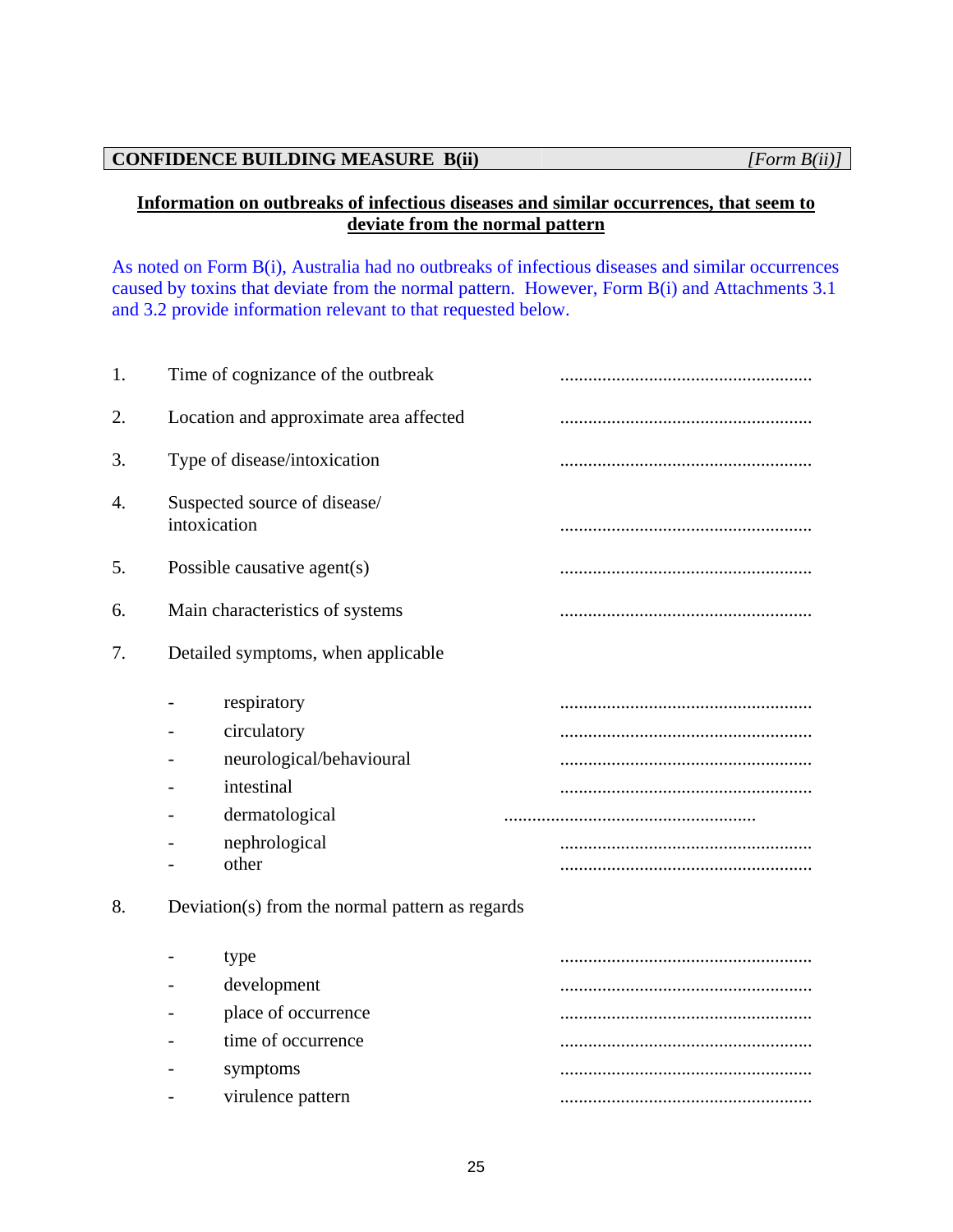**CONFIDENCE BUILDING MEASURE B(ii)** *[Form B(ii)]*

**Information on outbreaks of infectious diseases and similar occurrences, that seem to deviate from the normal pattern**

As noted on Form B(i), Australia had no outbreaks of infectious diseases and similar occurrences caused by toxins that deviate from the normal pattern. However, Form B(i) and Attachments 3.1 and 3.2 provide information relevant to that requested below.

1. Time of cognizance of the outbreak ......................................................

2. Location and approximate area affected ......................................................

3. Type of disease/intoxication ......................................................

4. Suspected source of disease/ intoxication ......................................................

5. Possible causative agent(s) ......................................................

6. Main characteristics of systems ......................................................

7. Detailed symptoms, when applicable

   - respiratory ......................................................
   - circulatory ......................................................
   - neurological/behavioural ......................................................
   - intestinal ......................................................
   - dermatological ......................................................
   - nephrological ......................................................
   - other ......................................................

8. Deviation(s) from the normal pattern as regards

   - type ......................................................
   - development ......................................................
   - place of occurrence ......................................................
   - time of occurrence ......................................................
   - symptoms ......................................................
   - virulence pattern ......................................................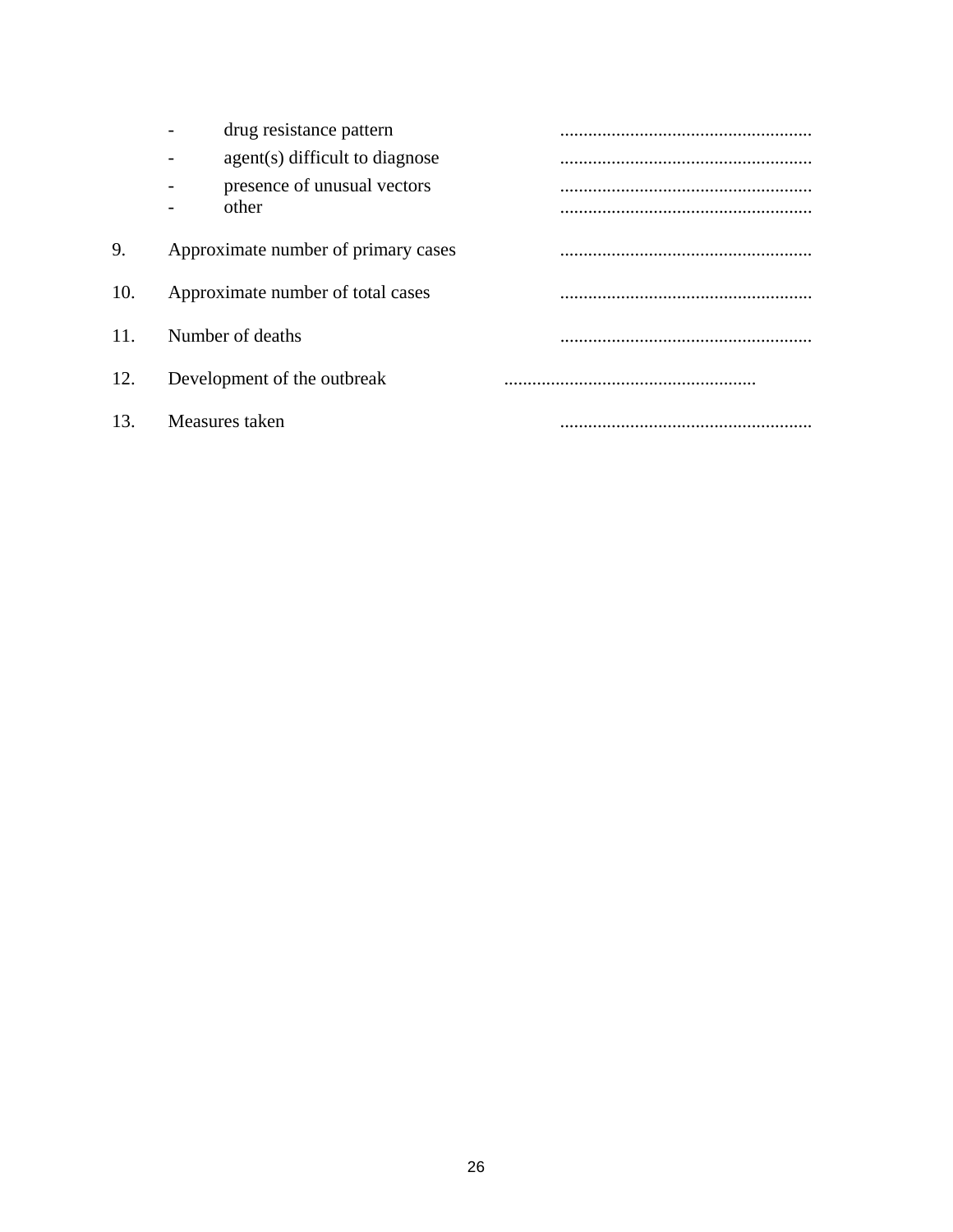- drug resistance pattern ......................................................
- agent(s) difficult to diagnose ......................................................
- presence of unusual vectors ......................................................
- other ......................................................

9. Approximate number of primary cases ......................................................

10. Approximate number of total cases ......................................................

11. Number of deaths ......................................................

12. Development of the outbreak ......................................................

13. Measures taken ......................................................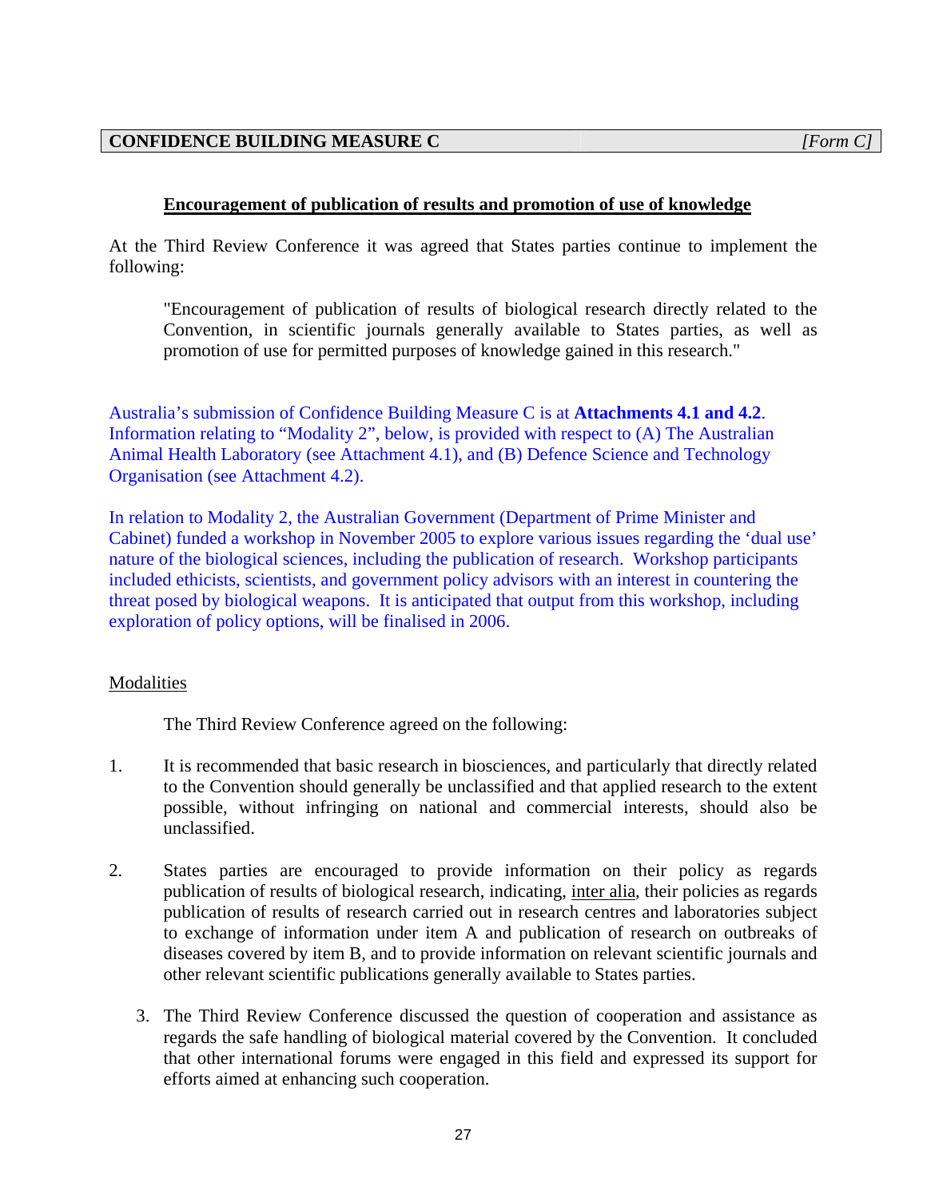**CONFIDENCE BUILDING MEASURE C** *[Form C]*

## Encouragement of publication of results and promotion of use of knowledge

At the Third Review Conference it was agreed that States parties continue to implement the following:

> "Encouragement of publication of results of biological research directly related to the Convention, in scientific journals generally available to States parties, as well as promotion of use for permitted purposes of knowledge gained in this research."

Australia's submission of Confidence Building Measure C is at **Attachments 4.1 and 4.2**. Information relating to "Modality 2", below, is provided with respect to (A) The Australian Animal Health Laboratory (see Attachment 4.1), and (B) Defence Science and Technology Organisation (see Attachment 4.2).

In relation to Modality 2, the Australian Government (Department of Prime Minister and Cabinet) funded a workshop in November 2005 to explore various issues regarding the 'dual use' nature of the biological sciences, including the publication of research. Workshop participants included ethicists, scientists, and government policy advisors with an interest in countering the threat posed by biological weapons. It is anticipated that output from this workshop, including exploration of policy options, will be finalised in 2006.

Modalities

The Third Review Conference agreed on the following:

1. It is recommended that basic research in biosciences, and particularly that directly related to the Convention should generally be unclassified and that applied research to the extent possible, without infringing on national and commercial interests, should also be unclassified.

2. States parties are encouraged to provide information on their policy as regards publication of results of biological research, indicating, inter alia, their policies as regards publication of results of research carried out in research centres and laboratories subject to exchange of information under item A and publication of research on outbreaks of diseases covered by item B, and to provide information on relevant scientific journals and other relevant scientific publications generally available to States parties.

3. The Third Review Conference discussed the question of cooperation and assistance as regards the safe handling of biological material covered by the Convention. It concluded that other international forums were engaged in this field and expressed its support for efforts aimed at enhancing such cooperation.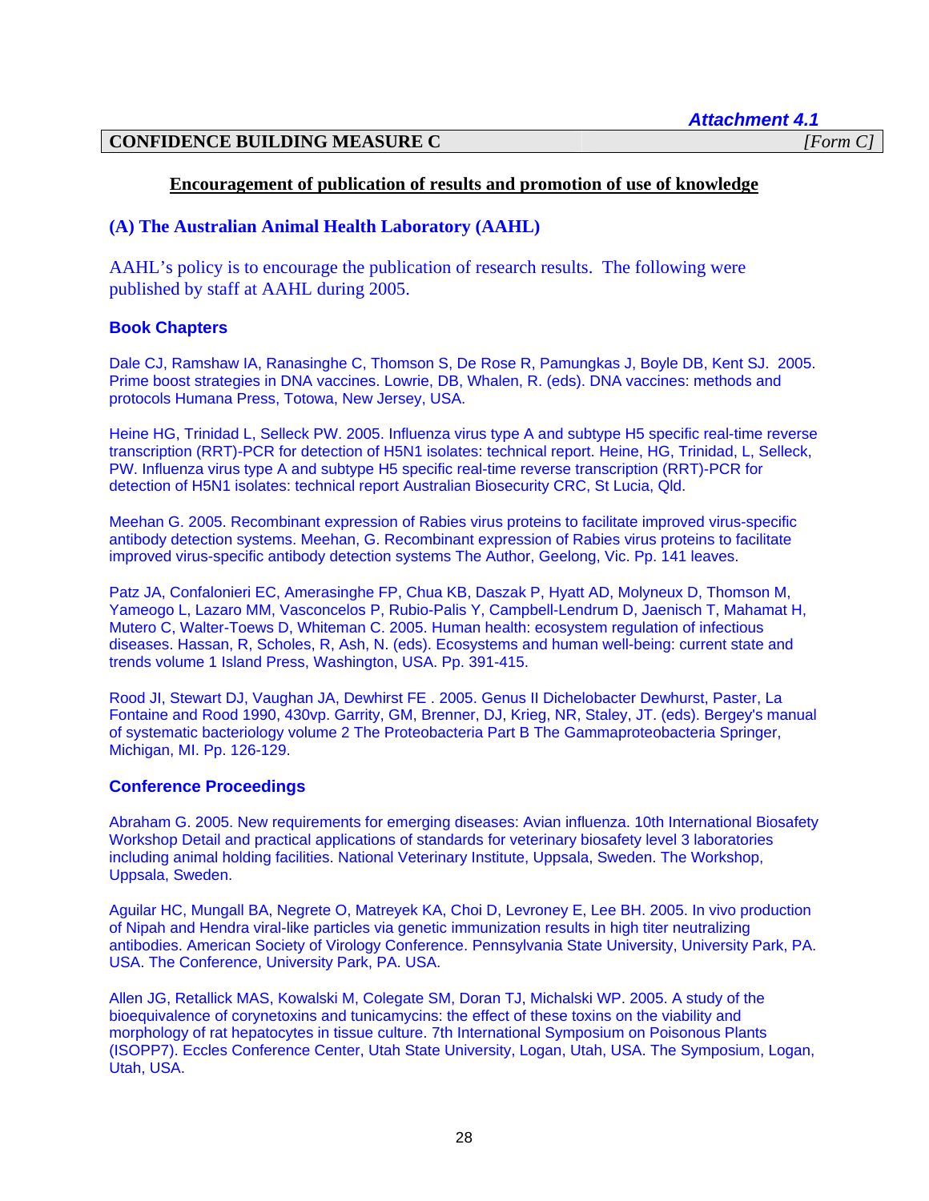*Attachment 4.1*

**CONFIDENCE BUILDING MEASURE C** *[Form C]*

**Encouragement of publication of results and promotion of use of knowledge**

## (A) The Australian Animal Health Laboratory (AAHL)

AAHL's policy is to encourage the publication of research results. The following were published by staff at AAHL during 2005.

### Book Chapters

Dale CJ, Ramshaw IA, Ranasinghe C, Thomson S, De Rose R, Pamungkas J, Boyle DB, Kent SJ. 2005. Prime boost strategies in DNA vaccines. Lowrie, DB, Whalen, R. (eds). DNA vaccines: methods and protocols Humana Press, Totowa, New Jersey, USA.

Heine HG, Trinidad L, Selleck PW. 2005. Influenza virus type A and subtype H5 specific real-time reverse transcription (RRT)-PCR for detection of H5N1 isolates: technical report. Heine, HG, Trinidad, L, Selleck, PW. Influenza virus type A and subtype H5 specific real-time reverse transcription (RRT)-PCR for detection of H5N1 isolates: technical report Australian Biosecurity CRC, St Lucia, Qld.

Meehan G. 2005. Recombinant expression of Rabies virus proteins to facilitate improved virus-specific antibody detection systems. Meehan, G. Recombinant expression of Rabies virus proteins to facilitate improved virus-specific antibody detection systems The Author, Geelong, Vic. Pp. 141 leaves.

Patz JA, Confalonieri EC, Amerasinghe FP, Chua KB, Daszak P, Hyatt AD, Molyneux D, Thomson M, Yameogo L, Lazaro MM, Vasconcelos P, Rubio-Palis Y, Campbell-Lendrum D, Jaenisch T, Mahamat H, Mutero C, Walter-Toews D, Whiteman C. 2005. Human health: ecosystem regulation of infectious diseases. Hassan, R, Scholes, R, Ash, N. (eds). Ecosystems and human well-being: current state and trends volume 1 Island Press, Washington, USA. Pp. 391-415.

Rood JI, Stewart DJ, Vaughan JA, Dewhirst FE . 2005. Genus II Dichelobacter Dewhurst, Paster, La Fontaine and Rood 1990, 430vp. Garrity, GM, Brenner, DJ, Krieg, NR, Staley, JT. (eds). Bergey's manual of systematic bacteriology volume 2 The Proteobacteria Part B The Gammaproteobacteria Springer, Michigan, MI. Pp. 126-129.

### Conference Proceedings

Abraham G. 2005. New requirements for emerging diseases: Avian influenza. 10th International Biosafety Workshop Detail and practical applications of standards for veterinary biosafety level 3 laboratories including animal holding facilities. National Veterinary Institute, Uppsala, Sweden. The Workshop, Uppsala, Sweden.

Aguilar HC, Mungall BA, Negrete O, Matreyek KA, Choi D, Levroney E, Lee BH. 2005. In vivo production of Nipah and Hendra viral-like particles via genetic immunization results in high titer neutralizing antibodies. American Society of Virology Conference. Pennsylvania State University, University Park, PA. USA. The Conference, University Park, PA. USA.

Allen JG, Retallick MAS, Kowalski M, Colegate SM, Doran TJ, Michalski WP. 2005. A study of the bioequivalence of corynetoxins and tunicamycins: the effect of these toxins on the viability and morphology of rat hepatocytes in tissue culture. 7th International Symposium on Poisonous Plants (ISOPP7). Eccles Conference Center, Utah State University, Logan, Utah, USA. The Symposium, Logan, Utah, USA.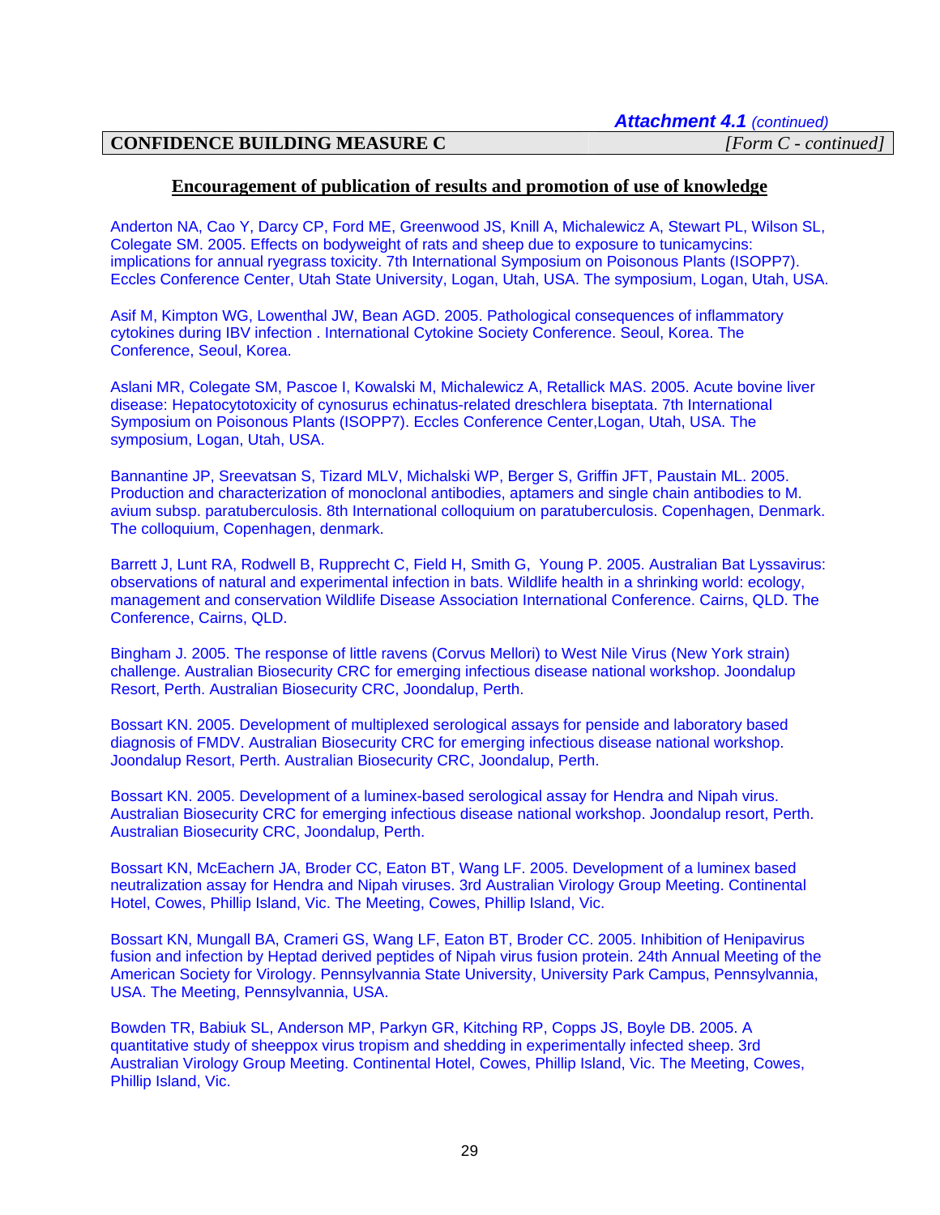*Attachment 4.1 (continued)*

| **CONFIDENCE BUILDING MEASURE C** | *[Form C - continued]* |
|---|---|

## Encouragement of publication of results and promotion of use of knowledge

Anderton NA, Cao Y, Darcy CP, Ford ME, Greenwood JS, Knill A, Michalewicz A, Stewart PL, Wilson SL, Colegate SM. 2005. Effects on bodyweight of rats and sheep due to exposure to tunicamycins: implications for annual ryegrass toxicity. 7th International Symposium on Poisonous Plants (ISOPP7). Eccles Conference Center, Utah State University, Logan, Utah, USA. The symposium, Logan, Utah, USA.

Asif M, Kimpton WG, Lowenthal JW, Bean AGD. 2005. Pathological consequences of inflammatory cytokines during IBV infection . International Cytokine Society Conference. Seoul, Korea. The Conference, Seoul, Korea.

Aslani MR, Colegate SM, Pascoe I, Kowalski M, Michalewicz A, Retallick MAS. 2005. Acute bovine liver disease: Hepatocytotoxicity of cynosurus echinatus-related dreschlera biseptata. 7th International Symposium on Poisonous Plants (ISOPP7). Eccles Conference Center,Logan, Utah, USA. The symposium, Logan, Utah, USA.

Bannantine JP, Sreevatsan S, Tizard MLV, Michalski WP, Berger S, Griffin JFT, Paustain ML. 2005. Production and characterization of monoclonal antibodies, aptamers and single chain antibodies to M. avium subsp. paratuberculosis. 8th International colloquium on paratuberculosis. Copenhagen, Denmark. The colloquium, Copenhagen, denmark.

Barrett J, Lunt RA, Rodwell B, Rupprecht C, Field H, Smith G, Young P. 2005. Australian Bat Lyssavirus: observations of natural and experimental infection in bats. Wildlife health in a shrinking world: ecology, management and conservation Wildlife Disease Association International Conference. Cairns, QLD. The Conference, Cairns, QLD.

Bingham J. 2005. The response of little ravens (Corvus Mellori) to West Nile Virus (New York strain) challenge. Australian Biosecurity CRC for emerging infectious disease national workshop. Joondalup Resort, Perth. Australian Biosecurity CRC, Joondalup, Perth.

Bossart KN. 2005. Development of multiplexed serological assays for penside and laboratory based diagnosis of FMDV. Australian Biosecurity CRC for emerging infectious disease national workshop. Joondalup Resort, Perth. Australian Biosecurity CRC, Joondalup, Perth.

Bossart KN. 2005. Development of a luminex-based serological assay for Hendra and Nipah virus. Australian Biosecurity CRC for emerging infectious disease national workshop. Joondalup resort, Perth. Australian Biosecurity CRC, Joondalup, Perth.

Bossart KN, McEachern JA, Broder CC, Eaton BT, Wang LF. 2005. Development of a luminex based neutralization assay for Hendra and Nipah viruses. 3rd Australian Virology Group Meeting. Continental Hotel, Cowes, Phillip Island, Vic. The Meeting, Cowes, Phillip Island, Vic.

Bossart KN, Mungall BA, Crameri GS, Wang LF, Eaton BT, Broder CC. 2005. Inhibition of Henipavirus fusion and infection by Heptad derived peptides of Nipah virus fusion protein. 24th Annual Meeting of the American Society for Virology. Pennsylvannia State University, University Park Campus, Pennsylvannia, USA. The Meeting, Pennsylvannia, USA.

Bowden TR, Babiuk SL, Anderson MP, Parkyn GR, Kitching RP, Copps JS, Boyle DB. 2005. A quantitative study of sheeppox virus tropism and shedding in experimentally infected sheep. 3rd Australian Virology Group Meeting. Continental Hotel, Cowes, Phillip Island, Vic. The Meeting, Cowes, Phillip Island, Vic.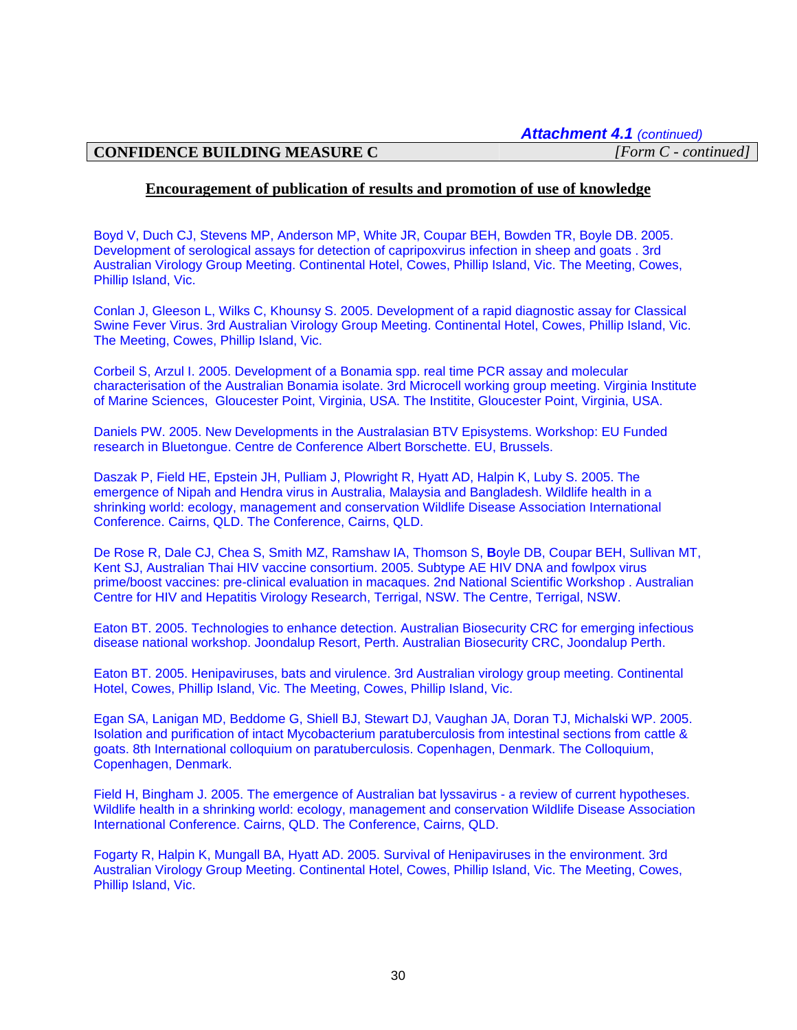*Attachment 4.1 (continued)*

| CONFIDENCE BUILDING MEASURE C | *[Form C - continued]* |
|---|---|

## Encouragement of publication of results and promotion of use of knowledge

Boyd V, Duch CJ, Stevens MP, Anderson MP, White JR, Coupar BEH, Bowden TR, Boyle DB. 2005. Development of serological assays for detection of capripoxvirus infection in sheep and goats . 3rd Australian Virology Group Meeting. Continental Hotel, Cowes, Phillip Island, Vic. The Meeting, Cowes, Phillip Island, Vic.

Conlan J, Gleeson L, Wilks C, Khounsy S. 2005. Development of a rapid diagnostic assay for Classical Swine Fever Virus. 3rd Australian Virology Group Meeting. Continental Hotel, Cowes, Phillip Island, Vic. The Meeting, Cowes, Phillip Island, Vic.

Corbeil S, Arzul I. 2005. Development of a Bonamia spp. real time PCR assay and molecular characterisation of the Australian Bonamia isolate. 3rd Microcell working group meeting. Virginia Institute of Marine Sciences, Gloucester Point, Virginia, USA. The Institite, Gloucester Point, Virginia, USA.

Daniels PW. 2005. New Developments in the Australasian BTV Episystems. Workshop: EU Funded research in Bluetongue. Centre de Conference Albert Borschette. EU, Brussels.

Daszak P, Field HE, Epstein JH, Pulliam J, Plowright R, Hyatt AD, Halpin K, Luby S. 2005. The emergence of Nipah and Hendra virus in Australia, Malaysia and Bangladesh. Wildlife health in a shrinking world: ecology, management and conservation Wildlife Disease Association International Conference. Cairns, QLD. The Conference, Cairns, QLD.

De Rose R, Dale CJ, Chea S, Smith MZ, Ramshaw IA, Thomson S, **B**oyle DB, Coupar BEH, Sullivan MT, Kent SJ, Australian Thai HIV vaccine consortium. 2005. Subtype AE HIV DNA and fowlpox virus prime/boost vaccines: pre-clinical evaluation in macaques. 2nd National Scientific Workshop . Australian Centre for HIV and Hepatitis Virology Research, Terrigal, NSW. The Centre, Terrigal, NSW.

Eaton BT. 2005. Technologies to enhance detection. Australian Biosecurity CRC for emerging infectious disease national workshop. Joondalup Resort, Perth. Australian Biosecurity CRC, Joondalup Perth.

Eaton BT. 2005. Henipaviruses, bats and virulence. 3rd Australian virology group meeting. Continental Hotel, Cowes, Phillip Island, Vic. The Meeting, Cowes, Phillip Island, Vic.

Egan SA, Lanigan MD, Beddome G, Shiell BJ, Stewart DJ, Vaughan JA, Doran TJ, Michalski WP. 2005. Isolation and purification of intact Mycobacterium paratuberculosis from intestinal sections from cattle & goats. 8th International colloquium on paratuberculosis. Copenhagen, Denmark. The Colloquium, Copenhagen, Denmark.

Field H, Bingham J. 2005. The emergence of Australian bat lyssavirus - a review of current hypotheses. Wildlife health in a shrinking world: ecology, management and conservation Wildlife Disease Association International Conference. Cairns, QLD. The Conference, Cairns, QLD.

Fogarty R, Halpin K, Mungall BA, Hyatt AD. 2005. Survival of Henipaviruses in the environment. 3rd Australian Virology Group Meeting. Continental Hotel, Cowes, Phillip Island, Vic. The Meeting, Cowes, Phillip Island, Vic.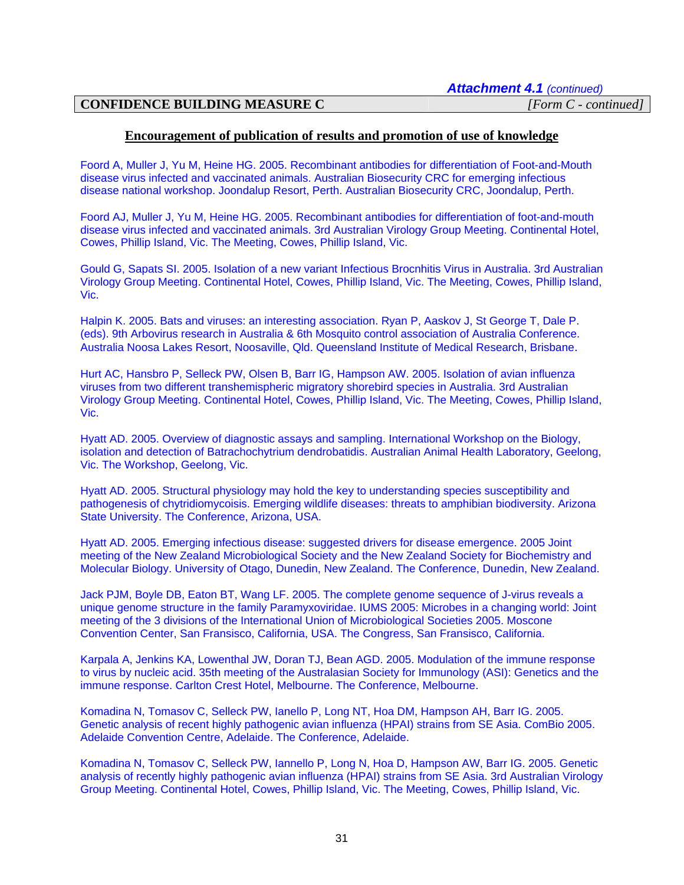*Attachment 4.1* (continued)

| CONFIDENCE BUILDING MEASURE C | [Form C - continued] |
| --- | --- |

## Encouragement of publication of results and promotion of use of knowledge

Foord A, Muller J, Yu M, Heine HG. 2005. Recombinant antibodies for differentiation of Foot-and-Mouth disease virus infected and vaccinated animals. Australian Biosecurity CRC for emerging infectious disease national workshop. Joondalup Resort, Perth. Australian Biosecurity CRC, Joondalup, Perth.

Foord AJ, Muller J, Yu M, Heine HG. 2005. Recombinant antibodies for differentiation of foot-and-mouth disease virus infected and vaccinated animals. 3rd Australian Virology Group Meeting. Continental Hotel, Cowes, Phillip Island, Vic. The Meeting, Cowes, Phillip Island, Vic.

Gould G, Sapats SI. 2005. Isolation of a new variant Infectious Brocnhitis Virus in Australia. 3rd Australian Virology Group Meeting. Continental Hotel, Cowes, Phillip Island, Vic. The Meeting, Cowes, Phillip Island, Vic.

Halpin K. 2005. Bats and viruses: an interesting association. Ryan P, Aaskov J, St George T, Dale P. (eds). 9th Arbovirus research in Australia & 6th Mosquito control association of Australia Conference. Australia Noosa Lakes Resort, Noosaville, Qld. Queensland Institute of Medical Research, Brisbane.

Hurt AC, Hansbro P, Selleck PW, Olsen B, Barr IG, Hampson AW. 2005. Isolation of avian influenza viruses from two different transhemispheric migratory shorebird species in Australia. 3rd Australian Virology Group Meeting. Continental Hotel, Cowes, Phillip Island, Vic. The Meeting, Cowes, Phillip Island, Vic.

Hyatt AD. 2005. Overview of diagnostic assays and sampling. International Workshop on the Biology, isolation and detection of Batrachochytrium dendrobatidis. Australian Animal Health Laboratory, Geelong, Vic. The Workshop, Geelong, Vic.

Hyatt AD. 2005. Structural physiology may hold the key to understanding species susceptibility and pathogenesis of chytridiomycoisis. Emerging wildlife diseases: threats to amphibian biodiversity. Arizona State University. The Conference, Arizona, USA.

Hyatt AD. 2005. Emerging infectious disease: suggested drivers for disease emergence. 2005 Joint meeting of the New Zealand Microbiological Society and the New Zealand Society for Biochemistry and Molecular Biology. University of Otago, Dunedin, New Zealand. The Conference, Dunedin, New Zealand.

Jack PJM, Boyle DB, Eaton BT, Wang LF. 2005. The complete genome sequence of J-virus reveals a unique genome structure in the family Paramyxoviridae. IUMS 2005: Microbes in a changing world: Joint meeting of the 3 divisions of the International Union of Microbiological Societies 2005. Moscone Convention Center, San Fransisco, California, USA. The Congress, San Fransisco, California.

Karpala A, Jenkins KA, Lowenthal JW, Doran TJ, Bean AGD. 2005. Modulation of the immune response to virus by nucleic acid. 35th meeting of the Australasian Society for Immunology (ASI): Genetics and the immune response. Carlton Crest Hotel, Melbourne. The Conference, Melbourne.

Komadina N, Tomasov C, Selleck PW, Ianello P, Long NT, Hoa DM, Hampson AH, Barr IG. 2005. Genetic analysis of recent highly pathogenic avian influenza (HPAI) strains from SE Asia. ComBio 2005. Adelaide Convention Centre, Adelaide. The Conference, Adelaide.

Komadina N, Tomasov C, Selleck PW, Iannello P, Long N, Hoa D, Hampson AW, Barr IG. 2005. Genetic analysis of recently highly pathogenic avian influenza (HPAI) strains from SE Asia. 3rd Australian Virology Group Meeting. Continental Hotel, Cowes, Phillip Island, Vic. The Meeting, Cowes, Phillip Island, Vic.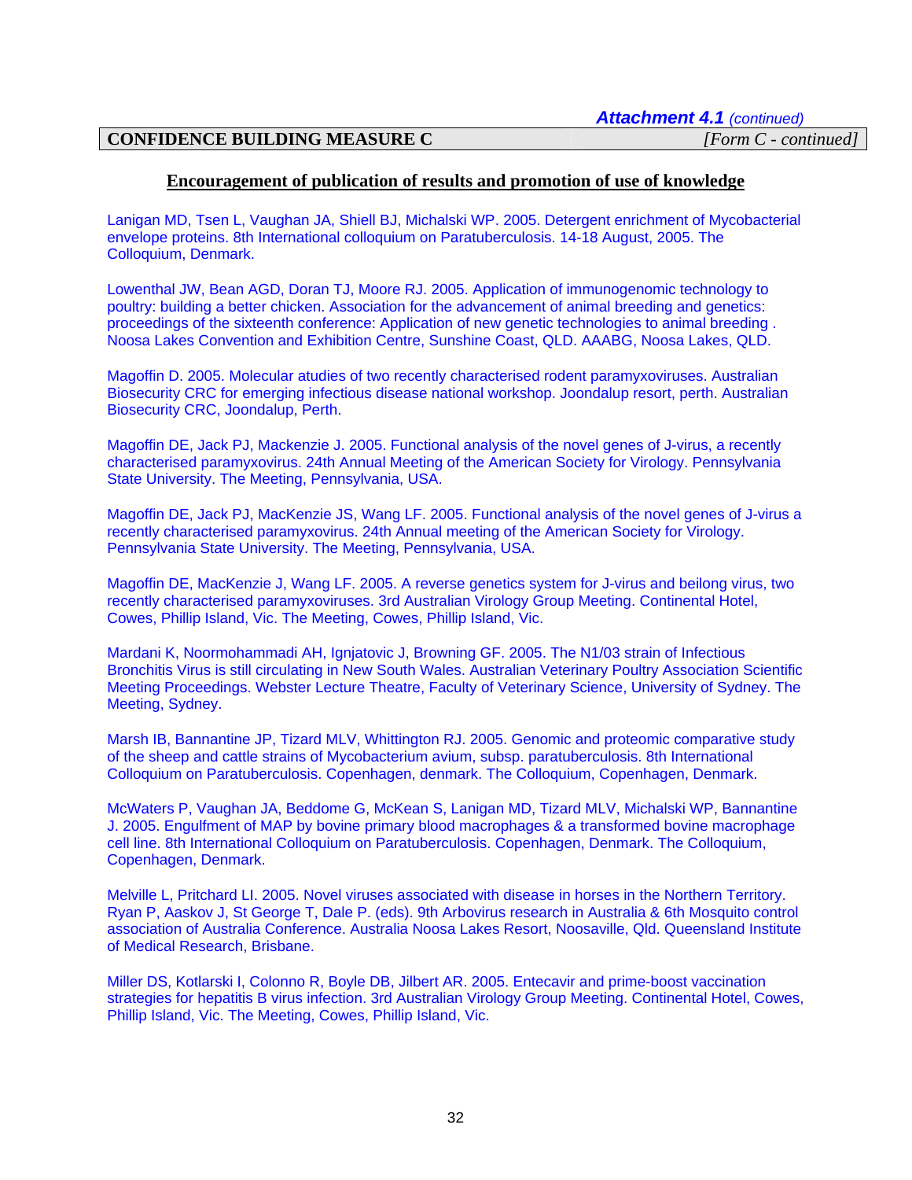*Attachment 4.1 (continued)*

| CONFIDENCE BUILDING MEASURE C | *[Form C - continued]* |
| --- | --- |

## Encouragement of publication of results and promotion of use of knowledge

Lanigan MD, Tsen L, Vaughan JA, Shiell BJ, Michalski WP. 2005. Detergent enrichment of Mycobacterial envelope proteins. 8th International colloquium on Paratuberculosis. 14-18 August, 2005. The Colloquium, Denmark.

Lowenthal JW, Bean AGD, Doran TJ, Moore RJ. 2005. Application of immunogenomic technology to poultry: building a better chicken. Association for the advancement of animal breeding and genetics: proceedings of the sixteenth conference: Application of new genetic technologies to animal breeding . Noosa Lakes Convention and Exhibition Centre, Sunshine Coast, QLD. AAABG, Noosa Lakes, QLD.

Magoffin D. 2005. Molecular atudies of two recently characterised rodent paramyxoviruses. Australian Biosecurity CRC for emerging infectious disease national workshop. Joondalup resort, perth. Australian Biosecurity CRC, Joondalup, Perth.

Magoffin DE, Jack PJ, Mackenzie J. 2005. Functional analysis of the novel genes of J-virus, a recently characterised paramyxovirus. 24th Annual Meeting of the American Society for Virology. Pennsylvania State University. The Meeting, Pennsylvania, USA.

Magoffin DE, Jack PJ, MacKenzie JS, Wang LF. 2005. Functional analysis of the novel genes of J-virus a recently characterised paramyxovirus. 24th Annual meeting of the American Society for Virology. Pennsylvania State University. The Meeting, Pennsylvania, USA.

Magoffin DE, MacKenzie J, Wang LF. 2005. A reverse genetics system for J-virus and beilong virus, two recently characterised paramyxoviruses. 3rd Australian Virology Group Meeting. Continental Hotel, Cowes, Phillip Island, Vic. The Meeting, Cowes, Phillip Island, Vic.

Mardani K, Noormohammadi AH, Ignjatovic J, Browning GF. 2005. The N1/03 strain of Infectious Bronchitis Virus is still circulating in New South Wales. Australian Veterinary Poultry Association Scientific Meeting Proceedings. Webster Lecture Theatre, Faculty of Veterinary Science, University of Sydney. The Meeting, Sydney.

Marsh IB, Bannantine JP, Tizard MLV, Whittington RJ. 2005. Genomic and proteomic comparative study of the sheep and cattle strains of Mycobacterium avium, subsp. paratuberculosis. 8th International Colloquium on Paratuberculosis. Copenhagen, denmark. The Colloquium, Copenhagen, Denmark.

McWaters P, Vaughan JA, Beddome G, McKean S, Lanigan MD, Tizard MLV, Michalski WP, Bannantine J. 2005. Engulfment of MAP by bovine primary blood macrophages & a transformed bovine macrophage cell line. 8th International Colloquium on Paratuberculosis. Copenhagen, Denmark. The Colloquium, Copenhagen, Denmark.

Melville L, Pritchard LI. 2005. Novel viruses associated with disease in horses in the Northern Territory. Ryan P, Aaskov J, St George T, Dale P. (eds). 9th Arbovirus research in Australia & 6th Mosquito control association of Australia Conference. Australia Noosa Lakes Resort, Noosaville, Qld. Queensland Institute of Medical Research, Brisbane.

Miller DS, Kotlarski I, Colonno R, Boyle DB, Jilbert AR. 2005. Entecavir and prime-boost vaccination strategies for hepatitis B virus infection. 3rd Australian Virology Group Meeting. Continental Hotel, Cowes, Phillip Island, Vic. The Meeting, Cowes, Phillip Island, Vic.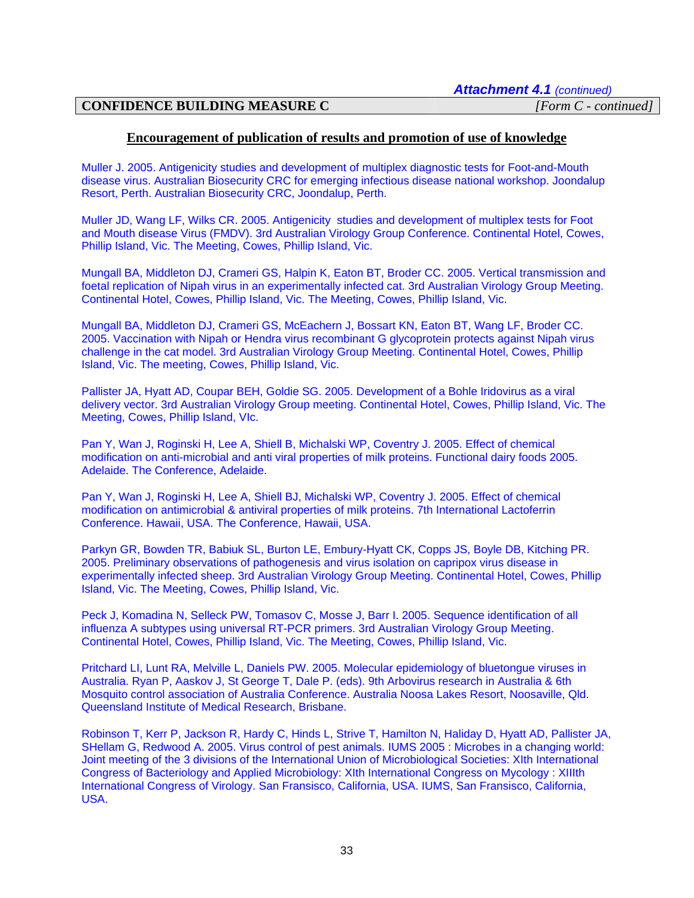*Attachment 4.1 (continued)*

**CONFIDENCE BUILDING MEASURE C** *[Form C - continued]*

## Encouragement of publication of results and promotion of use of knowledge

Muller J. 2005. Antigenicity studies and development of multiplex diagnostic tests for Foot-and-Mouth disease virus. Australian Biosecurity CRC for emerging infectious disease national workshop. Joondalup Resort, Perth. Australian Biosecurity CRC, Joondalup, Perth.

Muller JD, Wang LF, Wilks CR. 2005. Antigenicity studies and development of multiplex tests for Foot and Mouth disease Virus (FMDV). 3rd Australian Virology Group Conference. Continental Hotel, Cowes, Phillip Island, Vic. The Meeting, Cowes, Phillip Island, Vic.

Mungall BA, Middleton DJ, Crameri GS, Halpin K, Eaton BT, Broder CC. 2005. Vertical transmission and foetal replication of Nipah virus in an experimentally infected cat. 3rd Australian Virology Group Meeting. Continental Hotel, Cowes, Phillip Island, Vic. The Meeting, Cowes, Phillip Island, Vic.

Mungall BA, Middleton DJ, Crameri GS, McEachern J, Bossart KN, Eaton BT, Wang LF, Broder CC. 2005. Vaccination with Nipah or Hendra virus recombinant G glycoprotein protects against Nipah virus challenge in the cat model. 3rd Australian Virology Group Meeting. Continental Hotel, Cowes, Phillip Island, Vic. The meeting, Cowes, Phillip Island, Vic.

Pallister JA, Hyatt AD, Coupar BEH, Goldie SG. 2005. Development of a Bohle Iridovirus as a viral delivery vector. 3rd Australian Virology Group meeting. Continental Hotel, Cowes, Phillip Island, Vic. The Meeting, Cowes, Phillip Island, VIc.

Pan Y, Wan J, Roginski H, Lee A, Shiell B, Michalski WP, Coventry J. 2005. Effect of chemical modification on anti-microbial and anti viral properties of milk proteins. Functional dairy foods 2005. Adelaide. The Conference, Adelaide.

Pan Y, Wan J, Roginski H, Lee A, Shiell BJ, Michalski WP, Coventry J. 2005. Effect of chemical modification on antimicrobial & antiviral properties of milk proteins. 7th International Lactoferrin Conference. Hawaii, USA. The Conference, Hawaii, USA.

Parkyn GR, Bowden TR, Babiuk SL, Burton LE, Embury-Hyatt CK, Copps JS, Boyle DB, Kitching PR. 2005. Preliminary observations of pathogenesis and virus isolation on capripox virus disease in experimentally infected sheep. 3rd Australian Virology Group Meeting. Continental Hotel, Cowes, Phillip Island, Vic. The Meeting, Cowes, Phillip Island, Vic.

Peck J, Komadina N, Selleck PW, Tomasov C, Mosse J, Barr I. 2005. Sequence identification of all influenza A subtypes using universal RT-PCR primers. 3rd Australian Virology Group Meeting. Continental Hotel, Cowes, Phillip Island, Vic. The Meeting, Cowes, Phillip Island, Vic.

Pritchard LI, Lunt RA, Melville L, Daniels PW. 2005. Molecular epidemiology of bluetongue viruses in Australia. Ryan P, Aaskov J, St George T, Dale P. (eds). 9th Arbovirus research in Australia & 6th Mosquito control association of Australia Conference. Australia Noosa Lakes Resort, Noosaville, Qld. Queensland Institute of Medical Research, Brisbane.

Robinson T, Kerr P, Jackson R, Hardy C, Hinds L, Strive T, Hamilton N, Haliday D, Hyatt AD, Pallister JA, SHellam G, Redwood A. 2005. Virus control of pest animals. IUMS 2005 : Microbes in a changing world: Joint meeting of the 3 divisions of the International Union of Microbiological Societies: XIth International Congress of Bacteriology and Applied Microbiology: XIth International Congress on Mycology : XIIIth International Congress of Virology. San Fransisco, California, USA. IUMS, San Fransisco, California, USA.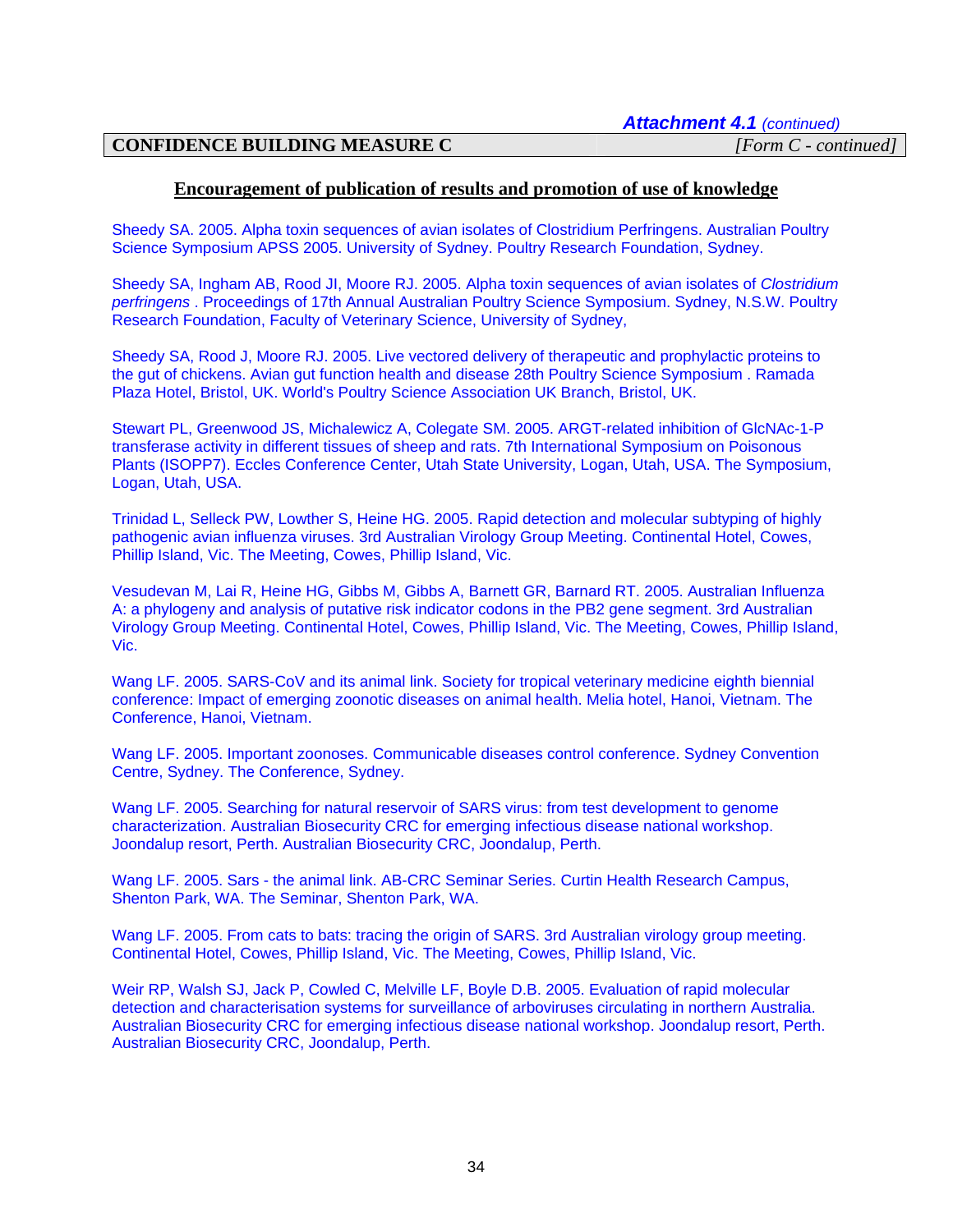**CONFIDENCE BUILDING MEASURE C** *[Form C - continued]*

## Encouragement of publication of results and promotion of use of knowledge

Sheedy SA. 2005. Alpha toxin sequences of avian isolates of Clostridium Perfringens. Australian Poultry Science Symposium APSS 2005. University of Sydney. Poultry Research Foundation, Sydney.

Sheedy SA, Ingham AB, Rood JI, Moore RJ. 2005. Alpha toxin sequences of avian isolates of *Clostridium perfringens* . Proceedings of 17th Annual Australian Poultry Science Symposium. Sydney, N.S.W. Poultry Research Foundation, Faculty of Veterinary Science, University of Sydney,

Sheedy SA, Rood J, Moore RJ. 2005. Live vectored delivery of therapeutic and prophylactic proteins to the gut of chickens. Avian gut function health and disease 28th Poultry Science Symposium . Ramada Plaza Hotel, Bristol, UK. World's Poultry Science Association UK Branch, Bristol, UK.

Stewart PL, Greenwood JS, Michalewicz A, Colegate SM. 2005. ARGT-related inhibition of GlcNAc-1-P transferase activity in different tissues of sheep and rats. 7th International Symposium on Poisonous Plants (ISOPP7). Eccles Conference Center, Utah State University, Logan, Utah, USA. The Symposium, Logan, Utah, USA.

Trinidad L, Selleck PW, Lowther S, Heine HG. 2005. Rapid detection and molecular subtyping of highly pathogenic avian influenza viruses. 3rd Australian Virology Group Meeting. Continental Hotel, Cowes, Phillip Island, Vic. The Meeting, Cowes, Phillip Island, Vic.

Vesudevan M, Lai R, Heine HG, Gibbs M, Gibbs A, Barnett GR, Barnard RT. 2005. Australian Influenza A: a phylogeny and analysis of putative risk indicator codons in the PB2 gene segment. 3rd Australian Virology Group Meeting. Continental Hotel, Cowes, Phillip Island, Vic. The Meeting, Cowes, Phillip Island, Vic.

Wang LF. 2005. SARS-CoV and its animal link. Society for tropical veterinary medicine eighth biennial conference: Impact of emerging zoonotic diseases on animal health. Melia hotel, Hanoi, Vietnam. The Conference, Hanoi, Vietnam.

Wang LF. 2005. Important zoonoses. Communicable diseases control conference. Sydney Convention Centre, Sydney. The Conference, Sydney.

Wang LF. 2005. Searching for natural reservoir of SARS virus: from test development to genome characterization. Australian Biosecurity CRC for emerging infectious disease national workshop. Joondalup resort, Perth. Australian Biosecurity CRC, Joondalup, Perth.

Wang LF. 2005. Sars - the animal link. AB-CRC Seminar Series. Curtin Health Research Campus, Shenton Park, WA. The Seminar, Shenton Park, WA.

Wang LF. 2005. From cats to bats: tracing the origin of SARS. 3rd Australian virology group meeting. Continental Hotel, Cowes, Phillip Island, Vic. The Meeting, Cowes, Phillip Island, Vic.

Weir RP, Walsh SJ, Jack P, Cowled C, Melville LF, Boyle D.B. 2005. Evaluation of rapid molecular detection and characterisation systems for surveillance of arboviruses circulating in northern Australia. Australian Biosecurity CRC for emerging infectious disease national workshop. Joondalup resort, Perth. Australian Biosecurity CRC, Joondalup, Perth.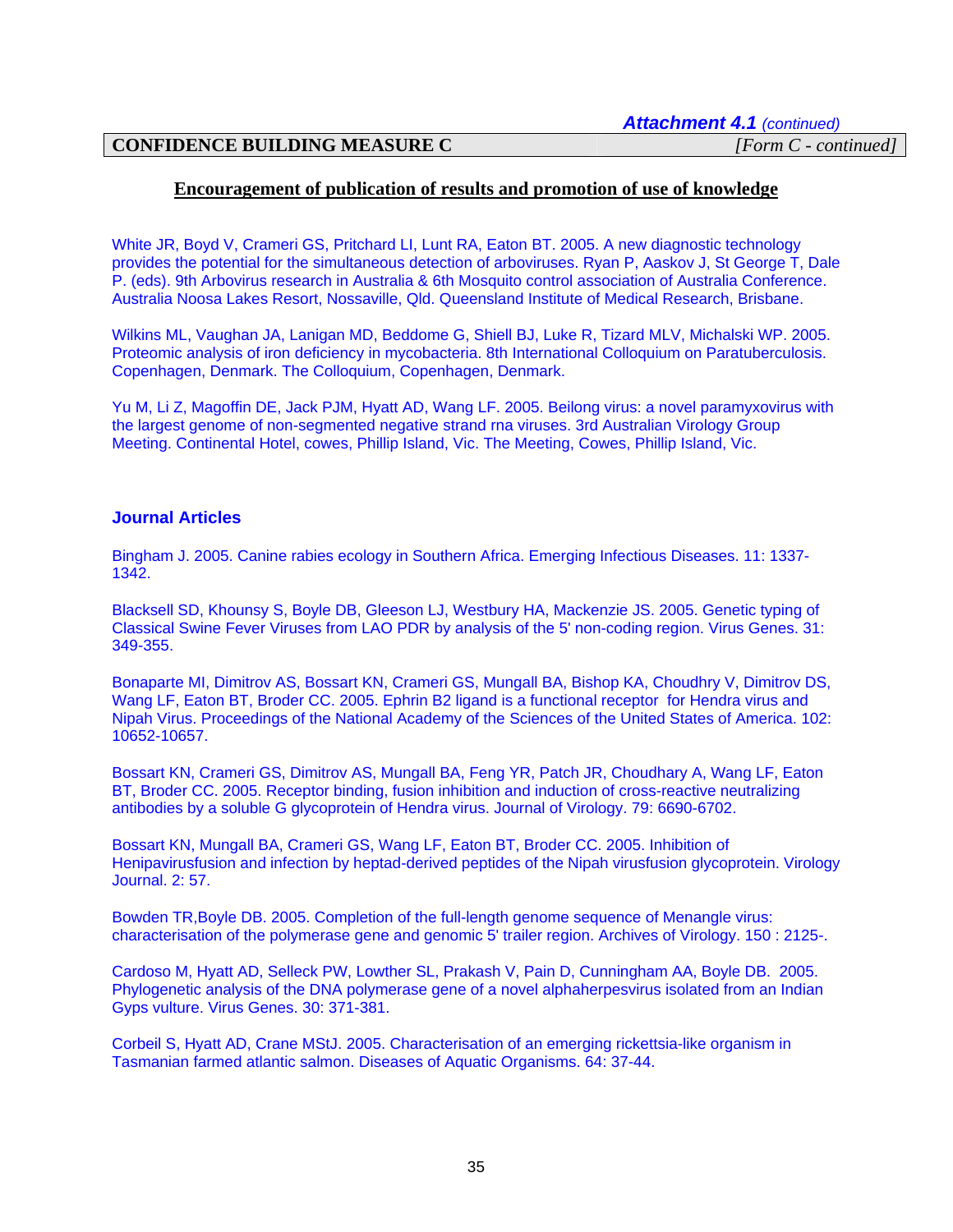*Attachment 4.1 (continued)*

| CONFIDENCE BUILDING MEASURE C | *[Form C - continued]* |
|---|---|

## Encouragement of publication of results and promotion of use of knowledge

White JR, Boyd V, Crameri GS, Pritchard LI, Lunt RA, Eaton BT. 2005. A new diagnostic technology provides the potential for the simultaneous detection of arboviruses. Ryan P, Aaskov J, St George T, Dale P. (eds). 9th Arbovirus research in Australia & 6th Mosquito control association of Australia Conference. Australia Noosa Lakes Resort, Nossaville, Qld. Queensland Institute of Medical Research, Brisbane.

Wilkins ML, Vaughan JA, Lanigan MD, Beddome G, Shiell BJ, Luke R, Tizard MLV, Michalski WP. 2005. Proteomic analysis of iron deficiency in mycobacteria. 8th International Colloquium on Paratuberculosis. Copenhagen, Denmark. The Colloquium, Copenhagen, Denmark.

Yu M, Li Z, Magoffin DE, Jack PJM, Hyatt AD, Wang LF. 2005. Beilong virus: a novel paramyxovirus with the largest genome of non-segmented negative strand rna viruses. 3rd Australian Virology Group Meeting. Continental Hotel, cowes, Phillip Island, Vic. The Meeting, Cowes, Phillip Island, Vic.

### Journal Articles

Bingham J. 2005. Canine rabies ecology in Southern Africa. Emerging Infectious Diseases. 11: 1337-1342.

Blacksell SD, Khounsy S, Boyle DB, Gleeson LJ, Westbury HA, Mackenzie JS. 2005. Genetic typing of Classical Swine Fever Viruses from LAO PDR by analysis of the 5' non-coding region. Virus Genes. 31: 349-355.

Bonaparte MI, Dimitrov AS, Bossart KN, Crameri GS, Mungall BA, Bishop KA, Choudhry V, Dimitrov DS, Wang LF, Eaton BT, Broder CC. 2005. Ephrin B2 ligand is a functional receptor for Hendra virus and Nipah Virus. Proceedings of the National Academy of the Sciences of the United States of America. 102: 10652-10657.

Bossart KN, Crameri GS, Dimitrov AS, Mungall BA, Feng YR, Patch JR, Choudhary A, Wang LF, Eaton BT, Broder CC. 2005. Receptor binding, fusion inhibition and induction of cross-reactive neutralizing antibodies by a soluble G glycoprotein of Hendra virus. Journal of Virology. 79: 6690-6702.

Bossart KN, Mungall BA, Crameri GS, Wang LF, Eaton BT, Broder CC. 2005. Inhibition of Henipavirusfusion and infection by heptad-derived peptides of the Nipah virusfusion glycoprotein. Virology Journal. 2: 57.

Bowden TR,Boyle DB. 2005. Completion of the full-length genome sequence of Menangle virus: characterisation of the polymerase gene and genomic 5' trailer region. Archives of Virology. 150 : 2125-.

Cardoso M, Hyatt AD, Selleck PW, Lowther SL, Prakash V, Pain D, Cunningham AA, Boyle DB. 2005. Phylogenetic analysis of the DNA polymerase gene of a novel alphaherpesvirus isolated from an Indian Gyps vulture. Virus Genes. 30: 371-381.

Corbeil S, Hyatt AD, Crane MStJ. 2005. Characterisation of an emerging rickettsia-like organism in Tasmanian farmed atlantic salmon. Diseases of Aquatic Organisms. 64: 37-44.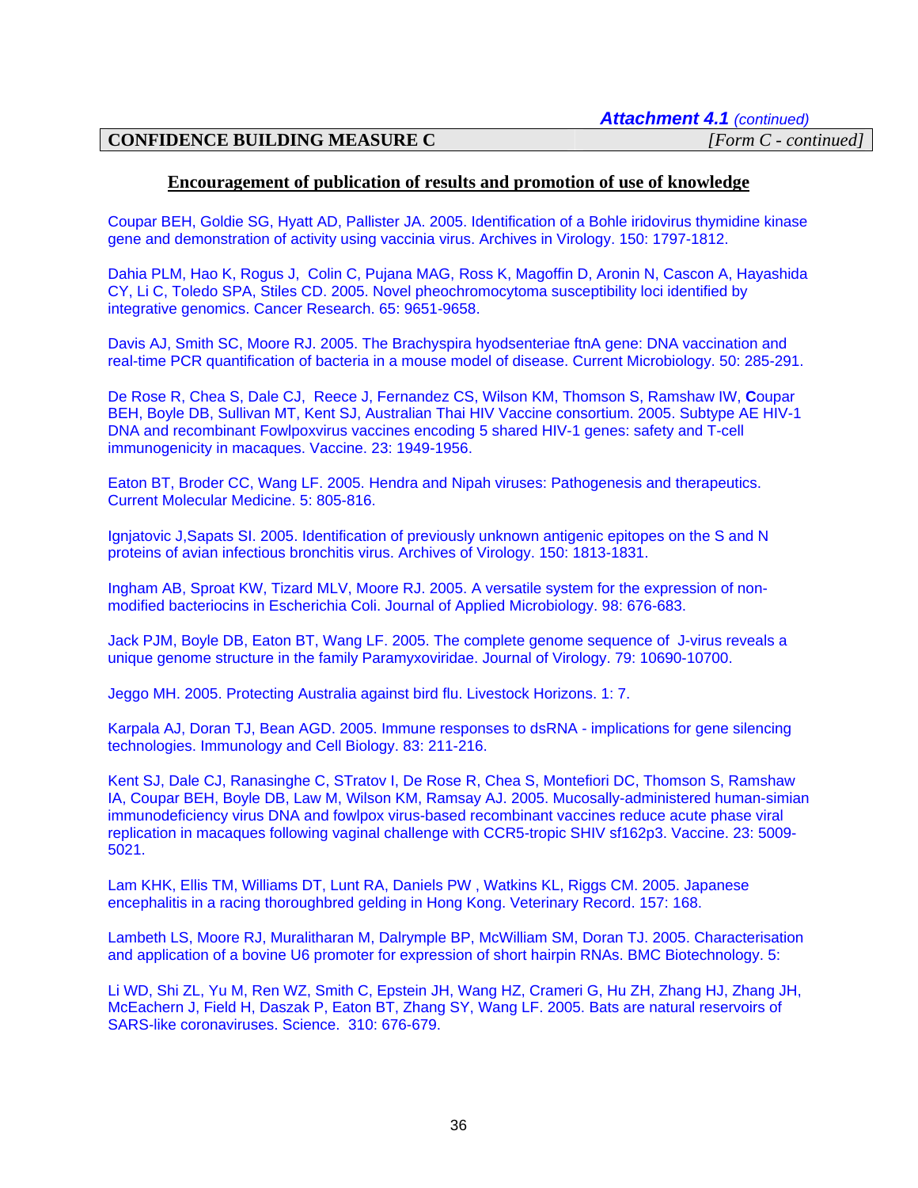*Attachment 4.1 (continued)*

**CONFIDENCE BUILDING MEASURE C** *[Form C - continued]*

## Encouragement of publication of results and promotion of use of knowledge

Coupar BEH, Goldie SG, Hyatt AD, Pallister JA. 2005. Identification of a Bohle iridovirus thymidine kinase gene and demonstration of activity using vaccinia virus. Archives in Virology. 150: 1797-1812.

Dahia PLM, Hao K, Rogus J, Colin C, Pujana MAG, Ross K, Magoffin D, Aronin N, Cascon A, Hayashida CY, Li C, Toledo SPA, Stiles CD. 2005. Novel pheochromocytoma susceptibility loci identified by integrative genomics. Cancer Research. 65: 9651-9658.

Davis AJ, Smith SC, Moore RJ. 2005. The Brachyspira hyodsenteriae ftnA gene: DNA vaccination and real-time PCR quantification of bacteria in a mouse model of disease. Current Microbiology. 50: 285-291.

De Rose R, Chea S, Dale CJ, Reece J, Fernandez CS, Wilson KM, Thomson S, Ramshaw IW, **C**oupar BEH, Boyle DB, Sullivan MT, Kent SJ, Australian Thai HIV Vaccine consortium. 2005. Subtype AE HIV-1 DNA and recombinant Fowlpoxvirus vaccines encoding 5 shared HIV-1 genes: safety and T-cell immunogenicity in macaques. Vaccine. 23: 1949-1956.

Eaton BT, Broder CC, Wang LF. 2005. Hendra and Nipah viruses: Pathogenesis and therapeutics. Current Molecular Medicine. 5: 805-816.

Ignjatovic J,Sapats SI. 2005. Identification of previously unknown antigenic epitopes on the S and N proteins of avian infectious bronchitis virus. Archives of Virology. 150: 1813-1831.

Ingham AB, Sproat KW, Tizard MLV, Moore RJ. 2005. A versatile system for the expression of non-modified bacteriocins in Escherichia Coli. Journal of Applied Microbiology. 98: 676-683.

Jack PJM, Boyle DB, Eaton BT, Wang LF. 2005. The complete genome sequence of J-virus reveals a unique genome structure in the family Paramyxoviridae. Journal of Virology. 79: 10690-10700.

Jeggo MH. 2005. Protecting Australia against bird flu. Livestock Horizons. 1: 7.

Karpala AJ, Doran TJ, Bean AGD. 2005. Immune responses to dsRNA - implications for gene silencing technologies. Immunology and Cell Biology. 83: 211-216.

Kent SJ, Dale CJ, Ranasinghe C, STratov I, De Rose R, Chea S, Montefiori DC, Thomson S, Ramshaw IA, Coupar BEH, Boyle DB, Law M, Wilson KM, Ramsay AJ. 2005. Mucosally-administered human-simian immunodeficiency virus DNA and fowlpox virus-based recombinant vaccines reduce acute phase viral replication in macaques following vaginal challenge with CCR5-tropic SHIV sf162p3. Vaccine. 23: 5009-5021.

Lam KHK, Ellis TM, Williams DT, Lunt RA, Daniels PW , Watkins KL, Riggs CM. 2005. Japanese encephalitis in a racing thoroughbred gelding in Hong Kong. Veterinary Record. 157: 168.

Lambeth LS, Moore RJ, Muralitharan M, Dalrymple BP, McWilliam SM, Doran TJ. 2005. Characterisation and application of a bovine U6 promoter for expression of short hairpin RNAs. BMC Biotechnology. 5:

Li WD, Shi ZL, Yu M, Ren WZ, Smith C, Epstein JH, Wang HZ, Crameri G, Hu ZH, Zhang HJ, Zhang JH, McEachern J, Field H, Daszak P, Eaton BT, Zhang SY, Wang LF. 2005. Bats are natural reservoirs of SARS-like coronaviruses. Science. 310: 676-679.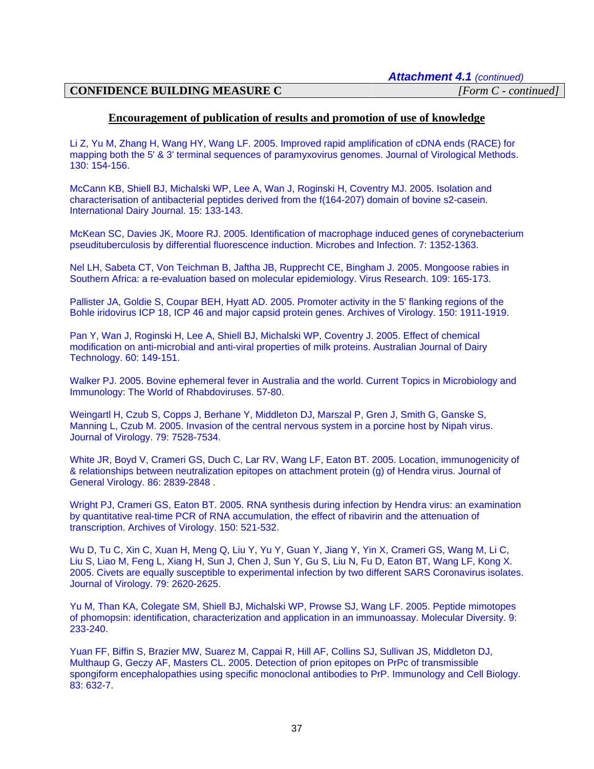*Attachment 4.1 (continued)*

**CONFIDENCE BUILDING MEASURE C** *[Form C - continued]*

## Encouragement of publication of results and promotion of use of knowledge

Li Z, Yu M, Zhang H, Wang HY, Wang LF. 2005. Improved rapid amplification of cDNA ends (RACE) for mapping both the 5' & 3' terminal sequences of paramyxovirus genomes. Journal of Virological Methods. 130: 154-156.

McCann KB, Shiell BJ, Michalski WP, Lee A, Wan J, Roginski H, Coventry MJ. 2005. Isolation and characterisation of antibacterial peptides derived from the f(164-207) domain of bovine s2-casein. International Dairy Journal. 15: 133-143.

McKean SC, Davies JK, Moore RJ. 2005. Identification of macrophage induced genes of corynebacterium pseudituberculosis by differential fluorescence induction. Microbes and Infection. 7: 1352-1363.

Nel LH, Sabeta CT, Von Teichman B, Jaftha JB, Rupprecht CE, Bingham J. 2005. Mongoose rabies in Southern Africa: a re-evaluation based on molecular epidemiology. Virus Research. 109: 165-173.

Pallister JA, Goldie S, Coupar BEH, Hyatt AD. 2005. Promoter activity in the 5' flanking regions of the Bohle iridovirus ICP 18, ICP 46 and major capsid protein genes. Archives of Virology. 150: 1911-1919.

Pan Y, Wan J, Roginski H, Lee A, Shiell BJ, Michalski WP, Coventry J. 2005. Effect of chemical modification on anti-microbial and anti-viral properties of milk proteins. Australian Journal of Dairy Technology. 60: 149-151.

Walker PJ. 2005. Bovine ephemeral fever in Australia and the world. Current Topics in Microbiology and Immunology: The World of Rhabdoviruses. 57-80.

Weingartl H, Czub S, Copps J, Berhane Y, Middleton DJ, Marszal P, Gren J, Smith G, Ganske S, Manning L, Czub M. 2005. Invasion of the central nervous system in a porcine host by Nipah virus. Journal of Virology. 79: 7528-7534.

White JR, Boyd V, Crameri GS, Duch C, Lar RV, Wang LF, Eaton BT. 2005. Location, immunogenicity of & relationships between neutralization epitopes on attachment protein (g) of Hendra virus. Journal of General Virology. 86: 2839-2848 .

Wright PJ, Crameri GS, Eaton BT. 2005. RNA synthesis during infection by Hendra virus: an examination by quantitative real-time PCR of RNA accumulation, the effect of ribavirin and the attenuation of transcription. Archives of Virology. 150: 521-532.

Wu D, Tu C, Xin C, Xuan H, Meng Q, Liu Y, Yu Y, Guan Y, Jiang Y, Yin X, Crameri GS, Wang M, Li C, Liu S, Liao M, Feng L, Xiang H, Sun J, Chen J, Sun Y, Gu S, Liu N, Fu D, Eaton BT, Wang LF, Kong X. 2005. Civets are equally susceptible to experimental infection by two different SARS Coronavirus isolates. Journal of Virology. 79: 2620-2625.

Yu M, Than KA, Colegate SM, Shiell BJ, Michalski WP, Prowse SJ, Wang LF. 2005. Peptide mimotopes of phomopsin: identification, characterization and application in an immunoassay. Molecular Diversity. 9: 233-240.

Yuan FF, Biffin S, Brazier MW, Suarez M, Cappai R, Hill AF, Collins SJ, Sullivan JS, Middleton DJ, Multhaup G, Geczy AF, Masters CL. 2005. Detection of prion epitopes on PrPc of transmissible spongiform encephalopathies using specific monoclonal antibodies to PrP. Immunology and Cell Biology. 83: 632-7.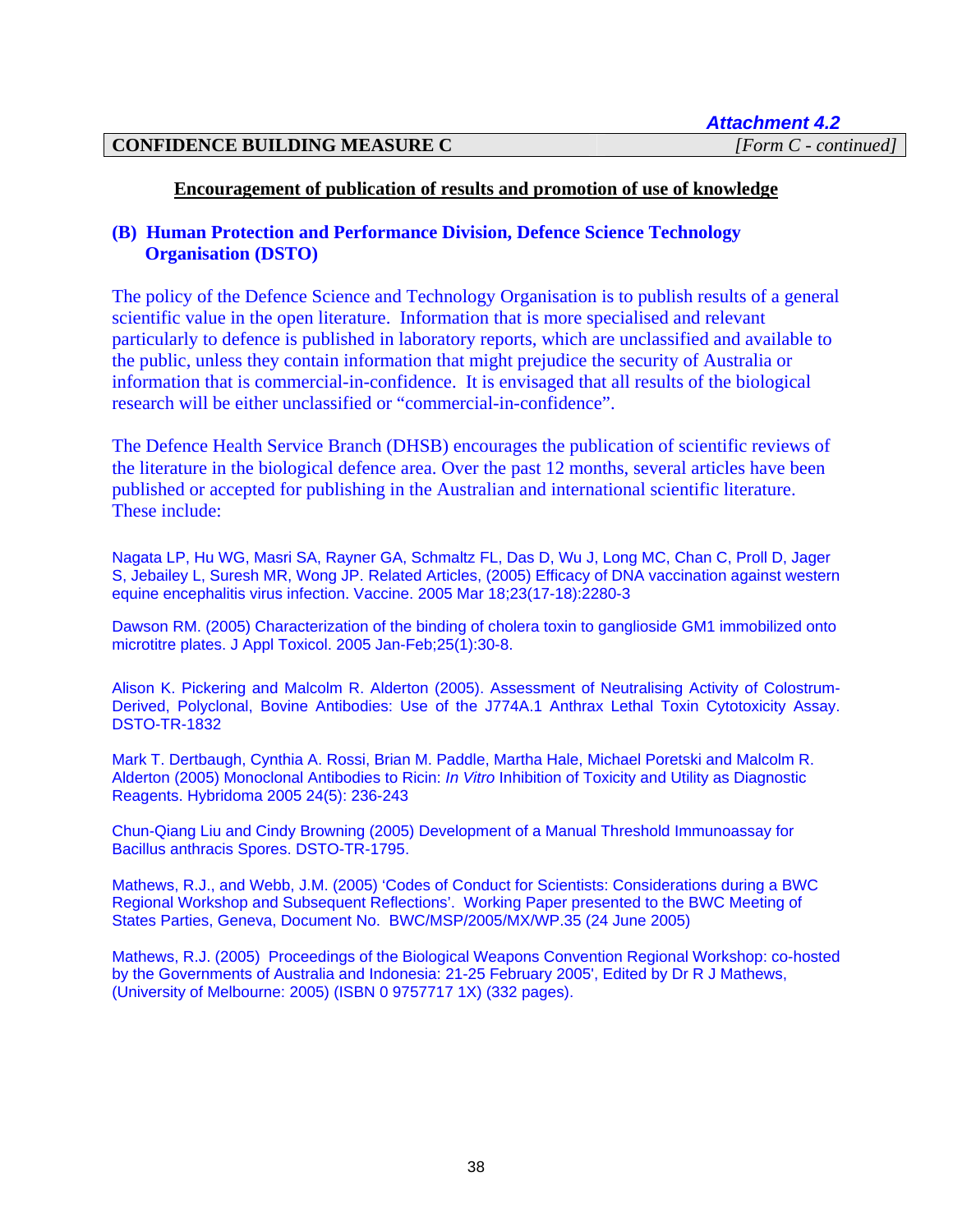*Attachment 4.2*

| **CONFIDENCE BUILDING MEASURE C** | *[Form C - continued]* |
|---|---|

**Encouragement of publication of results and promotion of use of knowledge**

### (B) Human Protection and Performance Division, Defence Science Technology Organisation (DSTO)

The policy of the Defence Science and Technology Organisation is to publish results of a general scientific value in the open literature. Information that is more specialised and relevant particularly to defence is published in laboratory reports, which are unclassified and available to the public, unless they contain information that might prejudice the security of Australia or information that is commercial-in-confidence. It is envisaged that all results of the biological research will be either unclassified or "commercial-in-confidence".

The Defence Health Service Branch (DHSB) encourages the publication of scientific reviews of the literature in the biological defence area. Over the past 12 months, several articles have been published or accepted for publishing in the Australian and international scientific literature. These include:

Nagata LP, Hu WG, Masri SA, Rayner GA, Schmaltz FL, Das D, Wu J, Long MC, Chan C, Proll D, Jager S, Jebailey L, Suresh MR, Wong JP. Related Articles, (2005) Efficacy of DNA vaccination against western equine encephalitis virus infection. Vaccine. 2005 Mar 18;23(17-18):2280-3

Dawson RM. (2005) Characterization of the binding of cholera toxin to ganglioside GM1 immobilized onto microtitre plates. J Appl Toxicol. 2005 Jan-Feb;25(1):30-8.

Alison K. Pickering and Malcolm R. Alderton (2005). Assessment of Neutralising Activity of Colostrum-Derived, Polyclonal, Bovine Antibodies: Use of the J774A.1 Anthrax Lethal Toxin Cytotoxicity Assay. DSTO-TR-1832

Mark T. Dertbaugh, Cynthia A. Rossi, Brian M. Paddle, Martha Hale, Michael Poretski and Malcolm R. Alderton (2005) Monoclonal Antibodies to Ricin: *In Vitro* Inhibition of Toxicity and Utility as Diagnostic Reagents. Hybridoma 2005 24(5): 236-243

Chun-Qiang Liu and Cindy Browning (2005) Development of a Manual Threshold Immunoassay for Bacillus anthracis Spores. DSTO-TR-1795.

Mathews, R.J., and Webb, J.M. (2005) 'Codes of Conduct for Scientists: Considerations during a BWC Regional Workshop and Subsequent Reflections'. Working Paper presented to the BWC Meeting of States Parties, Geneva, Document No. BWC/MSP/2005/MX/WP.35 (24 June 2005)

Mathews, R.J. (2005) Proceedings of the Biological Weapons Convention Regional Workshop: co-hosted by the Governments of Australia and Indonesia: 21-25 February 2005', Edited by Dr R J Mathews, (University of Melbourne: 2005) (ISBN 0 9757717 1X) (332 pages).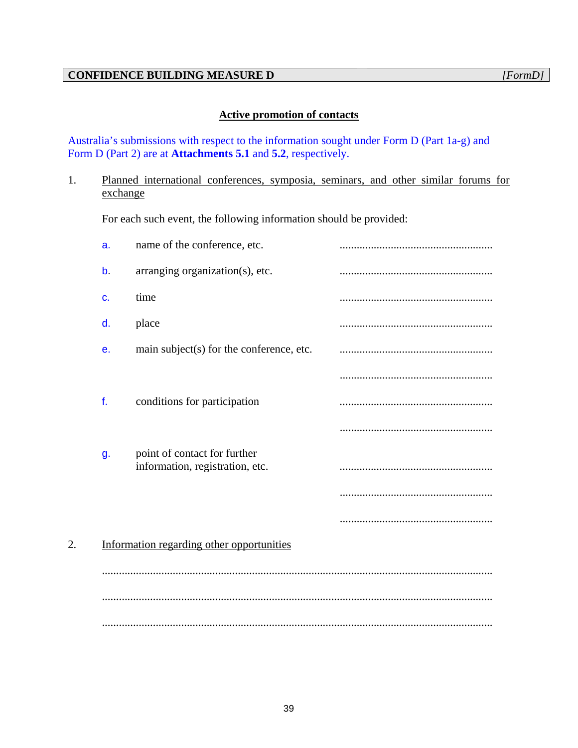**CONFIDENCE BUILDING MEASURE D** *[FormD]*

## Active promotion of contacts

Australia's submissions with respect to the information sought under Form D (Part 1a-g) and Form D (Part 2) are at **Attachments 5.1** and **5.2**, respectively.

1. Planned international conferences, symposia, seminars, and other similar forums for exchange

   For each such event, the following information should be provided:

   a. name of the conference, etc. ......................................................

   b. arranging organization(s), etc. ......................................................

   c. time ......................................................

   d. place ......................................................

   e. main subject(s) for the conference, etc. ......................................................

   ......................................................

   f. conditions for participation ......................................................

   ......................................................

   g. point of contact for further information, registration, etc. ......................................................

   ......................................................

   ......................................................

2. Information regarding other opportunities

   ..........................................................................................................................

   ..........................................................................................................................

   ..........................................................................................................................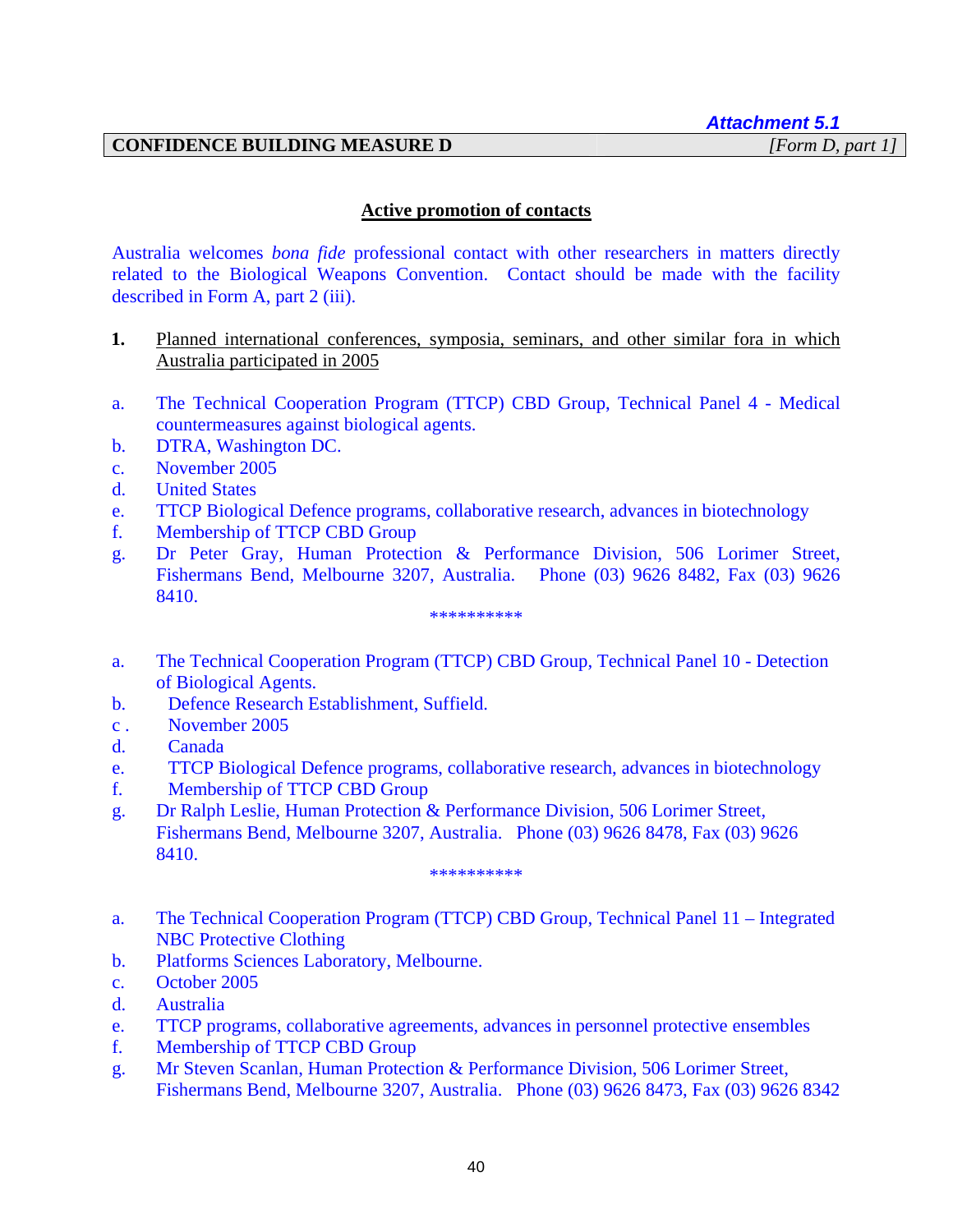*Attachment 5.1*

**CONFIDENCE BUILDING MEASURE D** *[Form D, part 1]*

## Active promotion of contacts

Australia welcomes *bona fide* professional contact with other researchers in matters directly related to the Biological Weapons Convention. Contact should be made with the facility described in Form A, part 2 (iii).

**1.** Planned international conferences, symposia, seminars, and other similar fora in which Australia participated in 2005

a. The Technical Cooperation Program (TTCP) CBD Group, Technical Panel 4 - Medical countermeasures against biological agents.
b. DTRA, Washington DC.
c. November 2005
d. United States
e. TTCP Biological Defence programs, collaborative research, advances in biotechnology
f. Membership of TTCP CBD Group
g. Dr Peter Gray, Human Protection & Performance Division, 506 Lorimer Street, Fishermans Bend, Melbourne 3207, Australia. Phone (03) 9626 8482, Fax (03) 9626 8410.

**********

a. The Technical Cooperation Program (TTCP) CBD Group, Technical Panel 10 - Detection of Biological Agents.
b. Defence Research Establishment, Suffield.
c . November 2005
d. Canada
e. TTCP Biological Defence programs, collaborative research, advances in biotechnology
f. Membership of TTCP CBD Group
g. Dr Ralph Leslie, Human Protection & Performance Division, 506 Lorimer Street, Fishermans Bend, Melbourne 3207, Australia. Phone (03) 9626 8478, Fax (03) 9626 8410.

**********

a. The Technical Cooperation Program (TTCP) CBD Group, Technical Panel 11 – Integrated NBC Protective Clothing
b. Platforms Sciences Laboratory, Melbourne.
c. October 2005
d. Australia
e. TTCP programs, collaborative agreements, advances in personnel protective ensembles
f. Membership of TTCP CBD Group
g. Mr Steven Scanlan, Human Protection & Performance Division, 506 Lorimer Street, Fishermans Bend, Melbourne 3207, Australia. Phone (03) 9626 8473, Fax (03) 9626 8342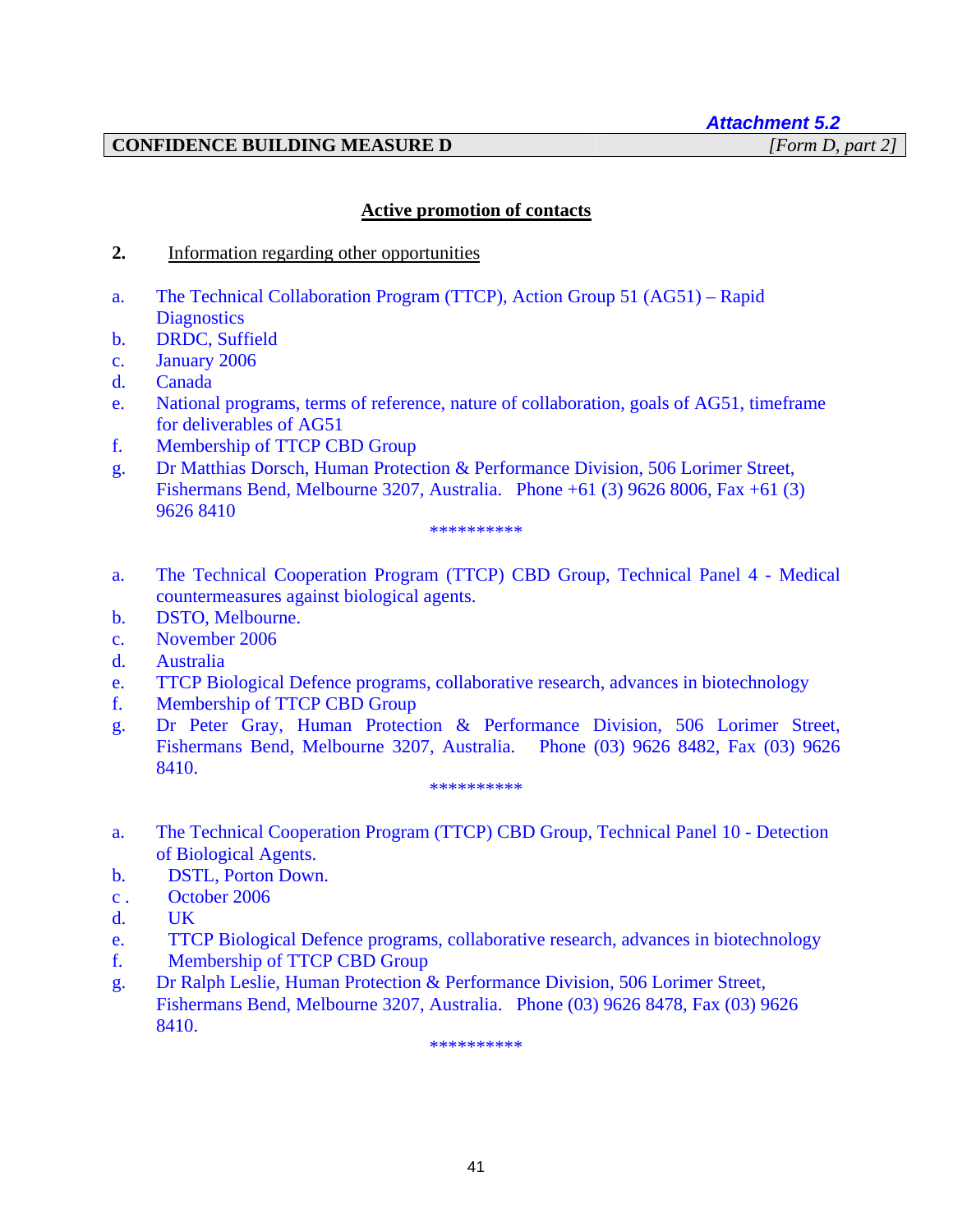*Attachment 5.2*

**CONFIDENCE BUILDING MEASURE D** *[Form D, part 2]*

## Active promotion of contacts

**2.** Information regarding other opportunities

a. The Technical Collaboration Program (TTCP), Action Group 51 (AG51) – Rapid Diagnostics
b. DRDC, Suffield
c. January 2006
d. Canada
e. National programs, terms of reference, nature of collaboration, goals of AG51, timeframe for deliverables of AG51
f. Membership of TTCP CBD Group
g. Dr Matthias Dorsch, Human Protection & Performance Division, 506 Lorimer Street, Fishermans Bend, Melbourne 3207, Australia. Phone +61 (3) 9626 8006, Fax +61 (3) 9626 8410

**********

a. The Technical Cooperation Program (TTCP) CBD Group, Technical Panel 4 - Medical countermeasures against biological agents.
b. DSTO, Melbourne.
c. November 2006
d. Australia
e. TTCP Biological Defence programs, collaborative research, advances in biotechnology
f. Membership of TTCP CBD Group
g. Dr Peter Gray, Human Protection & Performance Division, 506 Lorimer Street, Fishermans Bend, Melbourne 3207, Australia. Phone (03) 9626 8482, Fax (03) 9626 8410.

**********

a. The Technical Cooperation Program (TTCP) CBD Group, Technical Panel 10 - Detection of Biological Agents.
b. DSTL, Porton Down.
c. October 2006
d. UK
e. TTCP Biological Defence programs, collaborative research, advances in biotechnology
f. Membership of TTCP CBD Group
g. Dr Ralph Leslie, Human Protection & Performance Division, 506 Lorimer Street, Fishermans Bend, Melbourne 3207, Australia. Phone (03) 9626 8478, Fax (03) 9626 8410.

**********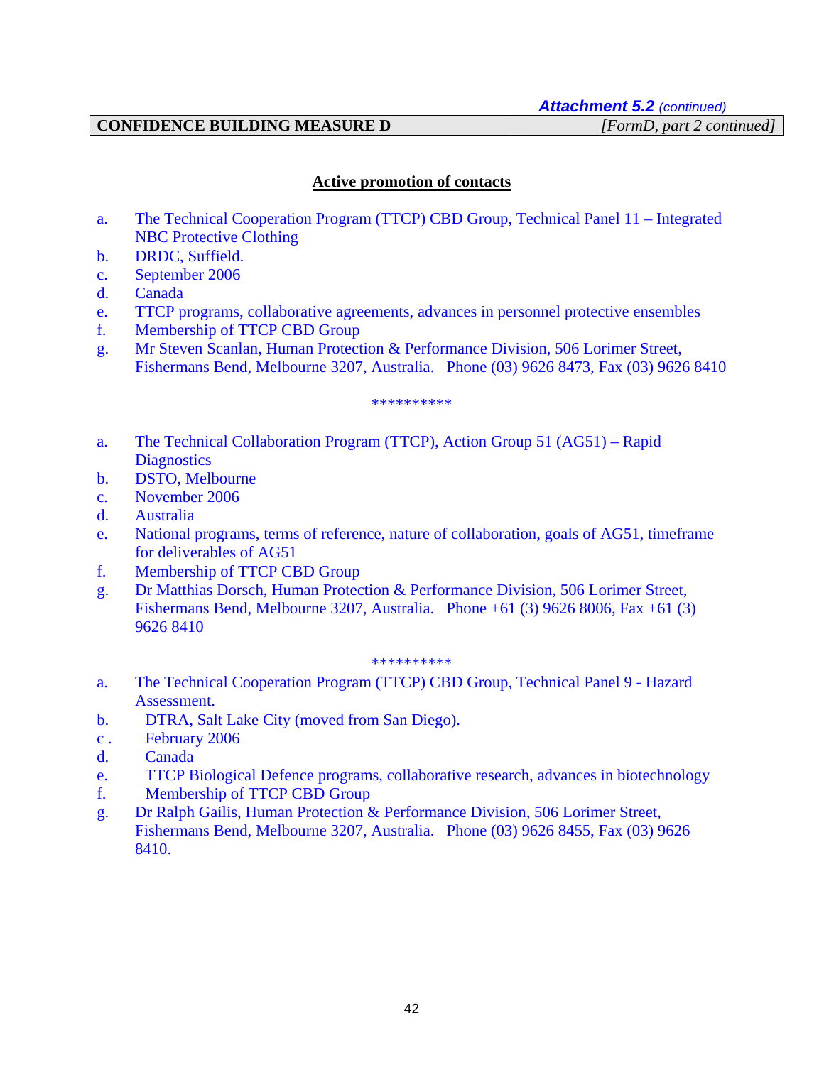*Attachment 5.2 (continued)*

**CONFIDENCE BUILDING MEASURE D** *[FormD, part 2 continued]*

**Active promotion of contacts**

a. The Technical Cooperation Program (TTCP) CBD Group, Technical Panel 11 – Integrated NBC Protective Clothing
b. DRDC, Suffield.
c. September 2006
d. Canada
e. TTCP programs, collaborative agreements, advances in personnel protective ensembles
f. Membership of TTCP CBD Group
g. Mr Steven Scanlan, Human Protection & Performance Division, 506 Lorimer Street, Fishermans Bend, Melbourne 3207, Australia. Phone (03) 9626 8473, Fax (03) 9626 8410

**********

a. The Technical Collaboration Program (TTCP), Action Group 51 (AG51) – Rapid Diagnostics
b. DSTO, Melbourne
c. November 2006
d. Australia
e. National programs, terms of reference, nature of collaboration, goals of AG51, timeframe for deliverables of AG51
f. Membership of TTCP CBD Group
g. Dr Matthias Dorsch, Human Protection & Performance Division, 506 Lorimer Street, Fishermans Bend, Melbourne 3207, Australia. Phone +61 (3) 9626 8006, Fax +61 (3) 9626 8410

**********

a. The Technical Cooperation Program (TTCP) CBD Group, Technical Panel 9 - Hazard Assessment.
b. DTRA, Salt Lake City (moved from San Diego).
c . February 2006
d. Canada
e. TTCP Biological Defence programs, collaborative research, advances in biotechnology
f. Membership of TTCP CBD Group
g. Dr Ralph Gailis, Human Protection & Performance Division, 506 Lorimer Street, Fishermans Bend, Melbourne 3207, Australia. Phone (03) 9626 8455, Fax (03) 9626 8410.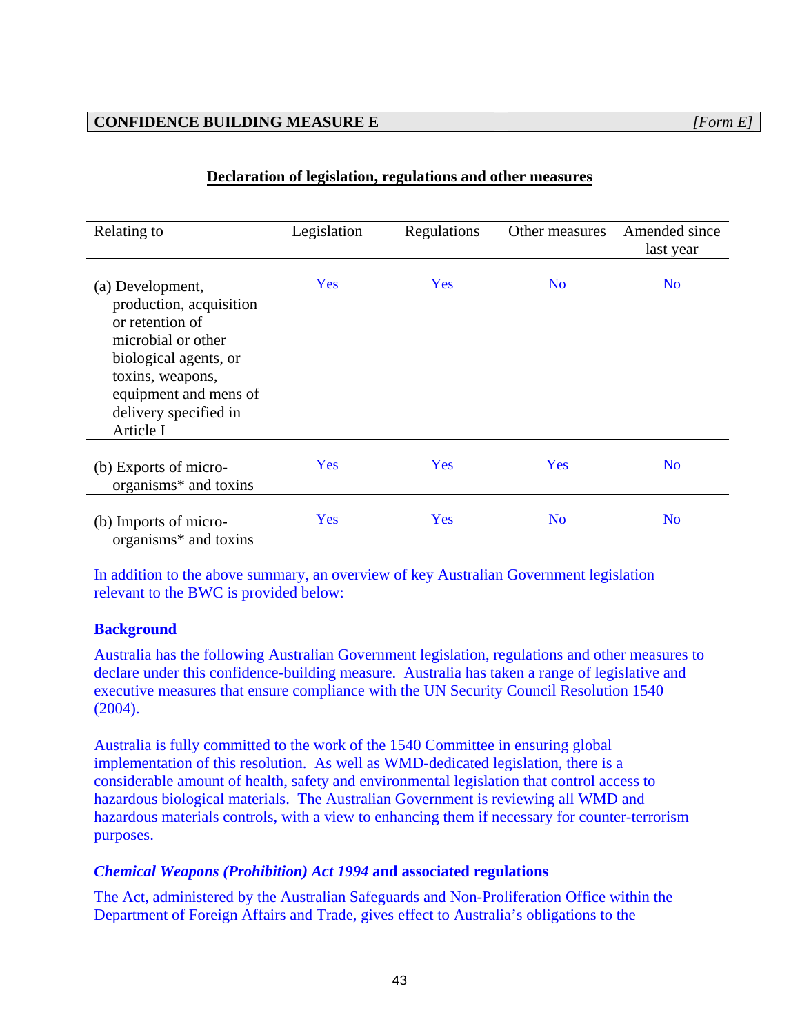| CONFIDENCE BUILDING MEASURE E | [Form E] |
|---|---|

**Declaration of legislation, regulations and other measures**

| Relating to | Legislation | Regulations | Other measures | Amended since last year |
|---|---|---|---|---|
| (a) Development, production, acquisition or retention of microbial or other biological agents, or toxins, weapons, equipment and mens of delivery specified in Article I | Yes | Yes | No | No |
| (b) Exports of micro-organisms* and toxins | Yes | Yes | Yes | No |
| (b) Imports of micro-organisms* and toxins | Yes | Yes | No | No |

In addition to the above summary, an overview of key Australian Government legislation relevant to the BWC is provided below:

**Background**

Australia has the following Australian Government legislation, regulations and other measures to declare under this confidence-building measure. Australia has taken a range of legislative and executive measures that ensure compliance with the UN Security Council Resolution 1540 (2004).

Australia is fully committed to the work of the 1540 Committee in ensuring global implementation of this resolution. As well as WMD-dedicated legislation, there is a considerable amount of health, safety and environmental legislation that control access to hazardous biological materials. The Australian Government is reviewing all WMD and hazardous materials controls, with a view to enhancing them if necessary for counter-terrorism purposes.

***Chemical Weapons (Prohibition) Act 1994* and associated regulations**

The Act, administered by the Australian Safeguards and Non-Proliferation Office within the Department of Foreign Affairs and Trade, gives effect to Australia's obligations to the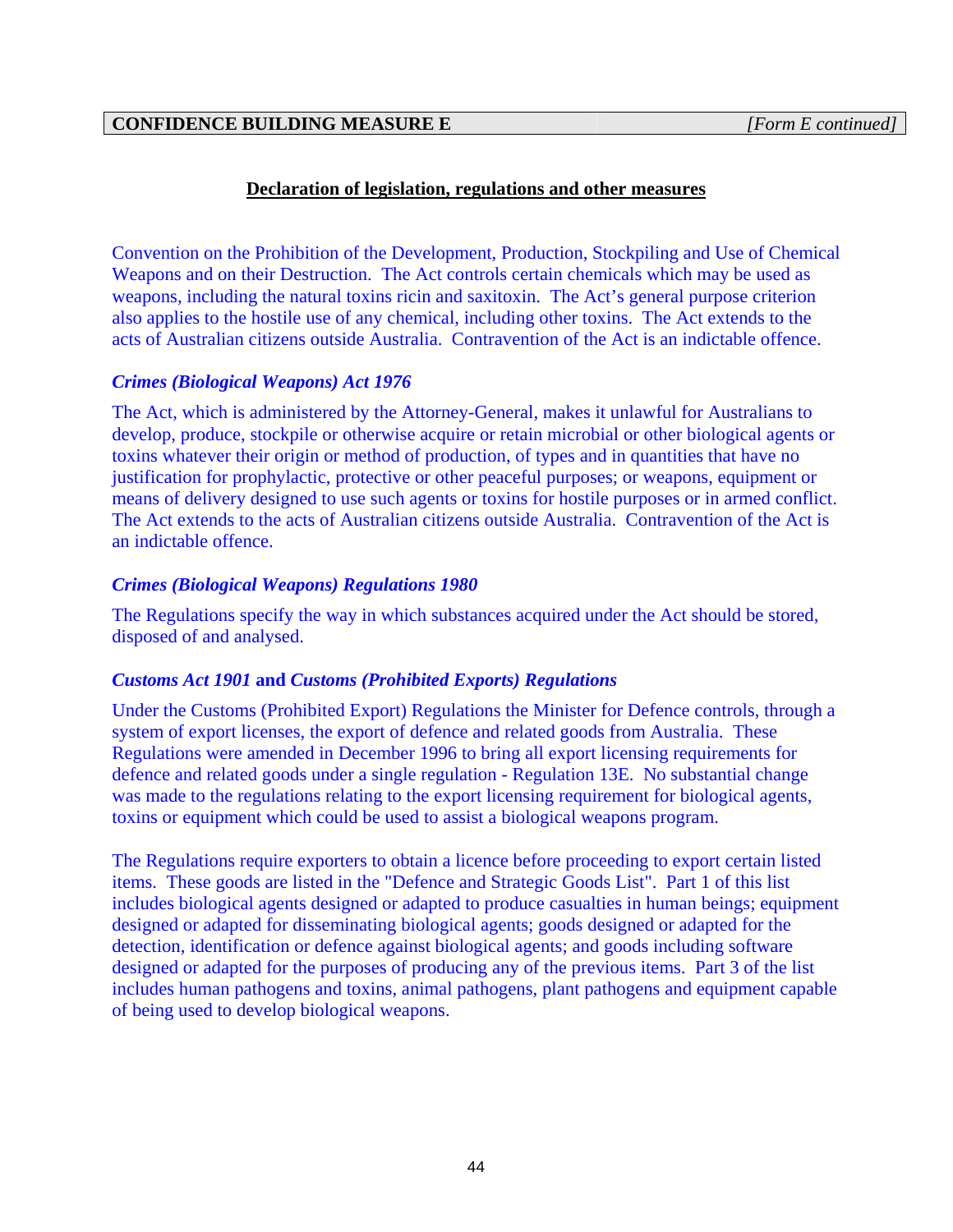**CONFIDENCE BUILDING MEASURE E** *[Form E continued]*

## Declaration of legislation, regulations and other measures

Convention on the Prohibition of the Development, Production, Stockpiling and Use of Chemical Weapons and on their Destruction. The Act controls certain chemicals which may be used as weapons, including the natural toxins ricin and saxitoxin. The Act's general purpose criterion also applies to the hostile use of any chemical, including other toxins. The Act extends to the acts of Australian citizens outside Australia. Contravention of the Act is an indictable offence.

### *Crimes (Biological Weapons) Act 1976*

The Act, which is administered by the Attorney-General, makes it unlawful for Australians to develop, produce, stockpile or otherwise acquire or retain microbial or other biological agents or toxins whatever their origin or method of production, of types and in quantities that have no justification for prophylactic, protective or other peaceful purposes; or weapons, equipment or means of delivery designed to use such agents or toxins for hostile purposes or in armed conflict. The Act extends to the acts of Australian citizens outside Australia. Contravention of the Act is an indictable offence.

### *Crimes (Biological Weapons) Regulations 1980*

The Regulations specify the way in which substances acquired under the Act should be stored, disposed of and analysed.

### *Customs Act 1901* and *Customs (Prohibited Exports) Regulations*

Under the Customs (Prohibited Export) Regulations the Minister for Defence controls, through a system of export licenses, the export of defence and related goods from Australia. These Regulations were amended in December 1996 to bring all export licensing requirements for defence and related goods under a single regulation - Regulation 13E. No substantial change was made to the regulations relating to the export licensing requirement for biological agents, toxins or equipment which could be used to assist a biological weapons program.

The Regulations require exporters to obtain a licence before proceeding to export certain listed items. These goods are listed in the "Defence and Strategic Goods List". Part 1 of this list includes biological agents designed or adapted to produce casualties in human beings; equipment designed or adapted for disseminating biological agents; goods designed or adapted for the detection, identification or defence against biological agents; and goods including software designed or adapted for the purposes of producing any of the previous items. Part 3 of the list includes human pathogens and toxins, animal pathogens, plant pathogens and equipment capable of being used to develop biological weapons.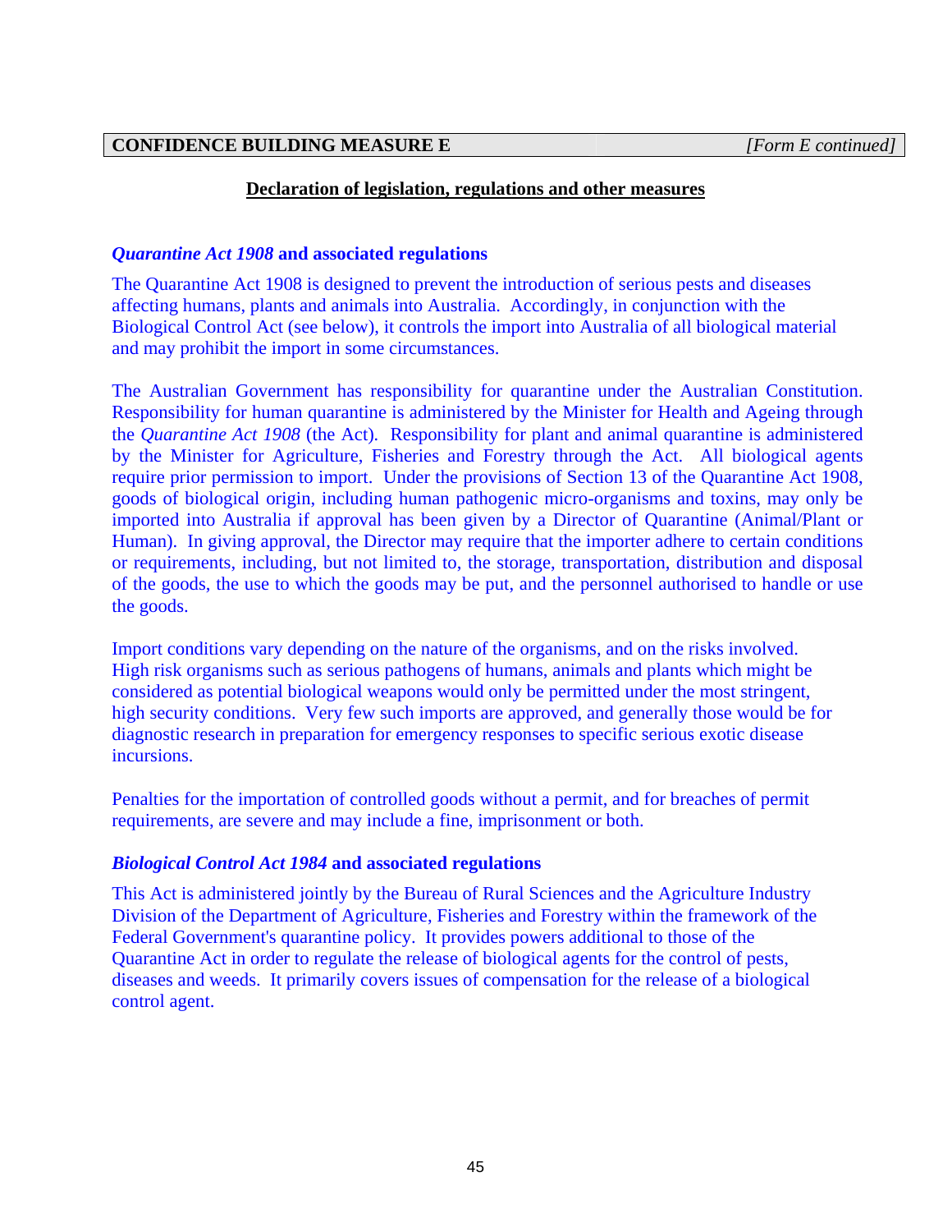**CONFIDENCE BUILDING MEASURE E** *[Form E continued]*

## Declaration of legislation, regulations and other measures

### *Quarantine Act 1908* and associated regulations

The Quarantine Act 1908 is designed to prevent the introduction of serious pests and diseases affecting humans, plants and animals into Australia. Accordingly, in conjunction with the Biological Control Act (see below), it controls the import into Australia of all biological material and may prohibit the import in some circumstances.

The Australian Government has responsibility for quarantine under the Australian Constitution. Responsibility for human quarantine is administered by the Minister for Health and Ageing through the *Quarantine Act 1908* (the Act). Responsibility for plant and animal quarantine is administered by the Minister for Agriculture, Fisheries and Forestry through the Act. All biological agents require prior permission to import. Under the provisions of Section 13 of the Quarantine Act 1908, goods of biological origin, including human pathogenic micro-organisms and toxins, may only be imported into Australia if approval has been given by a Director of Quarantine (Animal/Plant or Human). In giving approval, the Director may require that the importer adhere to certain conditions or requirements, including, but not limited to, the storage, transportation, distribution and disposal of the goods, the use to which the goods may be put, and the personnel authorised to handle or use the goods.

Import conditions vary depending on the nature of the organisms, and on the risks involved. High risk organisms such as serious pathogens of humans, animals and plants which might be considered as potential biological weapons would only be permitted under the most stringent, high security conditions. Very few such imports are approved, and generally those would be for diagnostic research in preparation for emergency responses to specific serious exotic disease incursions.

Penalties for the importation of controlled goods without a permit, and for breaches of permit requirements, are severe and may include a fine, imprisonment or both.

### *Biological Control Act 1984* and associated regulations

This Act is administered jointly by the Bureau of Rural Sciences and the Agriculture Industry Division of the Department of Agriculture, Fisheries and Forestry within the framework of the Federal Government's quarantine policy. It provides powers additional to those of the Quarantine Act in order to regulate the release of biological agents for the control of pests, diseases and weeds. It primarily covers issues of compensation for the release of a biological control agent.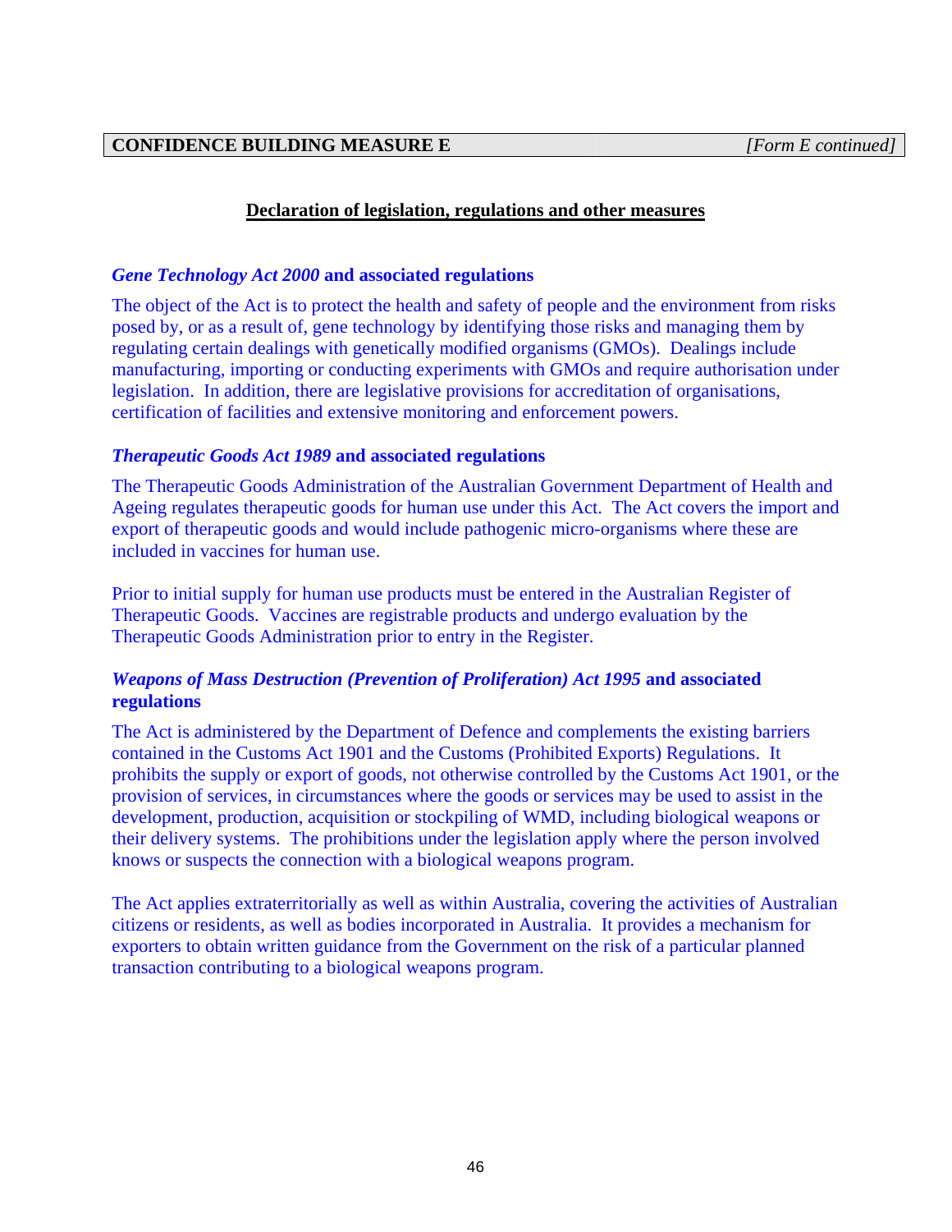| CONFIDENCE BUILDING MEASURE E | *[Form E continued]* |
|---|---|

## Declaration of legislation, regulations and other measures

### *Gene Technology Act 2000* and associated regulations

The object of the Act is to protect the health and safety of people and the environment from risks posed by, or as a result of, gene technology by identifying those risks and managing them by regulating certain dealings with genetically modified organisms (GMOs). Dealings include manufacturing, importing or conducting experiments with GMOs and require authorisation under legislation. In addition, there are legislative provisions for accreditation of organisations, certification of facilities and extensive monitoring and enforcement powers.

### *Therapeutic Goods Act 1989* and associated regulations

The Therapeutic Goods Administration of the Australian Government Department of Health and Ageing regulates therapeutic goods for human use under this Act. The Act covers the import and export of therapeutic goods and would include pathogenic micro-organisms where these are included in vaccines for human use.

Prior to initial supply for human use products must be entered in the Australian Register of Therapeutic Goods. Vaccines are registrable products and undergo evaluation by the Therapeutic Goods Administration prior to entry in the Register.

### *Weapons of Mass Destruction (Prevention of Proliferation) Act 1995* and associated regulations

The Act is administered by the Department of Defence and complements the existing barriers contained in the Customs Act 1901 and the Customs (Prohibited Exports) Regulations. It prohibits the supply or export of goods, not otherwise controlled by the Customs Act 1901, or the provision of services, in circumstances where the goods or services may be used to assist in the development, production, acquisition or stockpiling of WMD, including biological weapons or their delivery systems. The prohibitions under the legislation apply where the person involved knows or suspects the connection with a biological weapons program.

The Act applies extraterritorially as well as within Australia, covering the activities of Australian citizens or residents, as well as bodies incorporated in Australia. It provides a mechanism for exporters to obtain written guidance from the Government on the risk of a particular planned transaction contributing to a biological weapons program.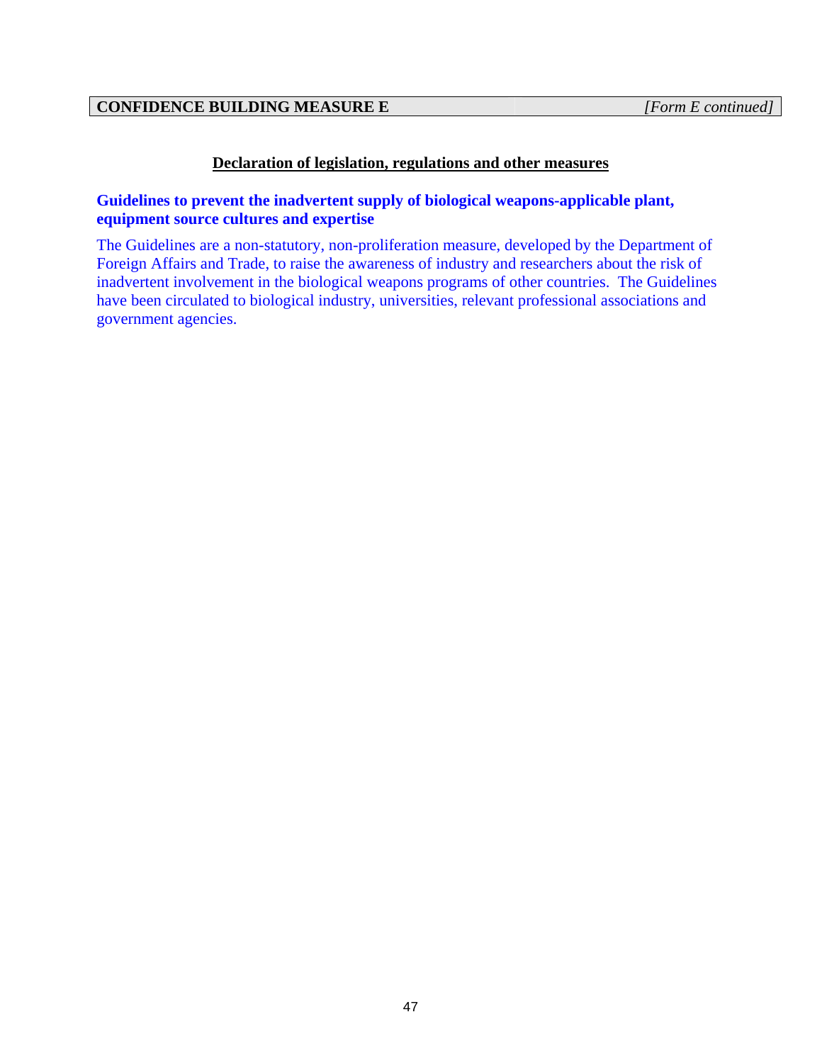**CONFIDENCE BUILDING MEASURE E** *[Form E continued]*

## Declaration of legislation, regulations and other measures

### Guidelines to prevent the inadvertent supply of biological weapons-applicable plant, equipment source cultures and expertise

The Guidelines are a non-statutory, non-proliferation measure, developed by the Department of Foreign Affairs and Trade, to raise the awareness of industry and researchers about the risk of inadvertent involvement in the biological weapons programs of other countries. The Guidelines have been circulated to biological industry, universities, relevant professional associations and government agencies.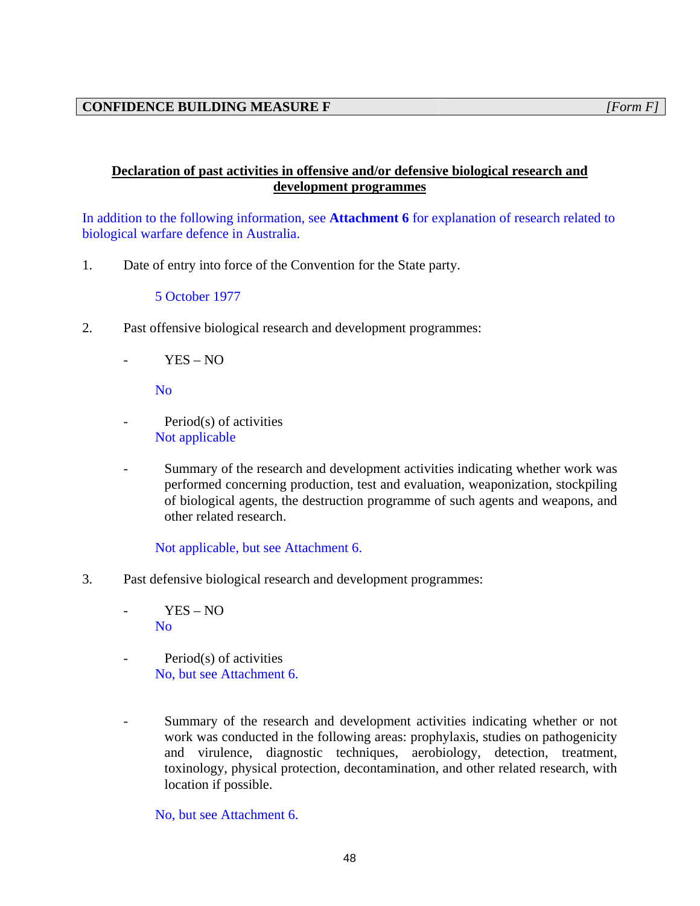| **CONFIDENCE BUILDING MEASURE F** | *[Form F]* |
| --- | --- |

**Declaration of past activities in offensive and/or defensive biological research and development programmes**

In addition to the following information, see **Attachment 6** for explanation of research related to biological warfare defence in Australia.

1. Date of entry into force of the Convention for the State party.

   5 October 1977

2. Past offensive biological research and development programmes:

   - YES – NO

     No

   - Period(s) of activities

     Not applicable

   - Summary of the research and development activities indicating whether work was performed concerning production, test and evaluation, weaponization, stockpiling of biological agents, the destruction programme of such agents and weapons, and other related research.

     Not applicable, but see Attachment 6.

3. Past defensive biological research and development programmes:

   - YES – NO

     No

   - Period(s) of activities

     No, but see Attachment 6.

   - Summary of the research and development activities indicating whether or not work was conducted in the following areas: prophylaxis, studies on pathogenicity and virulence, diagnostic techniques, aerobiology, detection, treatment, toxinology, physical protection, decontamination, and other related research, with location if possible.

     No, but see Attachment 6.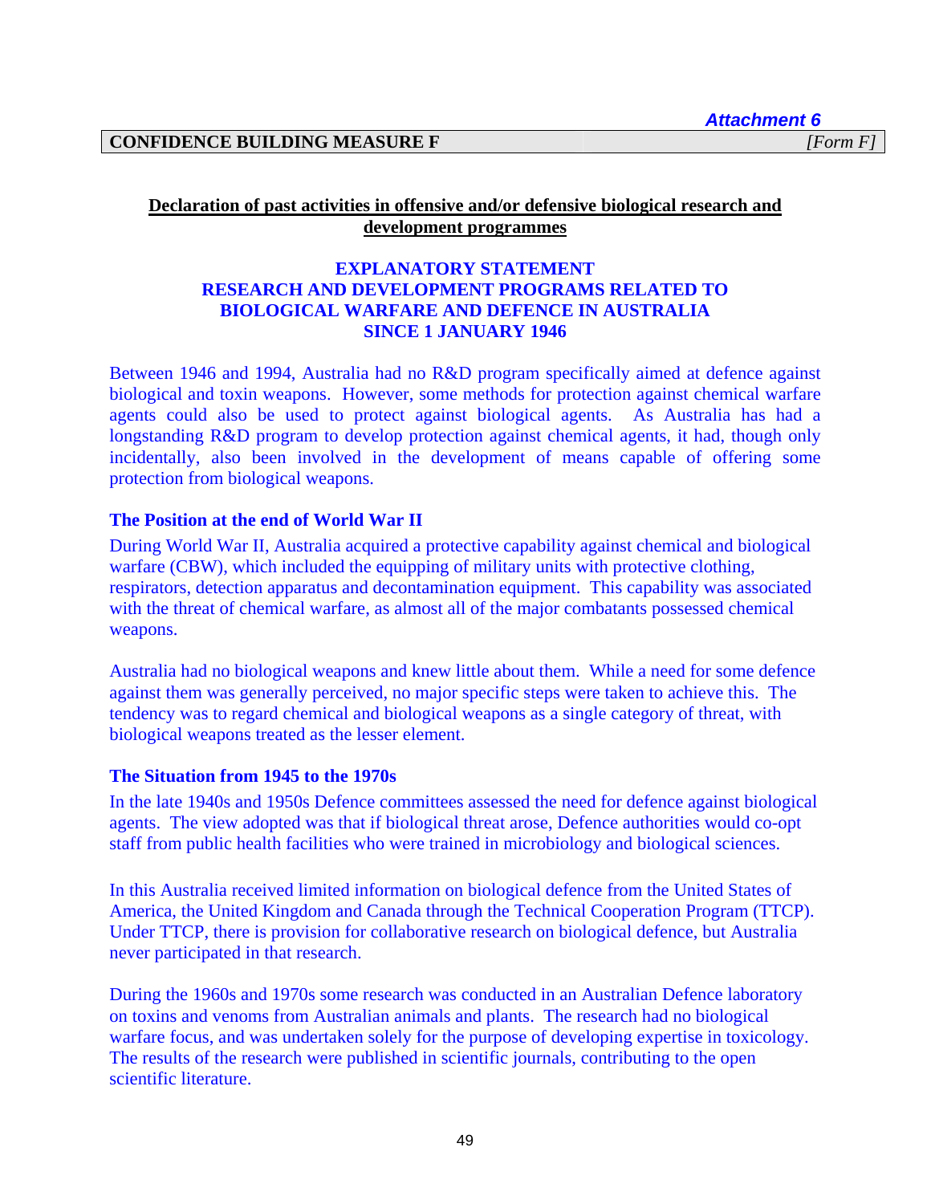*Attachment 6*

**CONFIDENCE BUILDING MEASURE F** *[Form F]*

## Declaration of past activities in offensive and/or defensive biological research and development programmes

## EXPLANATORY STATEMENT
## RESEARCH AND DEVELOPMENT PROGRAMS RELATED TO BIOLOGICAL WARFARE AND DEFENCE IN AUSTRALIA SINCE 1 JANUARY 1946

Between 1946 and 1994, Australia had no R&D program specifically aimed at defence against biological and toxin weapons. However, some methods for protection against chemical warfare agents could also be used to protect against biological agents. As Australia has had a longstanding R&D program to develop protection against chemical agents, it had, though only incidentally, also been involved in the development of means capable of offering some protection from biological weapons.

### The Position at the end of World War II

During World War II, Australia acquired a protective capability against chemical and biological warfare (CBW), which included the equipping of military units with protective clothing, respirators, detection apparatus and decontamination equipment. This capability was associated with the threat of chemical warfare, as almost all of the major combatants possessed chemical weapons.

Australia had no biological weapons and knew little about them. While a need for some defence against them was generally perceived, no major specific steps were taken to achieve this. The tendency was to regard chemical and biological weapons as a single category of threat, with biological weapons treated as the lesser element.

### The Situation from 1945 to the 1970s

In the late 1940s and 1950s Defence committees assessed the need for defence against biological agents. The view adopted was that if biological threat arose, Defence authorities would co-opt staff from public health facilities who were trained in microbiology and biological sciences.

In this Australia received limited information on biological defence from the United States of America, the United Kingdom and Canada through the Technical Cooperation Program (TTCP). Under TTCP, there is provision for collaborative research on biological defence, but Australia never participated in that research.

During the 1960s and 1970s some research was conducted in an Australian Defence laboratory on toxins and venoms from Australian animals and plants. The research had no biological warfare focus, and was undertaken solely for the purpose of developing expertise in toxicology. The results of the research were published in scientific journals, contributing to the open scientific literature.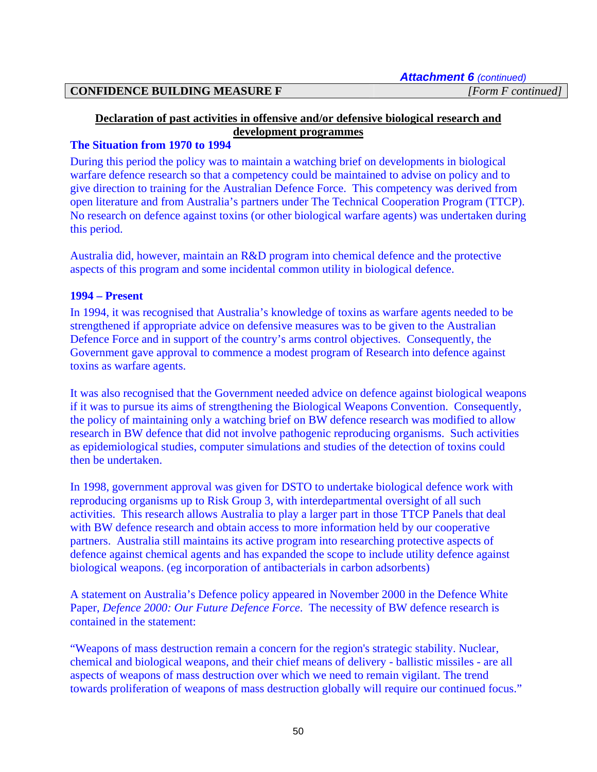*Attachment 6 (continued)*

| CONFIDENCE BUILDING MEASURE F | *[Form F continued]* |
|---|---|

**Declaration of past activities in offensive and/or defensive biological research and development programmes**

### The Situation from 1970 to 1994

During this period the policy was to maintain a watching brief on developments in biological warfare defence research so that a competency could be maintained to advise on policy and to give direction to training for the Australian Defence Force. This competency was derived from open literature and from Australia's partners under The Technical Cooperation Program (TTCP). No research on defence against toxins (or other biological warfare agents) was undertaken during this period.

Australia did, however, maintain an R&D program into chemical defence and the protective aspects of this program and some incidental common utility in biological defence.

### 1994 – Present

In 1994, it was recognised that Australia's knowledge of toxins as warfare agents needed to be strengthened if appropriate advice on defensive measures was to be given to the Australian Defence Force and in support of the country's arms control objectives. Consequently, the Government gave approval to commence a modest program of Research into defence against toxins as warfare agents.

It was also recognised that the Government needed advice on defence against biological weapons if it was to pursue its aims of strengthening the Biological Weapons Convention. Consequently, the policy of maintaining only a watching brief on BW defence research was modified to allow research in BW defence that did not involve pathogenic reproducing organisms. Such activities as epidemiological studies, computer simulations and studies of the detection of toxins could then be undertaken.

In 1998, government approval was given for DSTO to undertake biological defence work with reproducing organisms up to Risk Group 3, with interdepartmental oversight of all such activities. This research allows Australia to play a larger part in those TTCP Panels that deal with BW defence research and obtain access to more information held by our cooperative partners. Australia still maintains its active program into researching protective aspects of defence against chemical agents and has expanded the scope to include utility defence against biological weapons. (eg incorporation of antibacterials in carbon adsorbents)

A statement on Australia's Defence policy appeared in November 2000 in the Defence White Paper, *Defence 2000: Our Future Defence Force*. The necessity of BW defence research is contained in the statement:

"Weapons of mass destruction remain a concern for the region's strategic stability. Nuclear, chemical and biological weapons, and their chief means of delivery - ballistic missiles - are all aspects of weapons of mass destruction over which we need to remain vigilant. The trend towards proliferation of weapons of mass destruction globally will require our continued focus."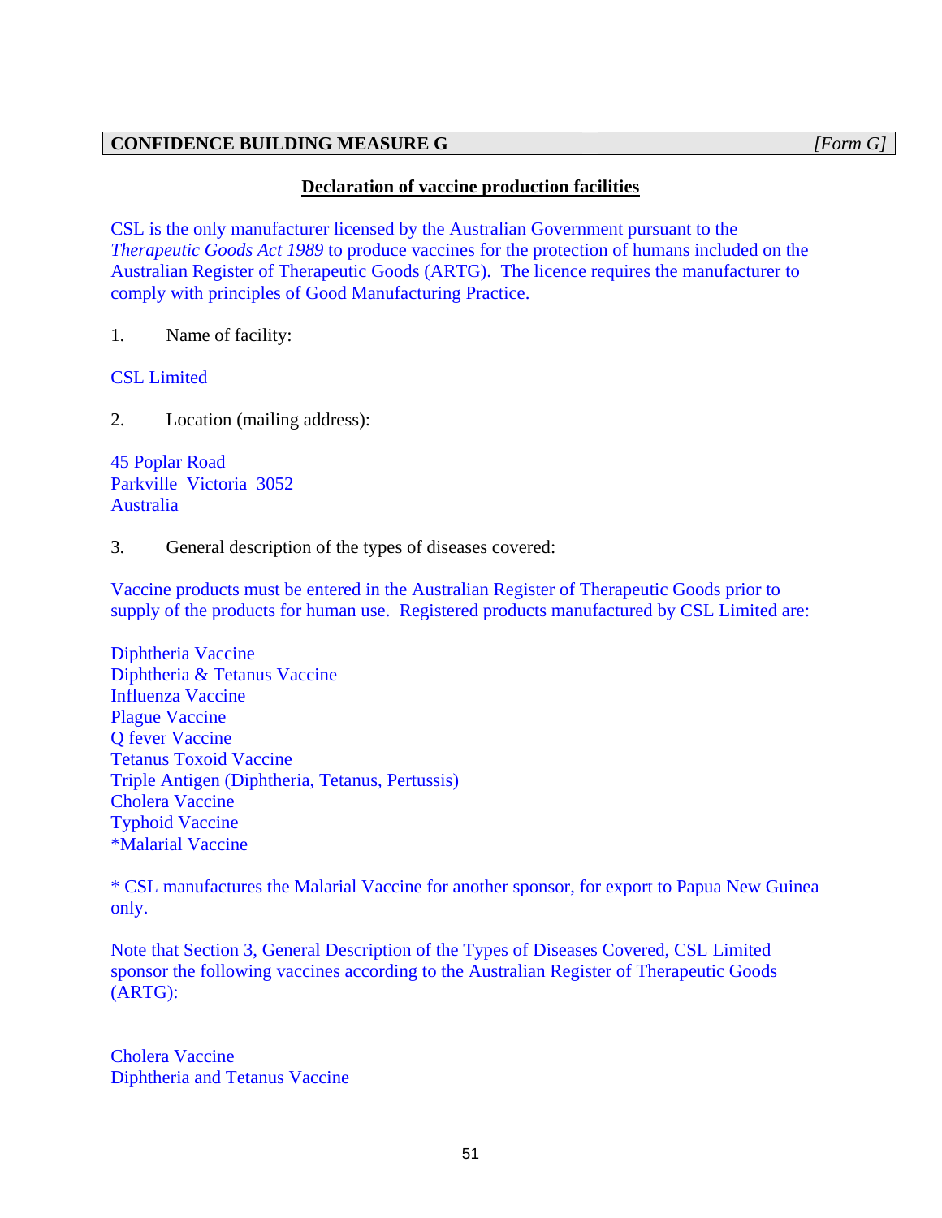| **CONFIDENCE BUILDING MEASURE G** | *[Form G]* |
| --- | --- |

**Declaration of vaccine production facilities**

CSL is the only manufacturer licensed by the Australian Government pursuant to the *Therapeutic Goods Act 1989* to produce vaccines for the protection of humans included on the Australian Register of Therapeutic Goods (ARTG). The licence requires the manufacturer to comply with principles of Good Manufacturing Practice.

1. Name of facility:

CSL Limited

2. Location (mailing address):

45 Poplar Road
Parkville Victoria 3052
Australia

3. General description of the types of diseases covered:

Vaccine products must be entered in the Australian Register of Therapeutic Goods prior to supply of the products for human use. Registered products manufactured by CSL Limited are:

Diphtheria Vaccine
Diphtheria & Tetanus Vaccine
Influenza Vaccine
Plague Vaccine
Q fever Vaccine
Tetanus Toxoid Vaccine
Triple Antigen (Diphtheria, Tetanus, Pertussis)
Cholera Vaccine
Typhoid Vaccine
*Malarial Vaccine

* CSL manufactures the Malarial Vaccine for another sponsor, for export to Papua New Guinea only.

Note that Section 3, General Description of the Types of Diseases Covered, CSL Limited sponsor the following vaccines according to the Australian Register of Therapeutic Goods (ARTG):

Cholera Vaccine
Diphtheria and Tetanus Vaccine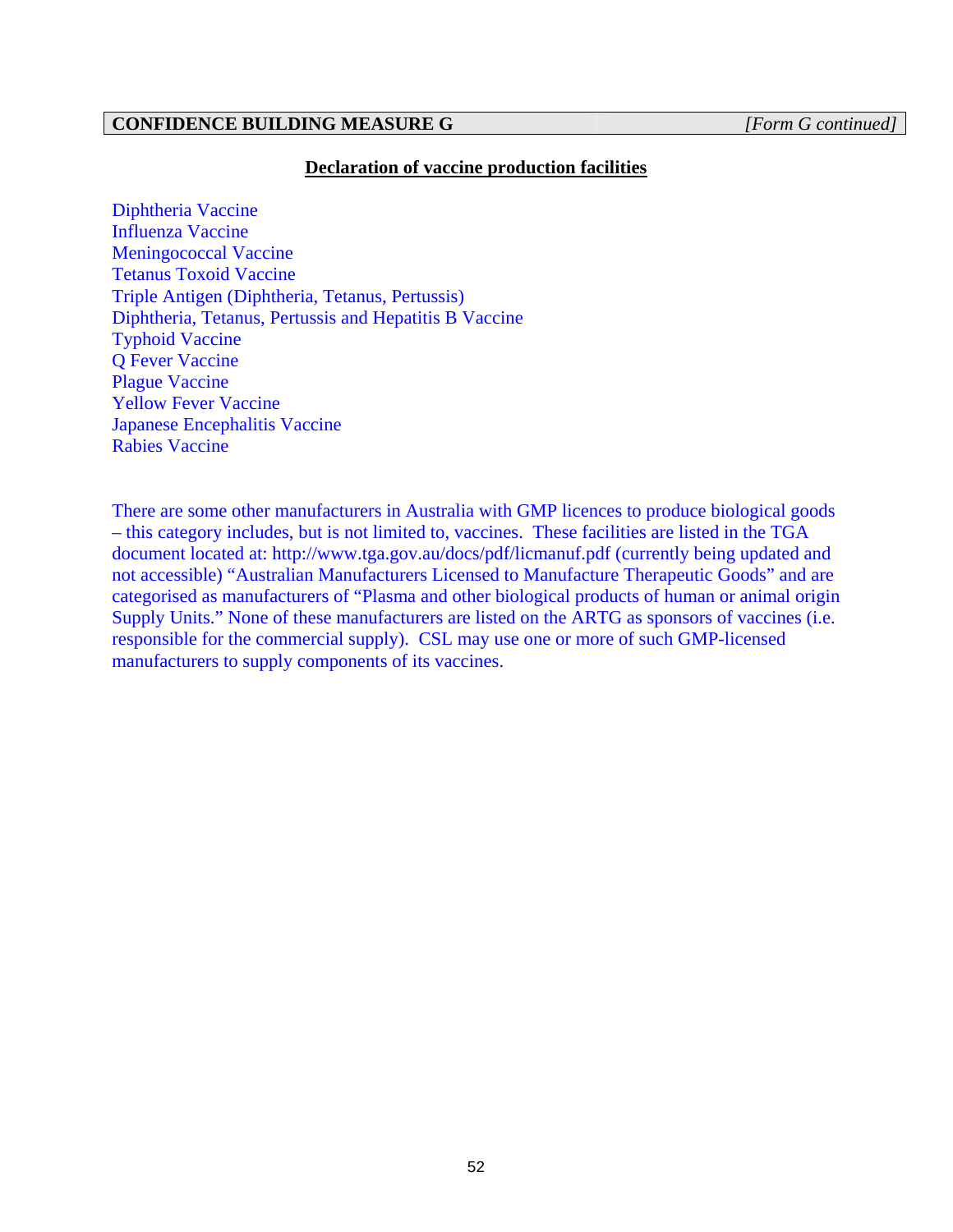**CONFIDENCE BUILDING MEASURE G** *[Form G continued]*

**Declaration of vaccine production facilities**

Diphtheria Vaccine
Influenza Vaccine
Meningococcal Vaccine
Tetanus Toxoid Vaccine
Triple Antigen (Diphtheria, Tetanus, Pertussis)
Diphtheria, Tetanus, Pertussis and Hepatitis B Vaccine
Typhoid Vaccine
Q Fever Vaccine
Plague Vaccine
Yellow Fever Vaccine
Japanese Encephalitis Vaccine
Rabies Vaccine

There are some other manufacturers in Australia with GMP licences to produce biological goods – this category includes, but is not limited to, vaccines. These facilities are listed in the TGA document located at: http://www.tga.gov.au/docs/pdf/licmanuf.pdf (currently being updated and not accessible) "Australian Manufacturers Licensed to Manufacture Therapeutic Goods" and are categorised as manufacturers of "Plasma and other biological products of human or animal origin Supply Units." None of these manufacturers are listed on the ARTG as sponsors of vaccines (i.e. responsible for the commercial supply). CSL may use one or more of such GMP-licensed manufacturers to supply components of its vaccines.